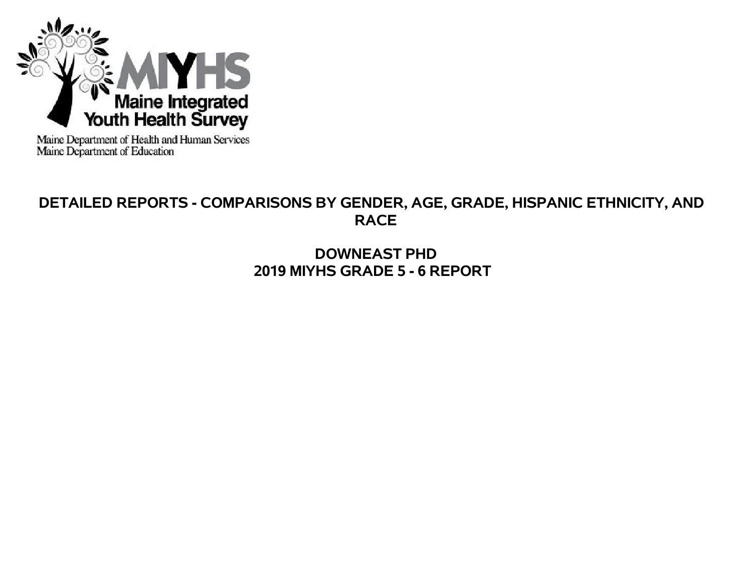MIYHS

Maine Integrated Youth Health Survey

Maine Department of Health and Human Services
Maine Department of Education

# DETAILED REPORTS - COMPARISONS BY GENDER, AGE, GRADE, HISPANIC ETHNICITY, AND RACE

## DOWNEAST PHD
## 2019 MIYHS GRADE 5 - 6 REPORT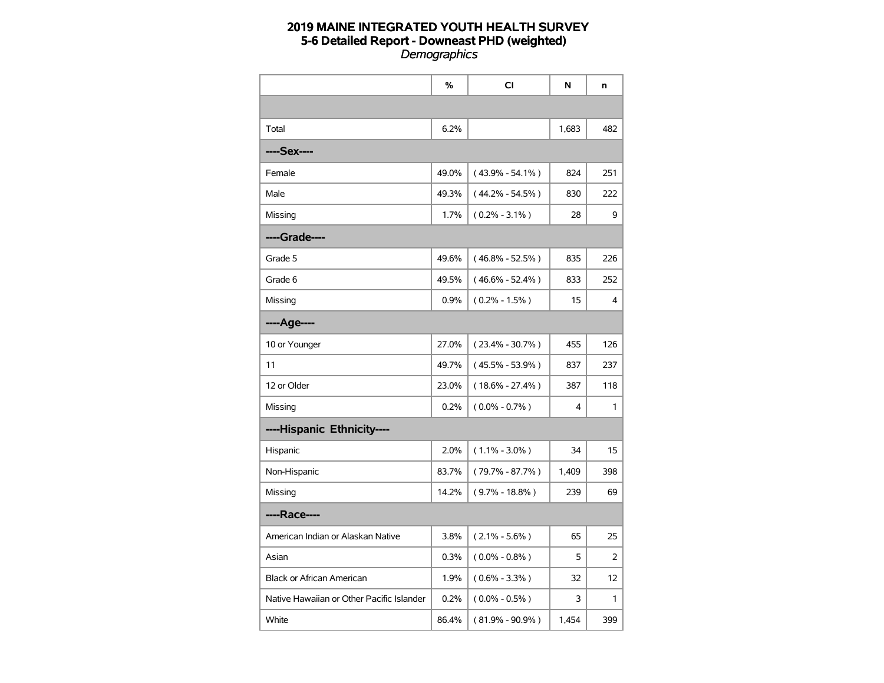# 2019 MAINE INTEGRATED YOUTH HEALTH SURVEY
## 5-6 Detailed Report - Downeast PHD (weighted)
*Demographics*

| | % | CI | N | n |
|---|---|---|---|---|
| | | | | |
| Total | 6.2% | | 1,683 | 482 |
| **----Sex----** | | | | |
| Female | 49.0% | ( 43.9% - 54.1% ) | 824 | 251 |
| Male | 49.3% | ( 44.2% - 54.5% ) | 830 | 222 |
| Missing | 1.7% | ( 0.2% - 3.1% ) | 28 | 9 |
| **----Grade----** | | | | |
| Grade 5 | 49.6% | ( 46.8% - 52.5% ) | 835 | 226 |
| Grade 6 | 49.5% | ( 46.6% - 52.4% ) | 833 | 252 |
| Missing | 0.9% | ( 0.2% - 1.5% ) | 15 | 4 |
| **----Age----** | | | | |
| 10 or Younger | 27.0% | ( 23.4% - 30.7% ) | 455 | 126 |
| 11 | 49.7% | ( 45.5% - 53.9% ) | 837 | 237 |
| 12 or Older | 23.0% | ( 18.6% - 27.4% ) | 387 | 118 |
| Missing | 0.2% | ( 0.0% - 0.7% ) | 4 | 1 |
| **----Hispanic Ethnicity----** | | | | |
| Hispanic | 2.0% | ( 1.1% - 3.0% ) | 34 | 15 |
| Non-Hispanic | 83.7% | ( 79.7% - 87.7% ) | 1,409 | 398 |
| Missing | 14.2% | ( 9.7% - 18.8% ) | 239 | 69 |
| **----Race----** | | | | |
| American Indian or Alaskan Native | 3.8% | ( 2.1% - 5.6% ) | 65 | 25 |
| Asian | 0.3% | ( 0.0% - 0.8% ) | 5 | 2 |
| Black or African American | 1.9% | ( 0.6% - 3.3% ) | 32 | 12 |
| Native Hawaiian or Other Pacific Islander | 0.2% | ( 0.0% - 0.5% ) | 3 | 1 |
| White | 86.4% | ( 81.9% - 90.9% ) | 1,454 | 399 |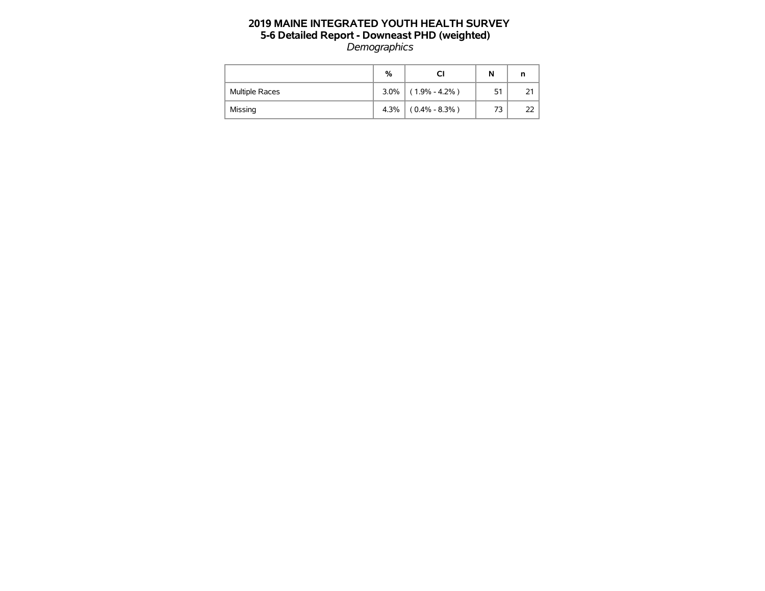# 2019 MAINE INTEGRATED YOUTH HEALTH SURVEY
## 5-6 Detailed Report - Downeast PHD (weighted)
*Demographics*

| | % | CI | N | n |
|---|---|---|---|---|
| Multiple Races | 3.0% | ( 1.9% - 4.2% ) | 51 | 21 |
| Missing | 4.3% | ( 0.4% - 8.3% ) | 73 | 22 |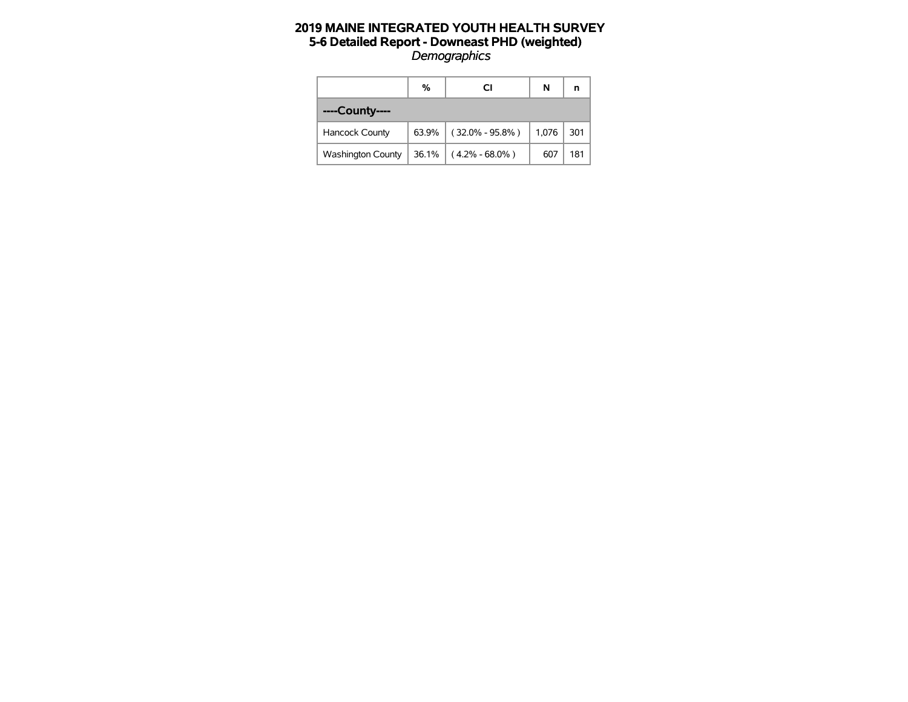# 2019 MAINE INTEGRATED YOUTH HEALTH SURVEY
## 5-6 Detailed Report - Downeast PHD (weighted)
*Demographics*

| | % | CI | N | n |
|---|---|---|---|---|
| **----County----** | | | | |
| Hancock County | 63.9% | ( 32.0% - 95.8% ) | 1,076 | 301 |
| Washington County | 36.1% | ( 4.2% - 68.0% ) | 607 | 181 |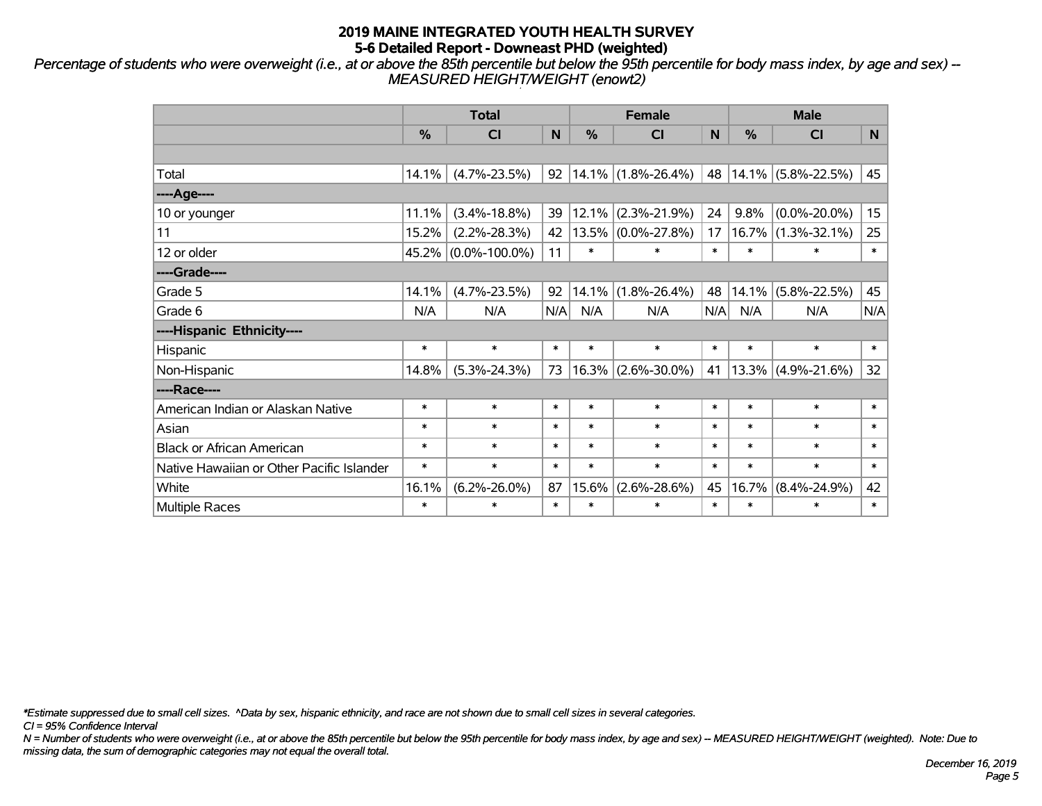# 2019 MAINE INTEGRATED YOUTH HEALTH SURVEY
## 5-6 Detailed Report - Downeast PHD (weighted)

*Percentage of students who were overweight (i.e., at or above the 85th percentile but below the 95th percentile for body mass index, by age and sex) -- MEASURED HEIGHT/WEIGHT (enowt2)*

| | Total | | | Female | | | Male | | |
|---|---|---|---|---|---|---|---|---|---|
| | % | CI | N | % | CI | N | % | CI | N |
| | | | | | | | | | |
| Total | 14.1% | (4.7%-23.5%) | 92 | 14.1% | (1.8%-26.4%) | 48 | 14.1% | (5.8%-22.5%) | 45 |
| ----Age---- | | | | | | | | | |
| 10 or younger | 11.1% | (3.4%-18.8%) | 39 | 12.1% | (2.3%-21.9%) | 24 | 9.8% | (0.0%-20.0%) | 15 |
| 11 | 15.2% | (2.2%-28.3%) | 42 | 13.5% | (0.0%-27.8%) | 17 | 16.7% | (1.3%-32.1%) | 25 |
| 12 or older | 45.2% | (0.0%-100.0%) | 11 | * | * | * | * | * | * |
| ----Grade---- | | | | | | | | | |
| Grade 5 | 14.1% | (4.7%-23.5%) | 92 | 14.1% | (1.8%-26.4%) | 48 | 14.1% | (5.8%-22.5%) | 45 |
| Grade 6 | N/A | N/A | N/A | N/A | N/A | N/A | N/A | N/A | N/A |
| ----Hispanic Ethnicity---- | | | | | | | | | |
| Hispanic | * | * | * | * | * | * | * | * | * |
| Non-Hispanic | 14.8% | (5.3%-24.3%) | 73 | 16.3% | (2.6%-30.0%) | 41 | 13.3% | (4.9%-21.6%) | 32 |
| ----Race---- | | | | | | | | | |
| American Indian or Alaskan Native | * | * | * | * | * | * | * | * | * |
| Asian | * | * | * | * | * | * | * | * | * |
| Black or African American | * | * | * | * | * | * | * | * | * |
| Native Hawaiian or Other Pacific Islander | * | * | * | * | * | * | * | * | * |
| White | 16.1% | (6.2%-26.0%) | 87 | 15.6% | (2.6%-28.6%) | 45 | 16.7% | (8.4%-24.9%) | 42 |
| Multiple Races | * | * | * | * | * | * | * | * | * |

*\*Estimate suppressed due to small cell sizes. ^Data by sex, hispanic ethnicity, and race are not shown due to small cell sizes in several categories.*

*CI = 95% Confidence Interval*

*N = Number of students who were overweight (i.e., at or above the 85th percentile but below the 95th percentile for body mass index, by age and sex) -- MEASURED HEIGHT/WEIGHT (weighted). Note: Due to missing data, the sum of demographic categories may not equal the overall total.*

*December 16, 2019*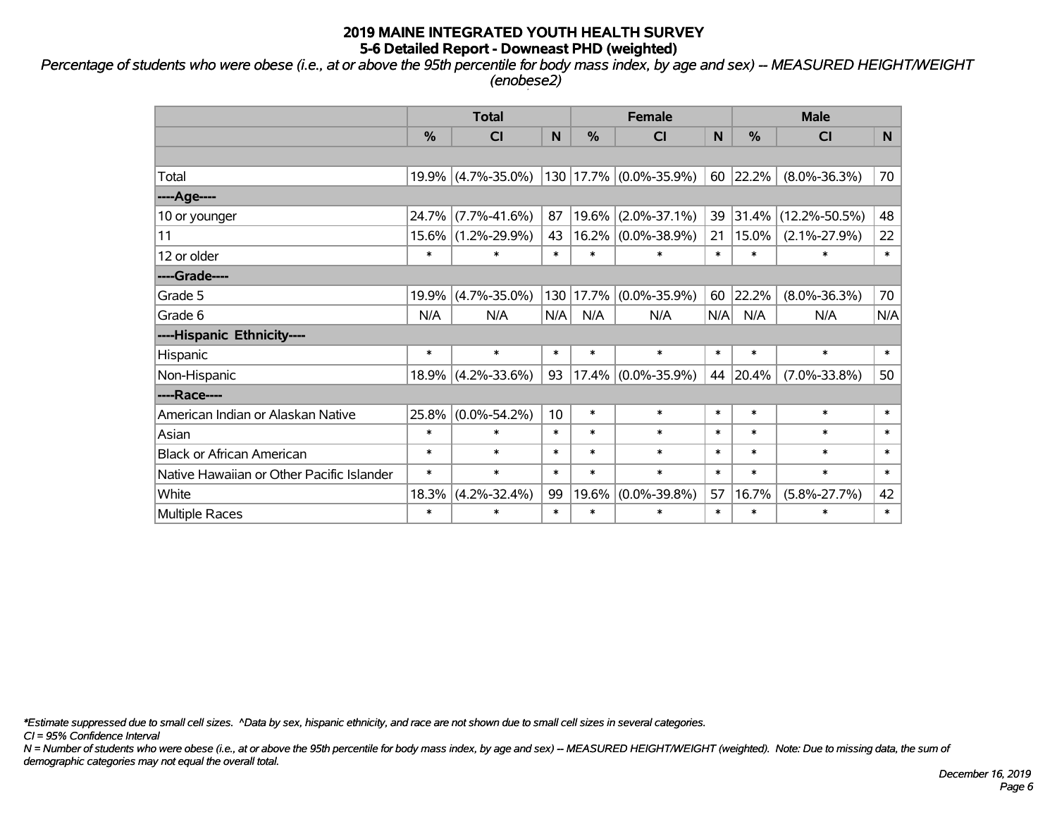# 2019 MAINE INTEGRATED YOUTH HEALTH SURVEY
## 5-6 Detailed Report - Downeast PHD (weighted)

*Percentage of students who were obese (i.e., at or above the 95th percentile for body mass index, by age and sex) -- MEASURED HEIGHT/WEIGHT (enobese2)*

| | Total | | | Female | | | Male | | |
|---|---|---|---|---|---|---|---|---|---|
| | % | CI | N | % | CI | N | % | CI | N |
| | | | | | | | | | |
| Total | 19.9% | (4.7%-35.0%) | 130 | 17.7% | (0.0%-35.9%) | 60 | 22.2% | (8.0%-36.3%) | 70 |
| ----Age---- | | | | | | | | | |
| 10 or younger | 24.7% | (7.7%-41.6%) | 87 | 19.6% | (2.0%-37.1%) | 39 | 31.4% | (12.2%-50.5%) | 48 |
| 11 | 15.6% | (1.2%-29.9%) | 43 | 16.2% | (0.0%-38.9%) | 21 | 15.0% | (2.1%-27.9%) | 22 |
| 12 or older | * | * | * | * | * | * | * | * | * |
| ----Grade---- | | | | | | | | | |
| Grade 5 | 19.9% | (4.7%-35.0%) | 130 | 17.7% | (0.0%-35.9%) | 60 | 22.2% | (8.0%-36.3%) | 70 |
| Grade 6 | N/A | N/A | N/A | N/A | N/A | N/A | N/A | N/A | N/A |
| ----Hispanic Ethnicity---- | | | | | | | | | |
| Hispanic | * | * | * | * | * | * | * | * | * |
| Non-Hispanic | 18.9% | (4.2%-33.6%) | 93 | 17.4% | (0.0%-35.9%) | 44 | 20.4% | (7.0%-33.8%) | 50 |
| ----Race---- | | | | | | | | | |
| American Indian or Alaskan Native | 25.8% | (0.0%-54.2%) | 10 | * | * | * | * | * | * |
| Asian | * | * | * | * | * | * | * | * | * |
| Black or African American | * | * | * | * | * | * | * | * | * |
| Native Hawaiian or Other Pacific Islander | * | * | * | * | * | * | * | * | * |
| White | 18.3% | (4.2%-32.4%) | 99 | 19.6% | (0.0%-39.8%) | 57 | 16.7% | (5.8%-27.7%) | 42 |
| Multiple Races | * | * | * | * | * | * | * | * | * |

*\*Estimate suppressed due to small cell sizes. ^Data by sex, hispanic ethnicity, and race are not shown due to small cell sizes in several categories.*

*CI = 95% Confidence Interval*

*N = Number of students who were obese (i.e., at or above the 95th percentile for body mass index, by age and sex) -- MEASURED HEIGHT/WEIGHT (weighted). Note: Due to missing data, the sum of demographic categories may not equal the overall total.*

*December 16, 2019*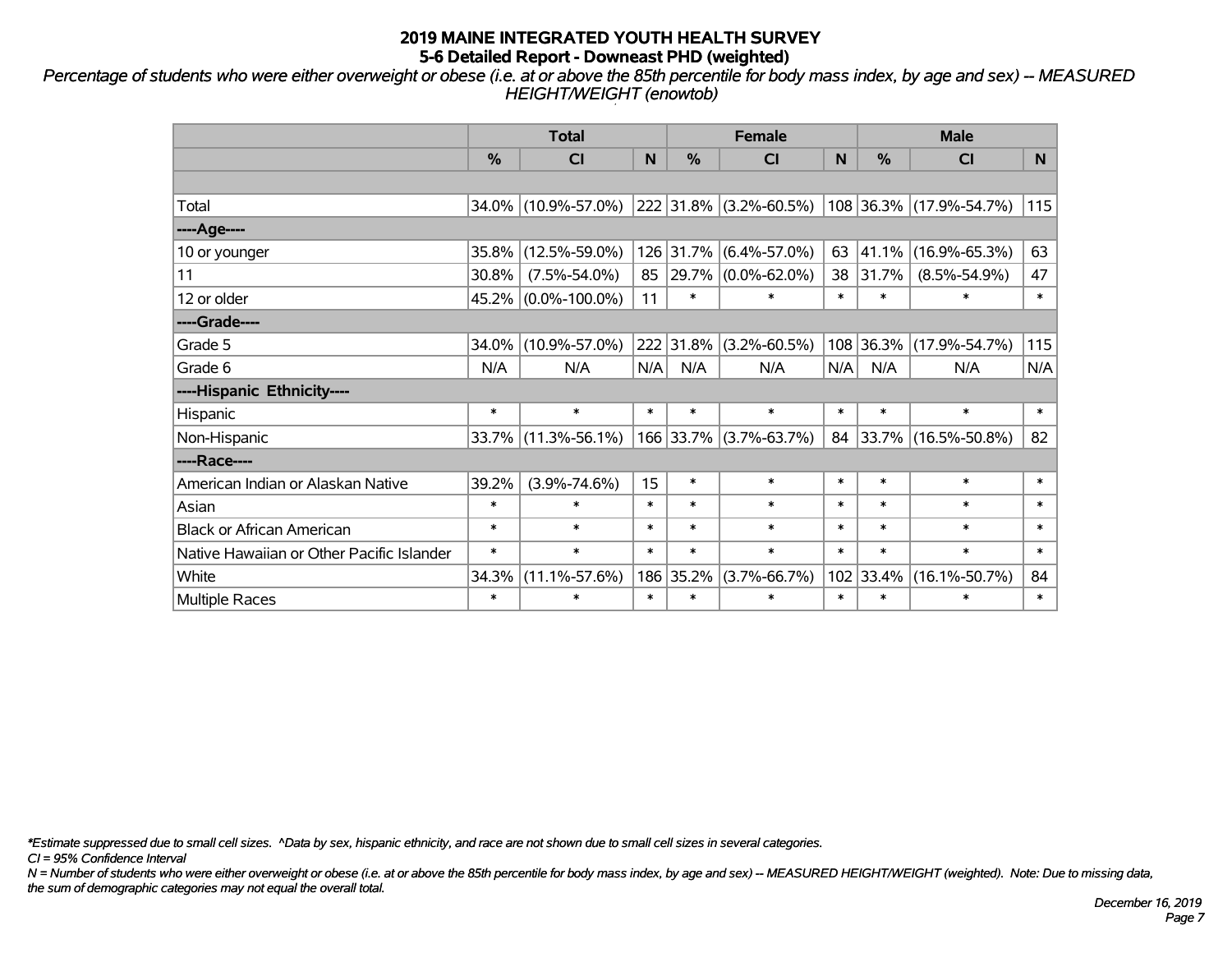# 2019 MAINE INTEGRATED YOUTH HEALTH SURVEY
## 5-6 Detailed Report - Downeast PHD (weighted)

*Percentage of students who were either overweight or obese (i.e. at or above the 85th percentile for body mass index, by age and sex) -- MEASURED HEIGHT/WEIGHT (enowtob)*

| | Total | | | Female | | | Male | | |
|---|---|---|---|---|---|---|---|---|---|
| | % | CI | N | % | CI | N | % | CI | N |
| | | | | | | | | | |
| Total | 34.0% | (10.9%-57.0%) | 222 | 31.8% | (3.2%-60.5%) | 108 | 36.3% | (17.9%-54.7%) | 115 |
| ----Age---- | | | | | | | | | |
| 10 or younger | 35.8% | (12.5%-59.0%) | 126 | 31.7% | (6.4%-57.0%) | 63 | 41.1% | (16.9%-65.3%) | 63 |
| 11 | 30.8% | (7.5%-54.0%) | 85 | 29.7% | (0.0%-62.0%) | 38 | 31.7% | (8.5%-54.9%) | 47 |
| 12 or older | 45.2% | (0.0%-100.0%) | 11 | * | * | * | * | * | * |
| ----Grade---- | | | | | | | | | |
| Grade 5 | 34.0% | (10.9%-57.0%) | 222 | 31.8% | (3.2%-60.5%) | 108 | 36.3% | (17.9%-54.7%) | 115 |
| Grade 6 | N/A | N/A | N/A | N/A | N/A | N/A | N/A | N/A | N/A |
| ----Hispanic Ethnicity---- | | | | | | | | | |
| Hispanic | * | * | * | * | * | * | * | * | * |
| Non-Hispanic | 33.7% | (11.3%-56.1%) | 166 | 33.7% | (3.7%-63.7%) | 84 | 33.7% | (16.5%-50.8%) | 82 |
| ----Race---- | | | | | | | | | |
| American Indian or Alaskan Native | 39.2% | (3.9%-74.6%) | 15 | * | * | * | * | * | * |
| Asian | * | * | * | * | * | * | * | * | * |
| Black or African American | * | * | * | * | * | * | * | * | * |
| Native Hawaiian or Other Pacific Islander | * | * | * | * | * | * | * | * | * |
| White | 34.3% | (11.1%-57.6%) | 186 | 35.2% | (3.7%-66.7%) | 102 | 33.4% | (16.1%-50.7%) | 84 |
| Multiple Races | * | * | * | * | * | * | * | * | * |

*\*Estimate suppressed due to small cell sizes. ^Data by sex, hispanic ethnicity, and race are not shown due to small cell sizes in several categories.*

*CI = 95% Confidence Interval*

*N = Number of students who were either overweight or obese (i.e. at or above the 85th percentile for body mass index, by age and sex) -- MEASURED HEIGHT/WEIGHT (weighted). Note: Due to missing data, the sum of demographic categories may not equal the overall total.*

*December 16, 2019*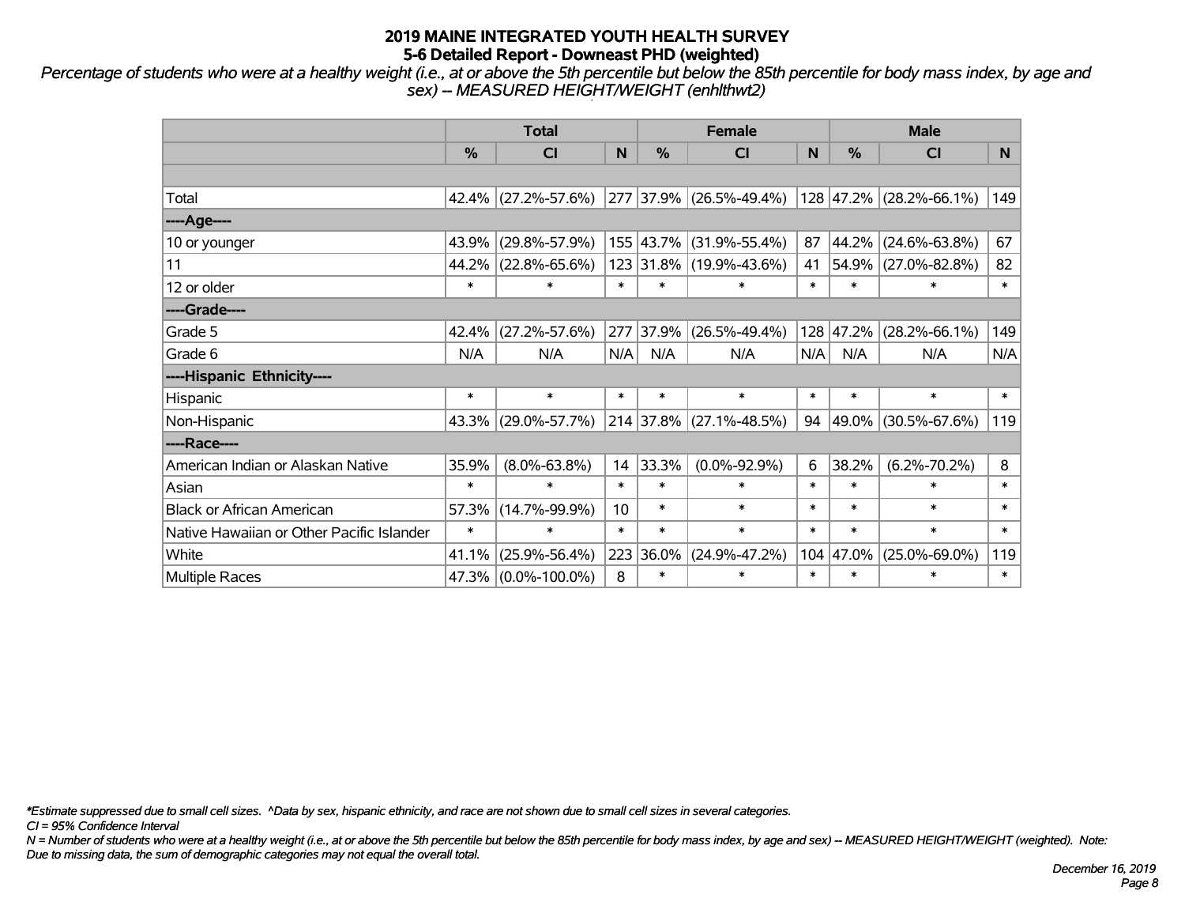# 2019 MAINE INTEGRATED YOUTH HEALTH SURVEY
## 5-6 Detailed Report - Downeast PHD (weighted)

*Percentage of students who were at a healthy weight (i.e., at or above the 5th percentile but below the 85th percentile for body mass index, by age and sex) -- MEASURED HEIGHT/WEIGHT (enhlthwt2)*

| | Total | | | Female | | | Male | | |
|---|---|---|---|---|---|---|---|---|---|
| | % | CI | N | % | CI | N | % | CI | N |
| | | | | | | | | | |
| Total | 42.4% | (27.2%-57.6%) | 277 | 37.9% | (26.5%-49.4%) | 128 | 47.2% | (28.2%-66.1%) | 149 |
| ----Age---- | | | | | | | | | |
| 10 or younger | 43.9% | (29.8%-57.9%) | 155 | 43.7% | (31.9%-55.4%) | 87 | 44.2% | (24.6%-63.8%) | 67 |
| 11 | 44.2% | (22.8%-65.6%) | 123 | 31.8% | (19.9%-43.6%) | 41 | 54.9% | (27.0%-82.8%) | 82 |
| 12 or older | * | * | * | * | * | * | * | * | * |
| ----Grade---- | | | | | | | | | |
| Grade 5 | 42.4% | (27.2%-57.6%) | 277 | 37.9% | (26.5%-49.4%) | 128 | 47.2% | (28.2%-66.1%) | 149 |
| Grade 6 | N/A | N/A | N/A | N/A | N/A | N/A | N/A | N/A | N/A |
| ----Hispanic Ethnicity---- | | | | | | | | | |
| Hispanic | * | * | * | * | * | * | * | * | * |
| Non-Hispanic | 43.3% | (29.0%-57.7%) | 214 | 37.8% | (27.1%-48.5%) | 94 | 49.0% | (30.5%-67.6%) | 119 |
| ----Race---- | | | | | | | | | |
| American Indian or Alaskan Native | 35.9% | (8.0%-63.8%) | 14 | 33.3% | (0.0%-92.9%) | 6 | 38.2% | (6.2%-70.2%) | 8 |
| Asian | * | * | * | * | * | * | * | * | * |
| Black or African American | 57.3% | (14.7%-99.9%) | 10 | * | * | * | * | * | * |
| Native Hawaiian or Other Pacific Islander | * | * | * | * | * | * | * | * | * |
| White | 41.1% | (25.9%-56.4%) | 223 | 36.0% | (24.9%-47.2%) | 104 | 47.0% | (25.0%-69.0%) | 119 |
| Multiple Races | 47.3% | (0.0%-100.0%) | 8 | * | * | * | * | * | * |

*\*Estimate suppressed due to small cell sizes. ^Data by sex, hispanic ethnicity, and race are not shown due to small cell sizes in several categories.*

*CI = 95% Confidence Interval*

*N = Number of students who were at a healthy weight (i.e., at or above the 5th percentile but below the 85th percentile for body mass index, by age and sex) -- MEASURED HEIGHT/WEIGHT (weighted). Note: Due to missing data, the sum of demographic categories may not equal the overall total.*

*December 16, 2019*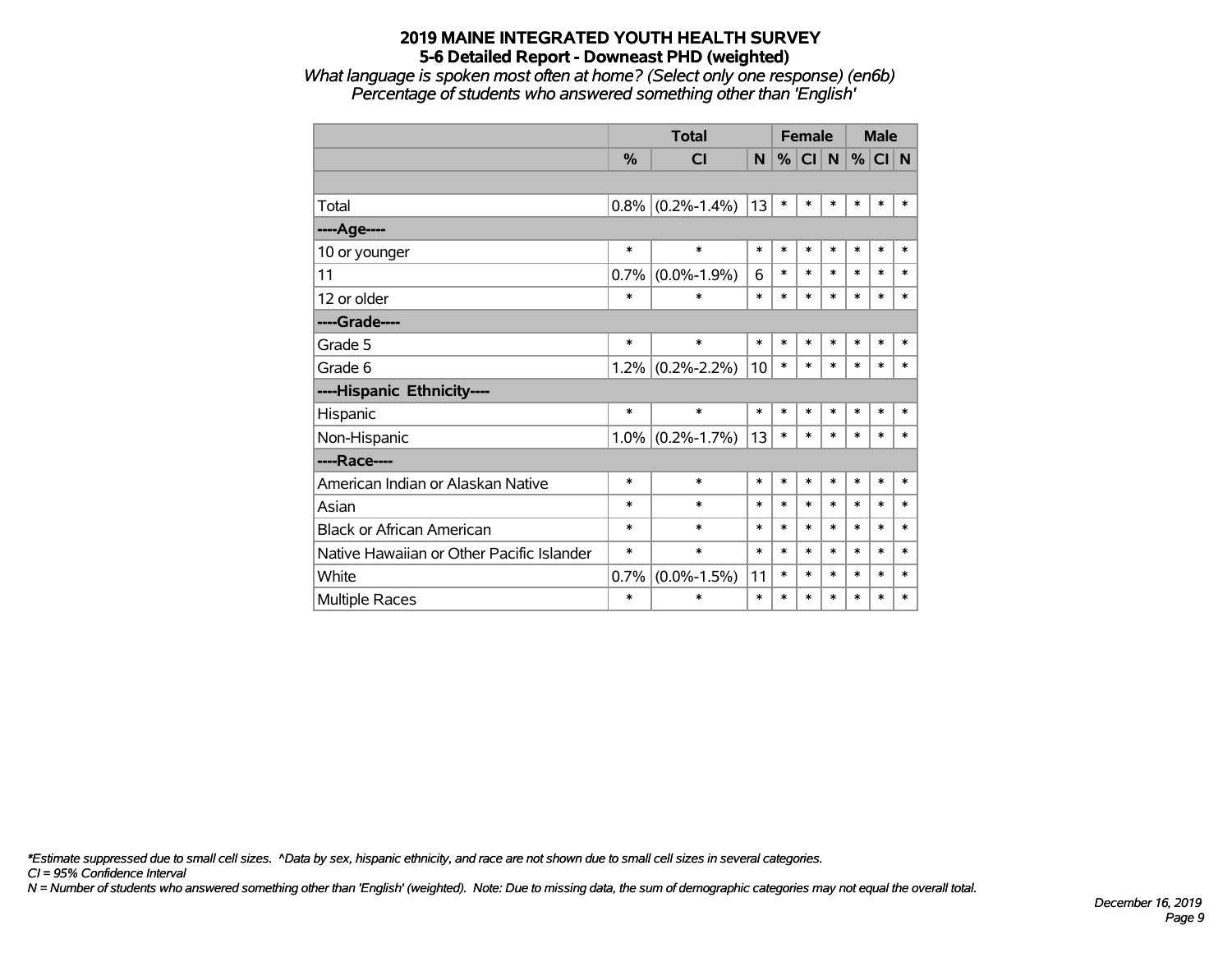# 2019 MAINE INTEGRATED YOUTH HEALTH SURVEY
## 5-6 Detailed Report - Downeast PHD (weighted)

*What language is spoken most often at home? (Select only one response) (en6b)*
*Percentage of students who answered something other than 'English'*

| | Total | | | Female | | | Male | | |
|---|---|---|---|---|---|---|---|---|---|
| | % | CI | N | % | CI | N | % | CI | N |
| | | | | | | | | | |
| Total | 0.8% | (0.2%-1.4%) | 13 | * | * | * | * | * | * |
| ----Age---- | | | | | | | | | |
| 10 or younger | * | * | * | * | * | * | * | * | * |
| 11 | 0.7% | (0.0%-1.9%) | 6 | * | * | * | * | * | * |
| 12 or older | * | * | * | * | * | * | * | * | * |
| ----Grade---- | | | | | | | | | |
| Grade 5 | * | * | * | * | * | * | * | * | * |
| Grade 6 | 1.2% | (0.2%-2.2%) | 10 | * | * | * | * | * | * |
| ----Hispanic Ethnicity---- | | | | | | | | | |
| Hispanic | * | * | * | * | * | * | * | * | * |
| Non-Hispanic | 1.0% | (0.2%-1.7%) | 13 | * | * | * | * | * | * |
| ----Race---- | | | | | | | | | |
| American Indian or Alaskan Native | * | * | * | * | * | * | * | * | * |
| Asian | * | * | * | * | * | * | * | * | * |
| Black or African American | * | * | * | * | * | * | * | * | * |
| Native Hawaiian or Other Pacific Islander | * | * | * | * | * | * | * | * | * |
| White | 0.7% | (0.0%-1.5%) | 11 | * | * | * | * | * | * |
| Multiple Races | * | * | * | * | * | * | * | * | * |

*\*Estimate suppressed due to small cell sizes. ^Data by sex, hispanic ethnicity, and race are not shown due to small cell sizes in several categories.*
*CI = 95% Confidence Interval*
*N = Number of students who answered something other than 'English' (weighted). Note: Due to missing data, the sum of demographic categories may not equal the overall total.*

*December 16, 2019*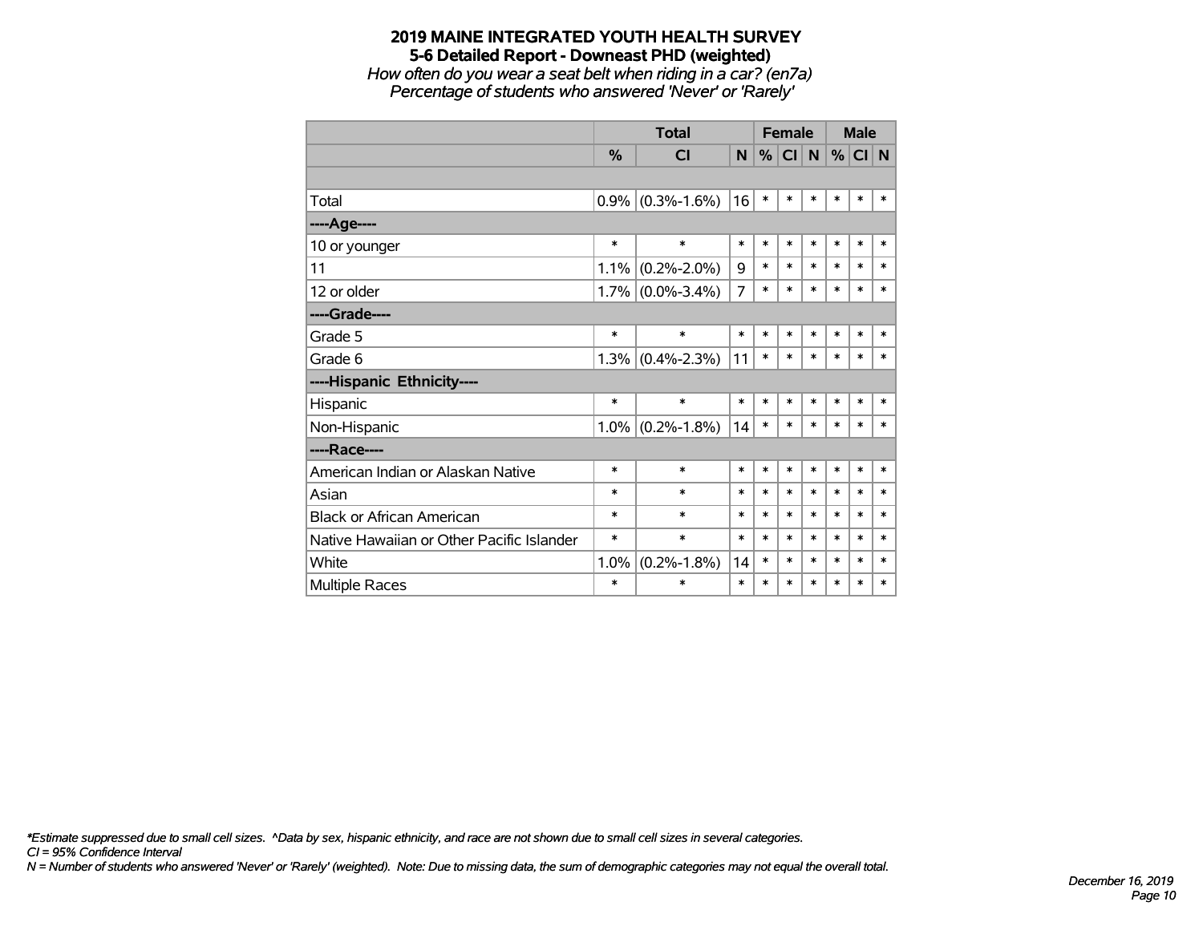# 2019 MAINE INTEGRATED YOUTH HEALTH SURVEY

## 5-6 Detailed Report - Downeast PHD (weighted)

*How often do you wear a seat belt when riding in a car? (en7a)*

*Percentage of students who answered 'Never' or 'Rarely'*

| | Total | | | Female | | | Male | | |
|---|---|---|---|---|---|---|---|---|---|
| | % | CI | N | % | CI | N | % | CI | N |
| | | | | | | | | | |
| Total | 0.9% | (0.3%-1.6%) | 16 | * | * | * | * | * | * |
| ----Age---- | | | | | | | | | |
| 10 or younger | * | * | * | * | * | * | * | * | * |
| 11 | 1.1% | (0.2%-2.0%) | 9 | * | * | * | * | * | * |
| 12 or older | 1.7% | (0.0%-3.4%) | 7 | * | * | * | * | * | * |
| ----Grade---- | | | | | | | | | |
| Grade 5 | * | * | * | * | * | * | * | * | * |
| Grade 6 | 1.3% | (0.4%-2.3%) | 11 | * | * | * | * | * | * |
| ----Hispanic Ethnicity---- | | | | | | | | | |
| Hispanic | * | * | * | * | * | * | * | * | * |
| Non-Hispanic | 1.0% | (0.2%-1.8%) | 14 | * | * | * | * | * | * |
| ----Race---- | | | | | | | | | |
| American Indian or Alaskan Native | * | * | * | * | * | * | * | * | * |
| Asian | * | * | * | * | * | * | * | * | * |
| Black or African American | * | * | * | * | * | * | * | * | * |
| Native Hawaiian or Other Pacific Islander | * | * | * | * | * | * | * | * | * |
| White | 1.0% | (0.2%-1.8%) | 14 | * | * | * | * | * | * |
| Multiple Races | * | * | * | * | * | * | * | * | * |

*\*Estimate suppressed due to small cell sizes. ^Data by sex, hispanic ethnicity, and race are not shown due to small cell sizes in several categories.*

*CI = 95% Confidence Interval*

*N = Number of students who answered 'Never' or 'Rarely' (weighted). Note: Due to missing data, the sum of demographic categories may not equal the overall total.*

*December 16, 2019*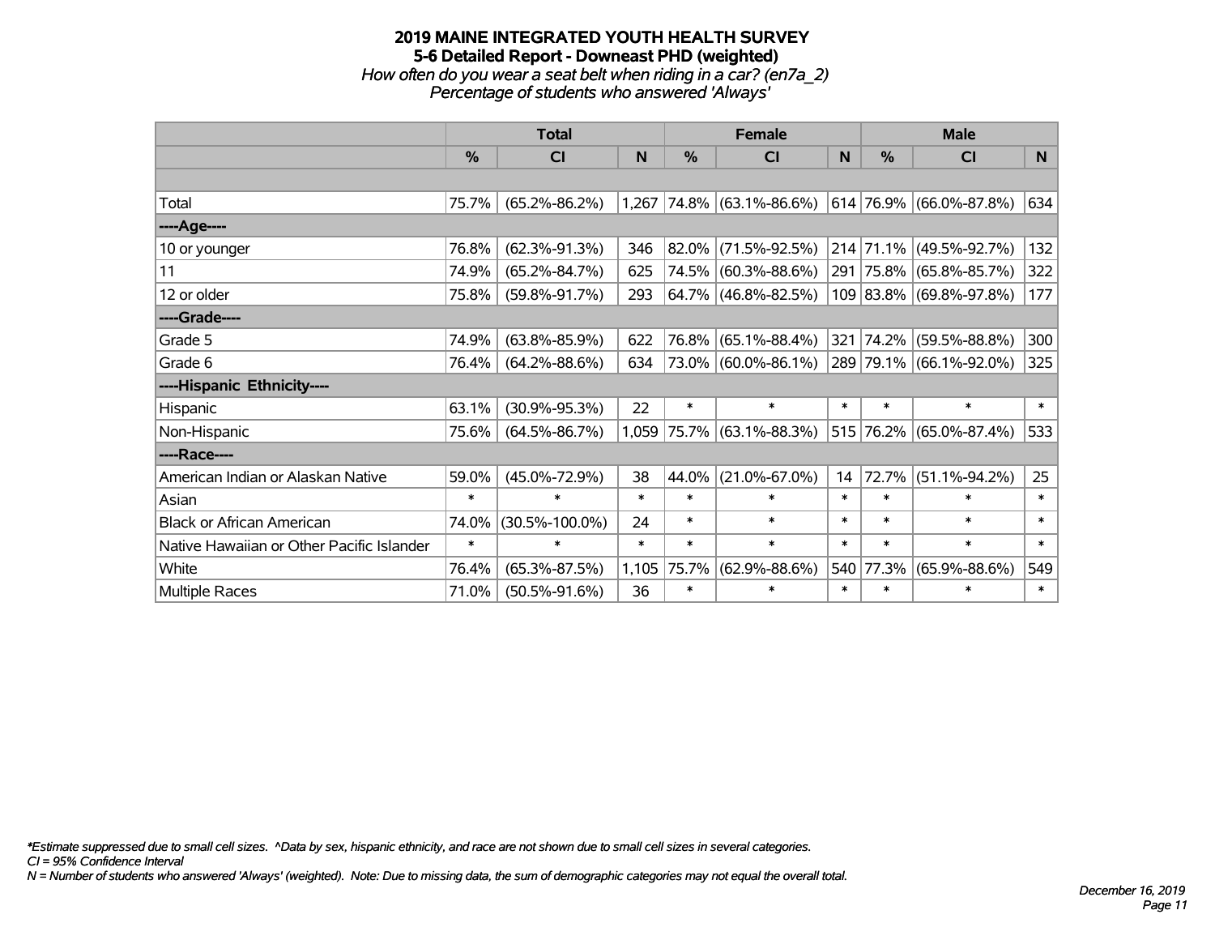# 2019 MAINE INTEGRATED YOUTH HEALTH SURVEY
## 5-6 Detailed Report - Downeast PHD (weighted)
*How often do you wear a seat belt when riding in a car? (en7a_2)*
*Percentage of students who answered 'Always'*

| | Total | | | Female | | | Male | | |
|---|---|---|---|---|---|---|---|---|---|
| | % | CI | N | % | CI | N | % | CI | N |
| | | | | | | | | | |
| Total | 75.7% | (65.2%-86.2%) | 1,267 | 74.8% | (63.1%-86.6%) | 614 | 76.9% | (66.0%-87.8%) | 634 |
| ----Age---- | | | | | | | | | |
| 10 or younger | 76.8% | (62.3%-91.3%) | 346 | 82.0% | (71.5%-92.5%) | 214 | 71.1% | (49.5%-92.7%) | 132 |
| 11 | 74.9% | (65.2%-84.7%) | 625 | 74.5% | (60.3%-88.6%) | 291 | 75.8% | (65.8%-85.7%) | 322 |
| 12 or older | 75.8% | (59.8%-91.7%) | 293 | 64.7% | (46.8%-82.5%) | 109 | 83.8% | (69.8%-97.8%) | 177 |
| ----Grade---- | | | | | | | | | |
| Grade 5 | 74.9% | (63.8%-85.9%) | 622 | 76.8% | (65.1%-88.4%) | 321 | 74.2% | (59.5%-88.8%) | 300 |
| Grade 6 | 76.4% | (64.2%-88.6%) | 634 | 73.0% | (60.0%-86.1%) | 289 | 79.1% | (66.1%-92.0%) | 325 |
| ----Hispanic Ethnicity---- | | | | | | | | | |
| Hispanic | 63.1% | (30.9%-95.3%) | 22 | * | * | * | * | * | * |
| Non-Hispanic | 75.6% | (64.5%-86.7%) | 1,059 | 75.7% | (63.1%-88.3%) | 515 | 76.2% | (65.0%-87.4%) | 533 |
| ----Race---- | | | | | | | | | |
| American Indian or Alaskan Native | 59.0% | (45.0%-72.9%) | 38 | 44.0% | (21.0%-67.0%) | 14 | 72.7% | (51.1%-94.2%) | 25 |
| Asian | * | * | * | * | * | * | * | * | * |
| Black or African American | 74.0% | (30.5%-100.0%) | 24 | * | * | * | * | * | * |
| Native Hawaiian or Other Pacific Islander | * | * | * | * | * | * | * | * | * |
| White | 76.4% | (65.3%-87.5%) | 1,105 | 75.7% | (62.9%-88.6%) | 540 | 77.3% | (65.9%-88.6%) | 549 |
| Multiple Races | 71.0% | (50.5%-91.6%) | 36 | * | * | * | * | * | * |

*\*Estimate suppressed due to small cell sizes. ^Data by sex, hispanic ethnicity, and race are not shown due to small cell sizes in several categories.*
*CI = 95% Confidence Interval*
*N = Number of students who answered 'Always' (weighted). Note: Due to missing data, the sum of demographic categories may not equal the overall total.*

*December 16, 2019*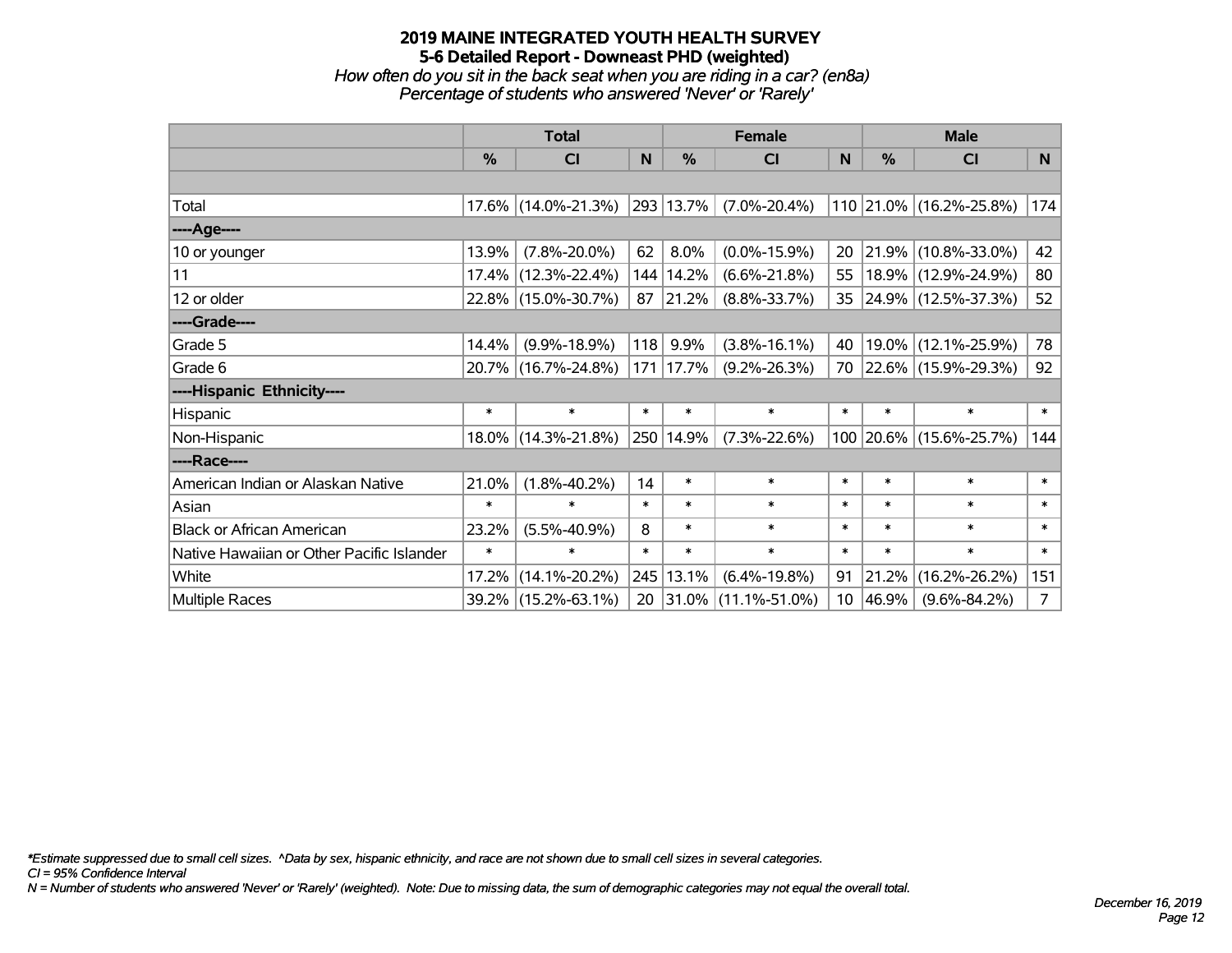# 2019 MAINE INTEGRATED YOUTH HEALTH SURVEY

## 5-6 Detailed Report - Downeast PHD (weighted)

*How often do you sit in the back seat when you are riding in a car? (en8a)*
*Percentage of students who answered 'Never' or 'Rarely'*

| | Total | | | Female | | | Male | | |
|---|---|---|---|---|---|---|---|---|---|
| | % | CI | N | % | CI | N | % | CI | N |
| | | | | | | | | | |
| Total | 17.6% | (14.0%-21.3%) | 293 | 13.7% | (7.0%-20.4%) | 110 | 21.0% | (16.2%-25.8%) | 174 |
| ----Age---- | | | | | | | | | |
| 10 or younger | 13.9% | (7.8%-20.0%) | 62 | 8.0% | (0.0%-15.9%) | 20 | 21.9% | (10.8%-33.0%) | 42 |
| 11 | 17.4% | (12.3%-22.4%) | 144 | 14.2% | (6.6%-21.8%) | 55 | 18.9% | (12.9%-24.9%) | 80 |
| 12 or older | 22.8% | (15.0%-30.7%) | 87 | 21.2% | (8.8%-33.7%) | 35 | 24.9% | (12.5%-37.3%) | 52 |
| ----Grade---- | | | | | | | | | |
| Grade 5 | 14.4% | (9.9%-18.9%) | 118 | 9.9% | (3.8%-16.1%) | 40 | 19.0% | (12.1%-25.9%) | 78 |
| Grade 6 | 20.7% | (16.7%-24.8%) | 171 | 17.7% | (9.2%-26.3%) | 70 | 22.6% | (15.9%-29.3%) | 92 |
| ----Hispanic Ethnicity---- | | | | | | | | | |
| Hispanic | * | * | * | * | * | * | * | * | * |
| Non-Hispanic | 18.0% | (14.3%-21.8%) | 250 | 14.9% | (7.3%-22.6%) | 100 | 20.6% | (15.6%-25.7%) | 144 |
| ----Race---- | | | | | | | | | |
| American Indian or Alaskan Native | 21.0% | (1.8%-40.2%) | 14 | * | * | * | * | * | * |
| Asian | * | * | * | * | * | * | * | * | * |
| Black or African American | 23.2% | (5.5%-40.9%) | 8 | * | * | * | * | * | * |
| Native Hawaiian or Other Pacific Islander | * | * | * | * | * | * | * | * | * |
| White | 17.2% | (14.1%-20.2%) | 245 | 13.1% | (6.4%-19.8%) | 91 | 21.2% | (16.2%-26.2%) | 151 |
| Multiple Races | 39.2% | (15.2%-63.1%) | 20 | 31.0% | (11.1%-51.0%) | 10 | 46.9% | (9.6%-84.2%) | 7 |

*\*Estimate suppressed due to small cell sizes. ^Data by sex, hispanic ethnicity, and race are not shown due to small cell sizes in several categories.*
*CI = 95% Confidence Interval*
*N = Number of students who answered 'Never' or 'Rarely' (weighted). Note: Due to missing data, the sum of demographic categories may not equal the overall total.*

*December 16, 2019*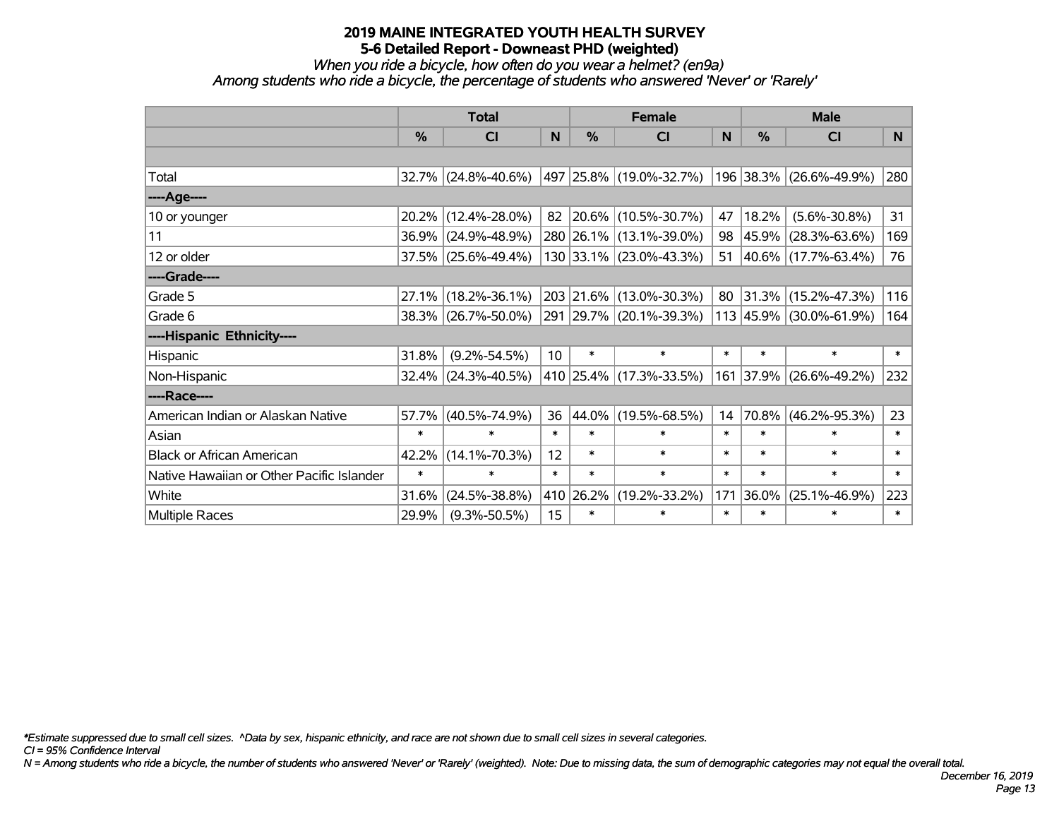# 2019 MAINE INTEGRATED YOUTH HEALTH SURVEY
## 5-6 Detailed Report - Downeast PHD (weighted)
### *When you ride a bicycle, how often do you wear a helmet? (en9a)*
### *Among students who ride a bicycle, the percentage of students who answered 'Never' or 'Rarely'*

| | Total | | | Female | | | Male | | |
|---|---|---|---|---|---|---|---|---|---|
| | % | CI | N | % | CI | N | % | CI | N |
| Total | 32.7% | (24.8%-40.6%) | 497 | 25.8% | (19.0%-32.7%) | 196 | 38.3% | (26.6%-49.9%) | 280 |
| ----Age---- | | | | | | | | | |
| 10 or younger | 20.2% | (12.4%-28.0%) | 82 | 20.6% | (10.5%-30.7%) | 47 | 18.2% | (5.6%-30.8%) | 31 |
| 11 | 36.9% | (24.9%-48.9%) | 280 | 26.1% | (13.1%-39.0%) | 98 | 45.9% | (28.3%-63.6%) | 169 |
| 12 or older | 37.5% | (25.6%-49.4%) | 130 | 33.1% | (23.0%-43.3%) | 51 | 40.6% | (17.7%-63.4%) | 76 |
| ----Grade---- | | | | | | | | | |
| Grade 5 | 27.1% | (18.2%-36.1%) | 203 | 21.6% | (13.0%-30.3%) | 80 | 31.3% | (15.2%-47.3%) | 116 |
| Grade 6 | 38.3% | (26.7%-50.0%) | 291 | 29.7% | (20.1%-39.3%) | 113 | 45.9% | (30.0%-61.9%) | 164 |
| ----Hispanic Ethnicity---- | | | | | | | | | |
| Hispanic | 31.8% | (9.2%-54.5%) | 10 | * | * | * | * | * | * |
| Non-Hispanic | 32.4% | (24.3%-40.5%) | 410 | 25.4% | (17.3%-33.5%) | 161 | 37.9% | (26.6%-49.2%) | 232 |
| ----Race---- | | | | | | | | | |
| American Indian or Alaskan Native | 57.7% | (40.5%-74.9%) | 36 | 44.0% | (19.5%-68.5%) | 14 | 70.8% | (46.2%-95.3%) | 23 |
| Asian | * | * | * | * | * | * | * | * | * |
| Black or African American | 42.2% | (14.1%-70.3%) | 12 | * | * | * | * | * | * |
| Native Hawaiian or Other Pacific Islander | * | * | * | * | * | * | * | * | * |
| White | 31.6% | (24.5%-38.8%) | 410 | 26.2% | (19.2%-33.2%) | 171 | 36.0% | (25.1%-46.9%) | 223 |
| Multiple Races | 29.9% | (9.3%-50.5%) | 15 | * | * | * | * | * | * |

*\*Estimate suppressed due to small cell sizes. ^Data by sex, hispanic ethnicity, and race are not shown due to small cell sizes in several categories.*

*CI = 95% Confidence Interval*

*N = Among students who ride a bicycle, the number of students who answered 'Never' or 'Rarely' (weighted). Note: Due to missing data, the sum of demographic categories may not equal the overall total.*

*December 16, 2019*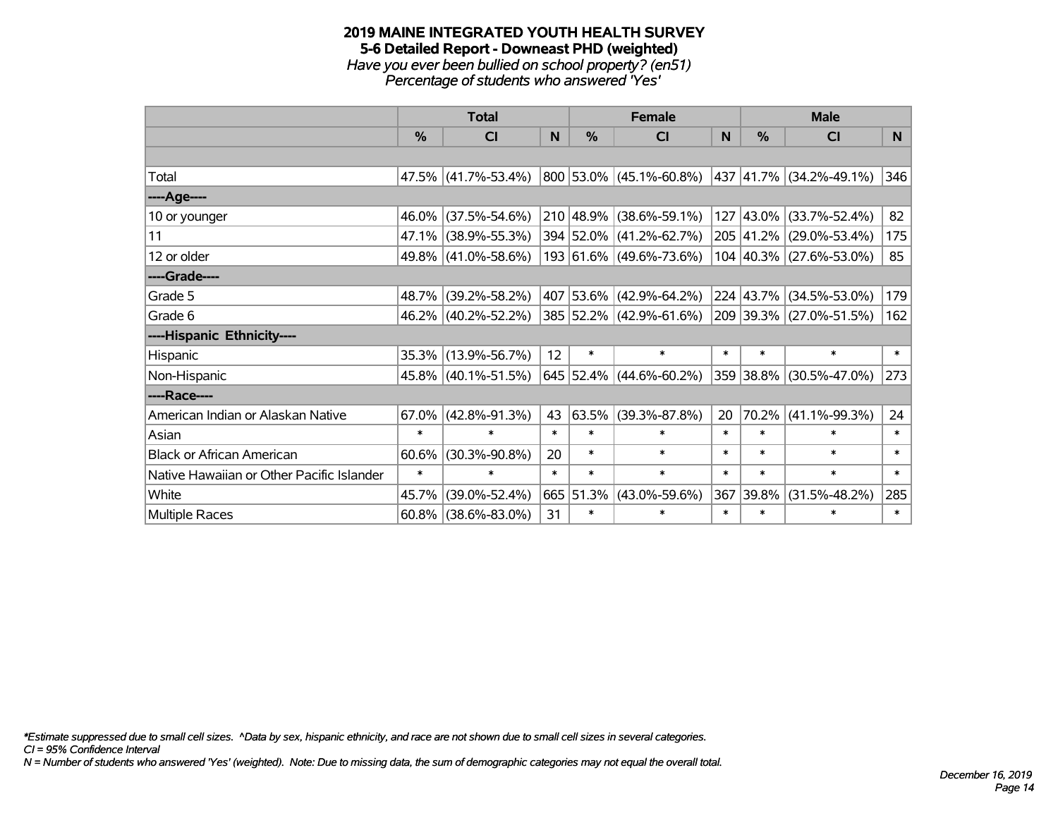# 2019 MAINE INTEGRATED YOUTH HEALTH SURVEY
## 5-6 Detailed Report - Downeast PHD (weighted)
*Have you ever been bullied on school property? (en51)*
*Percentage of students who answered 'Yes'*

| | Total | | | Female | | | Male | | |
|---|---|---|---|---|---|---|---|---|---|
| | % | CI | N | % | CI | N | % | CI | N |
| Total | 47.5% | (41.7%-53.4%) | 800 | 53.0% | (45.1%-60.8%) | 437 | 41.7% | (34.2%-49.1%) | 346 |
| ----Age---- | | | | | | | | | |
| 10 or younger | 46.0% | (37.5%-54.6%) | 210 | 48.9% | (38.6%-59.1%) | 127 | 43.0% | (33.7%-52.4%) | 82 |
| 11 | 47.1% | (38.9%-55.3%) | 394 | 52.0% | (41.2%-62.7%) | 205 | 41.2% | (29.0%-53.4%) | 175 |
| 12 or older | 49.8% | (41.0%-58.6%) | 193 | 61.6% | (49.6%-73.6%) | 104 | 40.3% | (27.6%-53.0%) | 85 |
| ----Grade---- | | | | | | | | | |
| Grade 5 | 48.7% | (39.2%-58.2%) | 407 | 53.6% | (42.9%-64.2%) | 224 | 43.7% | (34.5%-53.0%) | 179 |
| Grade 6 | 46.2% | (40.2%-52.2%) | 385 | 52.2% | (42.9%-61.6%) | 209 | 39.3% | (27.0%-51.5%) | 162 |
| ----Hispanic Ethnicity---- | | | | | | | | | |
| Hispanic | 35.3% | (13.9%-56.7%) | 12 | * | * | * | * | * | * |
| Non-Hispanic | 45.8% | (40.1%-51.5%) | 645 | 52.4% | (44.6%-60.2%) | 359 | 38.8% | (30.5%-47.0%) | 273 |
| ----Race---- | | | | | | | | | |
| American Indian or Alaskan Native | 67.0% | (42.8%-91.3%) | 43 | 63.5% | (39.3%-87.8%) | 20 | 70.2% | (41.1%-99.3%) | 24 |
| Asian | * | * | * | * | * | * | * | * | * |
| Black or African American | 60.6% | (30.3%-90.8%) | 20 | * | * | * | * | * | * |
| Native Hawaiian or Other Pacific Islander | * | * | * | * | * | * | * | * | * |
| White | 45.7% | (39.0%-52.4%) | 665 | 51.3% | (43.0%-59.6%) | 367 | 39.8% | (31.5%-48.2%) | 285 |
| Multiple Races | 60.8% | (38.6%-83.0%) | 31 | * | * | * | * | * | * |

*\*Estimate suppressed due to small cell sizes. ^Data by sex, hispanic ethnicity, and race are not shown due to small cell sizes in several categories.*
*CI = 95% Confidence Interval*
*N = Number of students who answered 'Yes' (weighted). Note: Due to missing data, the sum of demographic categories may not equal the overall total.*

*December 16, 2019*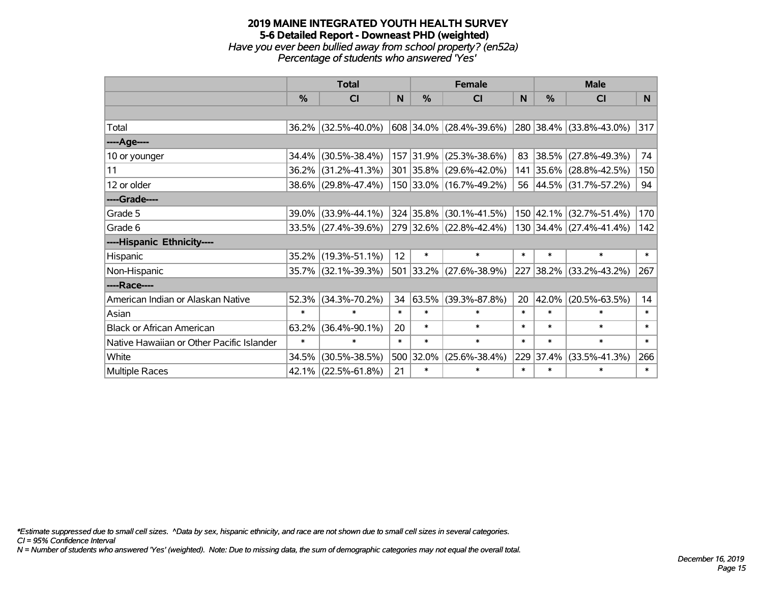# 2019 MAINE INTEGRATED YOUTH HEALTH SURVEY

## 5-6 Detailed Report - Downeast PHD (weighted)

*Have you ever been bullied away from school property? (en52a)*

*Percentage of students who answered 'Yes'*

| | Total | | | Female | | | Male | | |
|---|---|---|---|---|---|---|---|---|---|
| | % | CI | N | % | CI | N | % | CI | N |
| | | | | | | | | | |
| Total | 36.2% | (32.5%-40.0%) | 608 | 34.0% | (28.4%-39.6%) | 280 | 38.4% | (33.8%-43.0%) | 317 |
| ----Age---- | | | | | | | | | |
| 10 or younger | 34.4% | (30.5%-38.4%) | 157 | 31.9% | (25.3%-38.6%) | 83 | 38.5% | (27.8%-49.3%) | 74 |
| 11 | 36.2% | (31.2%-41.3%) | 301 | 35.8% | (29.6%-42.0%) | 141 | 35.6% | (28.8%-42.5%) | 150 |
| 12 or older | 38.6% | (29.8%-47.4%) | 150 | 33.0% | (16.7%-49.2%) | 56 | 44.5% | (31.7%-57.2%) | 94 |
| ----Grade---- | | | | | | | | | |
| Grade 5 | 39.0% | (33.9%-44.1%) | 324 | 35.8% | (30.1%-41.5%) | 150 | 42.1% | (32.7%-51.4%) | 170 |
| Grade 6 | 33.5% | (27.4%-39.6%) | 279 | 32.6% | (22.8%-42.4%) | 130 | 34.4% | (27.4%-41.4%) | 142 |
| ----Hispanic Ethnicity---- | | | | | | | | | |
| Hispanic | 35.2% | (19.3%-51.1%) | 12 | * | * | * | * | * | * |
| Non-Hispanic | 35.7% | (32.1%-39.3%) | 501 | 33.2% | (27.6%-38.9%) | 227 | 38.2% | (33.2%-43.2%) | 267 |
| ----Race---- | | | | | | | | | |
| American Indian or Alaskan Native | 52.3% | (34.3%-70.2%) | 34 | 63.5% | (39.3%-87.8%) | 20 | 42.0% | (20.5%-63.5%) | 14 |
| Asian | * | * | * | * | * | * | * | * | * |
| Black or African American | 63.2% | (36.4%-90.1%) | 20 | * | * | * | * | * | * |
| Native Hawaiian or Other Pacific Islander | * | * | * | * | * | * | * | * | * |
| White | 34.5% | (30.5%-38.5%) | 500 | 32.0% | (25.6%-38.4%) | 229 | 37.4% | (33.5%-41.3%) | 266 |
| Multiple Races | 42.1% | (22.5%-61.8%) | 21 | * | * | * | * | * | * |

*\*Estimate suppressed due to small cell sizes. ^Data by sex, hispanic ethnicity, and race are not shown due to small cell sizes in several categories.*

*CI = 95% Confidence Interval*

*N = Number of students who answered 'Yes' (weighted). Note: Due to missing data, the sum of demographic categories may not equal the overall total.*

*December 16, 2019*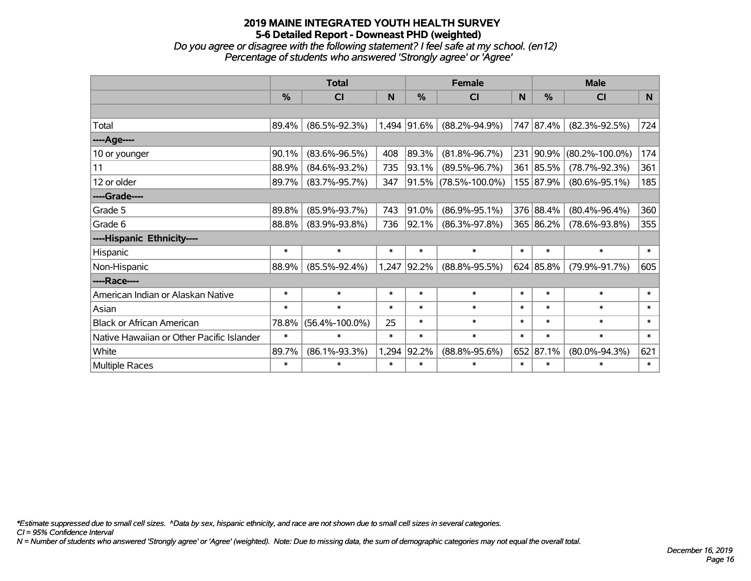# 2019 MAINE INTEGRATED YOUTH HEALTH SURVEY

## 5-6 Detailed Report - Downeast PHD (weighted)

*Do you agree or disagree with the following statement? I feel safe at my school. (en12)*

*Percentage of students who answered 'Strongly agree' or 'Agree'*

| | Total | | | Female | | | Male | | |
|---|---|---|---|---|---|---|---|---|---|
| | % | CI | N | % | CI | N | % | CI | N |
| | | | | | | | | | |
| Total | 89.4% | (86.5%-92.3%) | 1,494 | 91.6% | (88.2%-94.9%) | 747 | 87.4% | (82.3%-92.5%) | 724 |
| ----Age---- | | | | | | | | | |
| 10 or younger | 90.1% | (83.6%-96.5%) | 408 | 89.3% | (81.8%-96.7%) | 231 | 90.9% | (80.2%-100.0%) | 174 |
| 11 | 88.9% | (84.6%-93.2%) | 735 | 93.1% | (89.5%-96.7%) | 361 | 85.5% | (78.7%-92.3%) | 361 |
| 12 or older | 89.7% | (83.7%-95.7%) | 347 | 91.5% | (78.5%-100.0%) | 155 | 87.9% | (80.6%-95.1%) | 185 |
| ----Grade---- | | | | | | | | | |
| Grade 5 | 89.8% | (85.9%-93.7%) | 743 | 91.0% | (86.9%-95.1%) | 376 | 88.4% | (80.4%-96.4%) | 360 |
| Grade 6 | 88.8% | (83.9%-93.8%) | 736 | 92.1% | (86.3%-97.8%) | 365 | 86.2% | (78.6%-93.8%) | 355 |
| ----Hispanic Ethnicity---- | | | | | | | | | |
| Hispanic | * | * | * | * | * | * | * | * | * |
| Non-Hispanic | 88.9% | (85.5%-92.4%) | 1,247 | 92.2% | (88.8%-95.5%) | 624 | 85.8% | (79.9%-91.7%) | 605 |
| ----Race---- | | | | | | | | | |
| American Indian or Alaskan Native | * | * | * | * | * | * | * | * | * |
| Asian | * | * | * | * | * | * | * | * | * |
| Black or African American | 78.8% | (56.4%-100.0%) | 25 | * | * | * | * | * | * |
| Native Hawaiian or Other Pacific Islander | * | * | * | * | * | * | * | * | * |
| White | 89.7% | (86.1%-93.3%) | 1,294 | 92.2% | (88.8%-95.6%) | 652 | 87.1% | (80.0%-94.3%) | 621 |
| Multiple Races | * | * | * | * | * | * | * | * | * |

*\*Estimate suppressed due to small cell sizes. ^Data by sex, hispanic ethnicity, and race are not shown due to small cell sizes in several categories.*

*CI = 95% Confidence Interval*

*N = Number of students who answered 'Strongly agree' or 'Agree' (weighted). Note: Due to missing data, the sum of demographic categories may not equal the overall total.*

*December 16, 2019*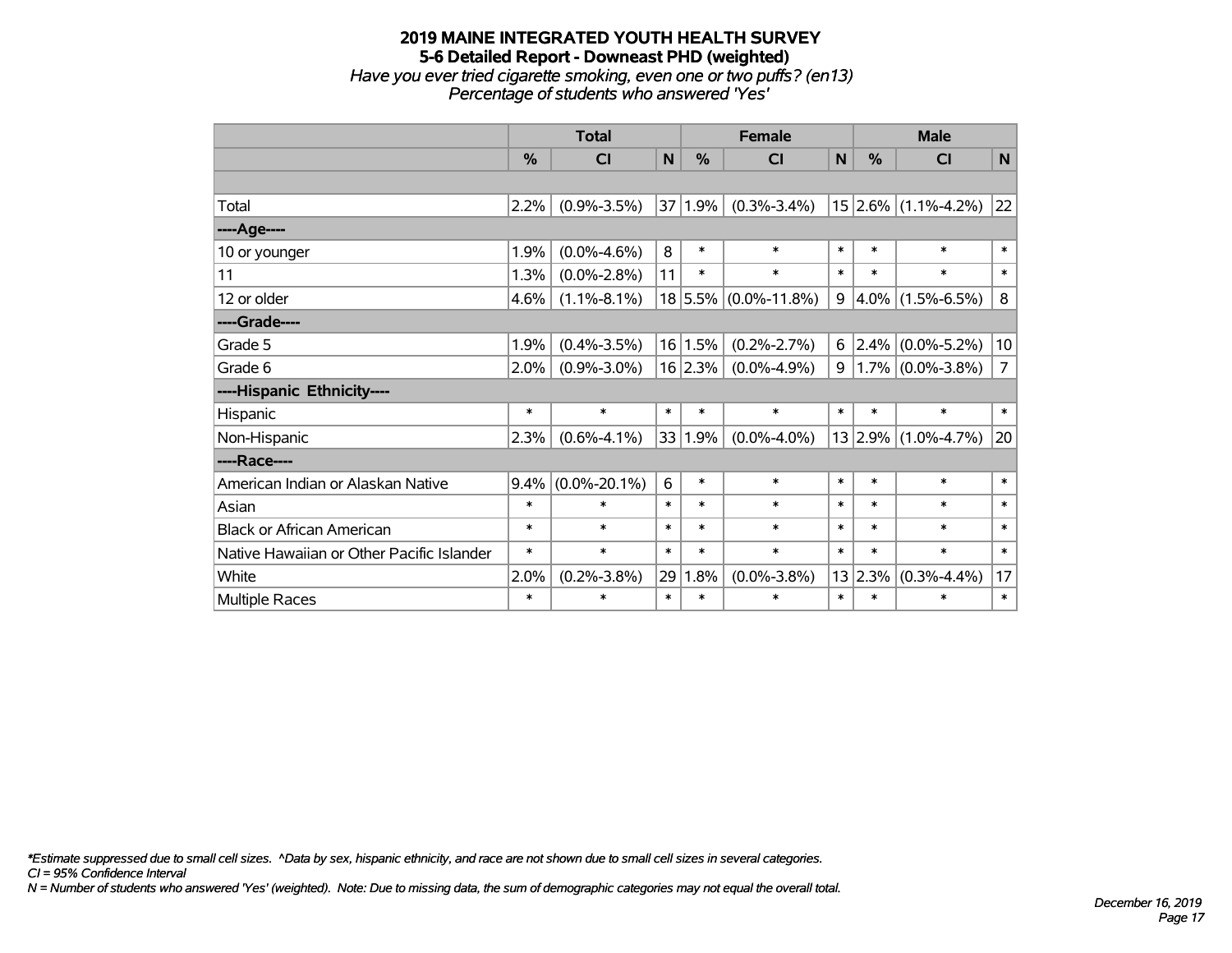# 2019 MAINE INTEGRATED YOUTH HEALTH SURVEY
## 5-6 Detailed Report - Downeast PHD (weighted)
*Have you ever tried cigarette smoking, even one or two puffs? (en13)*
*Percentage of students who answered 'Yes'*

| | Total | | | Female | | | Male | | |
|---|---|---|---|---|---|---|---|---|---|
| | % | CI | N | % | CI | N | % | CI | N |
| | | | | | | | | | |
| Total | 2.2% | (0.9%-3.5%) | 37 | 1.9% | (0.3%-3.4%) | 15 | 2.6% | (1.1%-4.2%) | 22 |
| ----Age---- | | | | | | | | | |
| 10 or younger | 1.9% | (0.0%-4.6%) | 8 | * | * | * | * | * | * |
| 11 | 1.3% | (0.0%-2.8%) | 11 | * | * | * | * | * | * |
| 12 or older | 4.6% | (1.1%-8.1%) | 18 | 5.5% | (0.0%-11.8%) | 9 | 4.0% | (1.5%-6.5%) | 8 |
| ----Grade---- | | | | | | | | | |
| Grade 5 | 1.9% | (0.4%-3.5%) | 16 | 1.5% | (0.2%-2.7%) | 6 | 2.4% | (0.0%-5.2%) | 10 |
| Grade 6 | 2.0% | (0.9%-3.0%) | 16 | 2.3% | (0.0%-4.9%) | 9 | 1.7% | (0.0%-3.8%) | 7 |
| ----Hispanic Ethnicity---- | | | | | | | | | |
| Hispanic | * | * | * | * | * | * | * | * | * |
| Non-Hispanic | 2.3% | (0.6%-4.1%) | 33 | 1.9% | (0.0%-4.0%) | 13 | 2.9% | (1.0%-4.7%) | 20 |
| ----Race---- | | | | | | | | | |
| American Indian or Alaskan Native | 9.4% | (0.0%-20.1%) | 6 | * | * | * | * | * | * |
| Asian | * | * | * | * | * | * | * | * | * |
| Black or African American | * | * | * | * | * | * | * | * | * |
| Native Hawaiian or Other Pacific Islander | * | * | * | * | * | * | * | * | * |
| White | 2.0% | (0.2%-3.8%) | 29 | 1.8% | (0.0%-3.8%) | 13 | 2.3% | (0.3%-4.4%) | 17 |
| Multiple Races | * | * | * | * | * | * | * | * | * |

*\*Estimate suppressed due to small cell sizes. ^Data by sex, hispanic ethnicity, and race are not shown due to small cell sizes in several categories.*
*CI = 95% Confidence Interval*
*N = Number of students who answered 'Yes' (weighted). Note: Due to missing data, the sum of demographic categories may not equal the overall total.*

*December 16, 2019*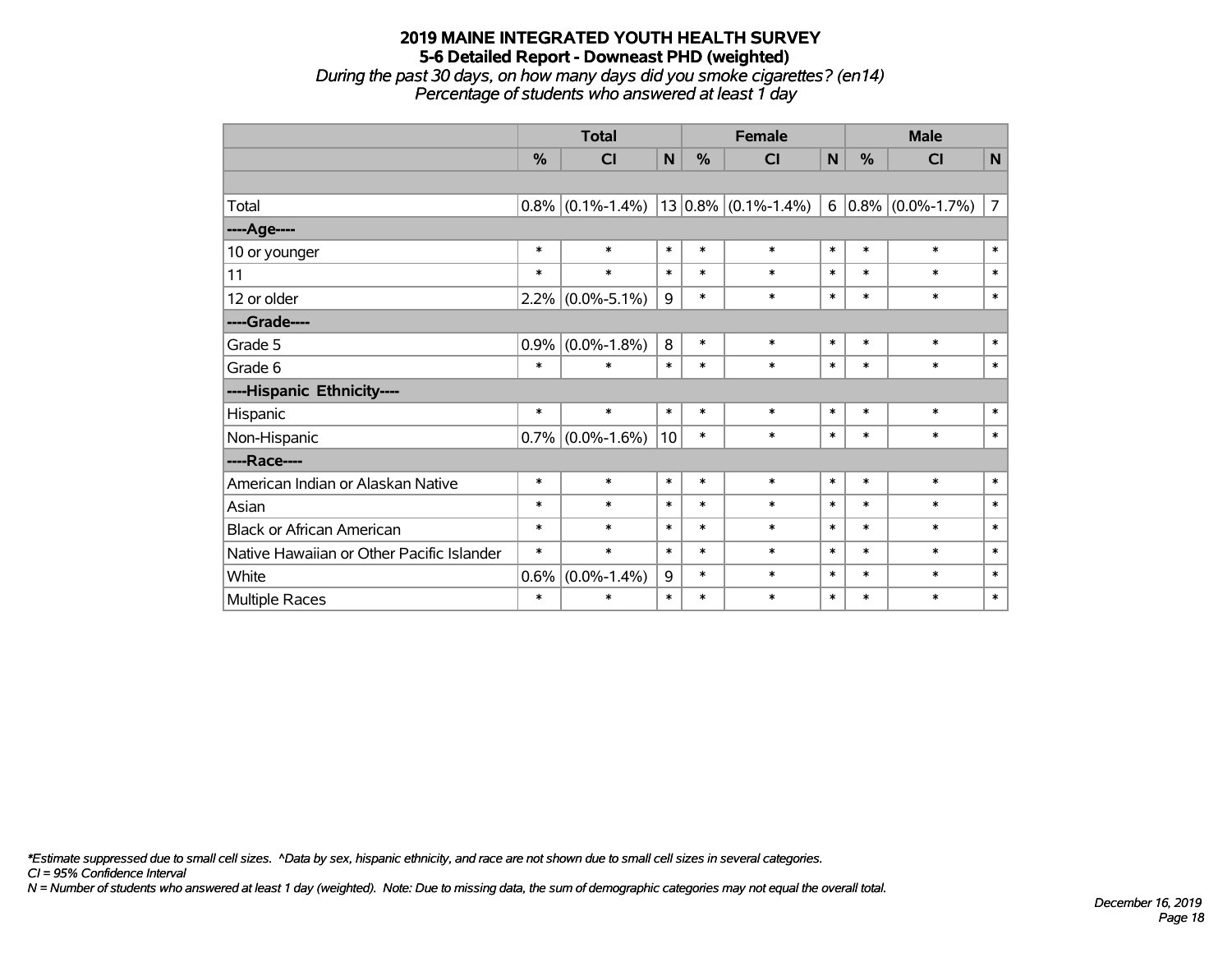# 2019 MAINE INTEGRATED YOUTH HEALTH SURVEY
## 5-6 Detailed Report - Downeast PHD (weighted)
*During the past 30 days, on how many days did you smoke cigarettes? (en14)*
*Percentage of students who answered at least 1 day*

| | Total | | | Female | | | Male | | |
|---|---|---|---|---|---|---|---|---|---|
| | % | CI | N | % | CI | N | % | CI | N |
| | | | | | | | | | |
| Total | 0.8% | (0.1%-1.4%) | 13 | 0.8% | (0.1%-1.4%) | 6 | 0.8% | (0.0%-1.7%) | 7 |
| ----Age---- | | | | | | | | | |
| 10 or younger | * | * | * | * | * | * | * | * | * |
| 11 | * | * | * | * | * | * | * | * | * |
| 12 or older | 2.2% | (0.0%-5.1%) | 9 | * | * | * | * | * | * |
| ----Grade---- | | | | | | | | | |
| Grade 5 | 0.9% | (0.0%-1.8%) | 8 | * | * | * | * | * | * |
| Grade 6 | * | * | * | * | * | * | * | * | * |
| ----Hispanic Ethnicity---- | | | | | | | | | |
| Hispanic | * | * | * | * | * | * | * | * | * |
| Non-Hispanic | 0.7% | (0.0%-1.6%) | 10 | * | * | * | * | * | * |
| ----Race---- | | | | | | | | | |
| American Indian or Alaskan Native | * | * | * | * | * | * | * | * | * |
| Asian | * | * | * | * | * | * | * | * | * |
| Black or African American | * | * | * | * | * | * | * | * | * |
| Native Hawaiian or Other Pacific Islander | * | * | * | * | * | * | * | * | * |
| White | 0.6% | (0.0%-1.4%) | 9 | * | * | * | * | * | * |
| Multiple Races | * | * | * | * | * | * | * | * | * |

*\*Estimate suppressed due to small cell sizes. ^Data by sex, hispanic ethnicity, and race are not shown due to small cell sizes in several categories.*
*CI = 95% Confidence Interval*
*N = Number of students who answered at least 1 day (weighted). Note: Due to missing data, the sum of demographic categories may not equal the overall total.*

*December 16, 2019*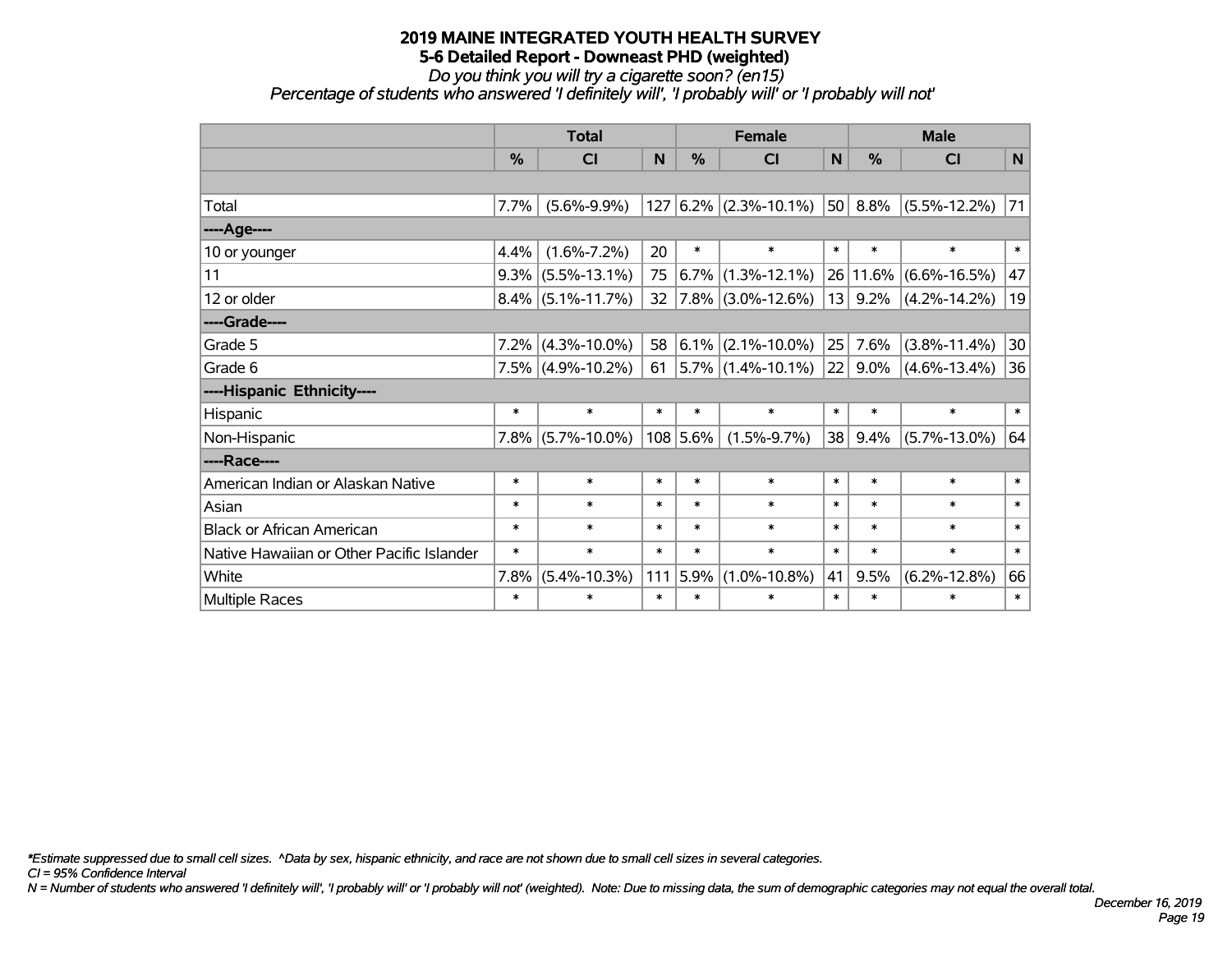# 2019 MAINE INTEGRATED YOUTH HEALTH SURVEY

## 5-6 Detailed Report - Downeast PHD (weighted)

*Do you think you will try a cigarette soon? (en15)*

*Percentage of students who answered 'I definitely will', 'I probably will' or 'I probably will not'*

| | Total | | | Female | | | Male | | |
|---|---|---|---|---|---|---|---|---|---|
| | % | CI | N | % | CI | N | % | CI | N |
| | | | | | | | | | |
| Total | 7.7% | (5.6%-9.9%) | 127 | 6.2% | (2.3%-10.1%) | 50 | 8.8% | (5.5%-12.2%) | 71 |
| ----Age---- | | | | | | | | | |
| 10 or younger | 4.4% | (1.6%-7.2%) | 20 | * | * | * | * | * | * |
| 11 | 9.3% | (5.5%-13.1%) | 75 | 6.7% | (1.3%-12.1%) | 26 | 11.6% | (6.6%-16.5%) | 47 |
| 12 or older | 8.4% | (5.1%-11.7%) | 32 | 7.8% | (3.0%-12.6%) | 13 | 9.2% | (4.2%-14.2%) | 19 |
| ----Grade---- | | | | | | | | | |
| Grade 5 | 7.2% | (4.3%-10.0%) | 58 | 6.1% | (2.1%-10.0%) | 25 | 7.6% | (3.8%-11.4%) | 30 |
| Grade 6 | 7.5% | (4.9%-10.2%) | 61 | 5.7% | (1.4%-10.1%) | 22 | 9.0% | (4.6%-13.4%) | 36 |
| ----Hispanic Ethnicity---- | | | | | | | | | |
| Hispanic | * | * | * | * | * | * | * | * | * |
| Non-Hispanic | 7.8% | (5.7%-10.0%) | 108 | 5.6% | (1.5%-9.7%) | 38 | 9.4% | (5.7%-13.0%) | 64 |
| ----Race---- | | | | | | | | | |
| American Indian or Alaskan Native | * | * | * | * | * | * | * | * | * |
| Asian | * | * | * | * | * | * | * | * | * |
| Black or African American | * | * | * | * | * | * | * | * | * |
| Native Hawaiian or Other Pacific Islander | * | * | * | * | * | * | * | * | * |
| White | 7.8% | (5.4%-10.3%) | 111 | 5.9% | (1.0%-10.8%) | 41 | 9.5% | (6.2%-12.8%) | 66 |
| Multiple Races | * | * | * | * | * | * | * | * | * |

*\*Estimate suppressed due to small cell sizes. ^Data by sex, hispanic ethnicity, and race are not shown due to small cell sizes in several categories.*

*CI = 95% Confidence Interval*

*N = Number of students who answered 'I definitely will', 'I probably will' or 'I probably will not' (weighted). Note: Due to missing data, the sum of demographic categories may not equal the overall total.*

*December 16, 2019*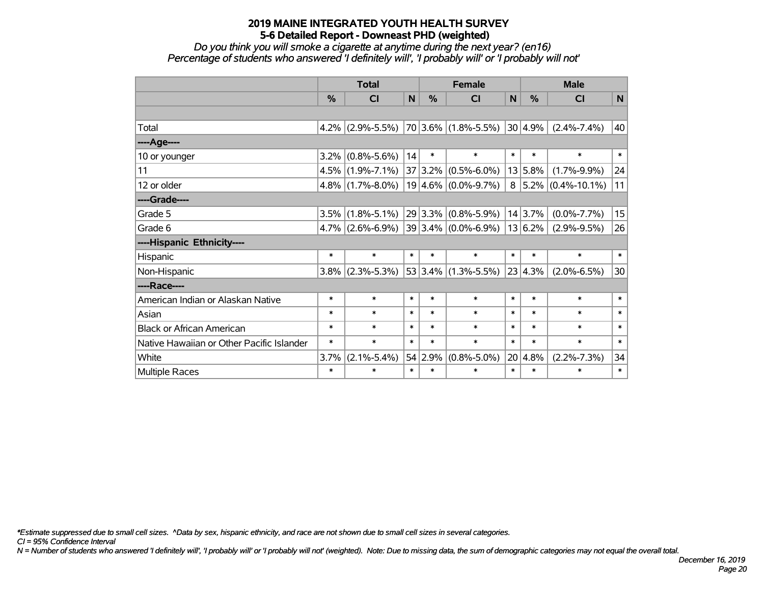# 2019 MAINE INTEGRATED YOUTH HEALTH SURVEY
## 5-6 Detailed Report - Downeast PHD (weighted)

*Do you think you will smoke a cigarette at anytime during the next year? (en16)*
*Percentage of students who answered 'I definitely will', 'I probably will' or 'I probably will not'*

| | Total | | | Female | | | Male | | |
|---|---|---|---|---|---|---|---|---|---|
| | % | CI | N | % | CI | N | % | CI | N |
| Total | 4.2% | (2.9%-5.5%) | 70 | 3.6% | (1.8%-5.5%) | 30 | 4.9% | (2.4%-7.4%) | 40 |
| ----Age---- | | | | | | | | | |
| 10 or younger | 3.2% | (0.8%-5.6%) | 14 | * | * | * | * | * | * |
| 11 | 4.5% | (1.9%-7.1%) | 37 | 3.2% | (0.5%-6.0%) | 13 | 5.8% | (1.7%-9.9%) | 24 |
| 12 or older | 4.8% | (1.7%-8.0%) | 19 | 4.6% | (0.0%-9.7%) | 8 | 5.2% | (0.4%-10.1%) | 11 |
| ----Grade---- | | | | | | | | | |
| Grade 5 | 3.5% | (1.8%-5.1%) | 29 | 3.3% | (0.8%-5.9%) | 14 | 3.7% | (0.0%-7.7%) | 15 |
| Grade 6 | 4.7% | (2.6%-6.9%) | 39 | 3.4% | (0.0%-6.9%) | 13 | 6.2% | (2.9%-9.5%) | 26 |
| ----Hispanic Ethnicity---- | | | | | | | | | |
| Hispanic | * | * | * | * | * | * | * | * | * |
| Non-Hispanic | 3.8% | (2.3%-5.3%) | 53 | 3.4% | (1.3%-5.5%) | 23 | 4.3% | (2.0%-6.5%) | 30 |
| ----Race---- | | | | | | | | | |
| American Indian or Alaskan Native | * | * | * | * | * | * | * | * | * |
| Asian | * | * | * | * | * | * | * | * | * |
| Black or African American | * | * | * | * | * | * | * | * | * |
| Native Hawaiian or Other Pacific Islander | * | * | * | * | * | * | * | * | * |
| White | 3.7% | (2.1%-5.4%) | 54 | 2.9% | (0.8%-5.0%) | 20 | 4.8% | (2.2%-7.3%) | 34 |
| Multiple Races | * | * | * | * | * | * | * | * | * |

*\*Estimate suppressed due to small cell sizes. ^Data by sex, hispanic ethnicity, and race are not shown due to small cell sizes in several categories.*
*CI = 95% Confidence Interval*
*N = Number of students who answered 'I definitely will', 'I probably will' or 'I probably will not' (weighted). Note: Due to missing data, the sum of demographic categories may not equal the overall total.*

*December 16, 2019*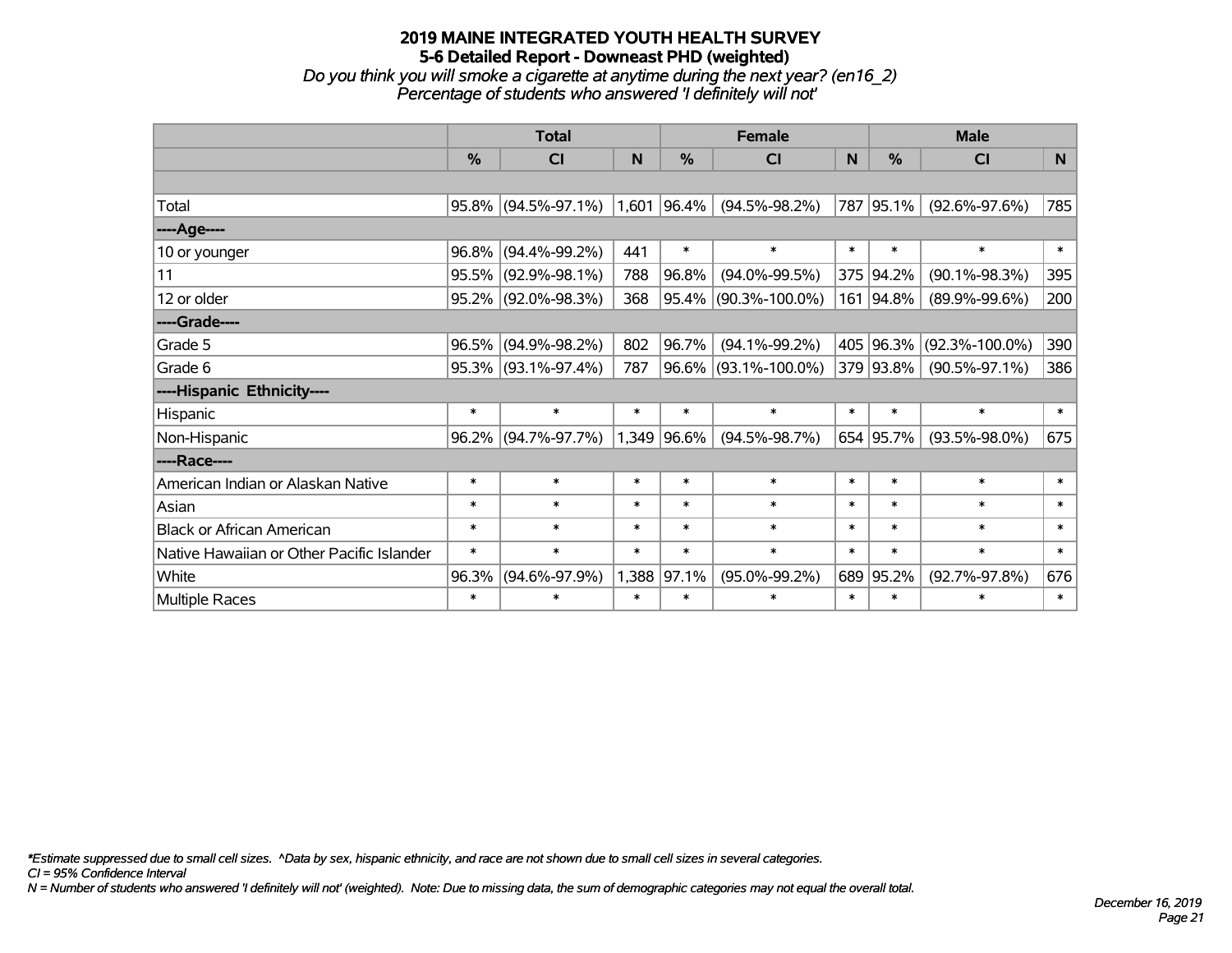# 2019 MAINE INTEGRATED YOUTH HEALTH SURVEY
## 5-6 Detailed Report - Downeast PHD (weighted)
### *Do you think you will smoke a cigarette at anytime during the next year? (en16_2)*
### *Percentage of students who answered 'I definitely will not'*

| | Total | | | Female | | | Male | | |
|---|---|---|---|---|---|---|---|---|---|
| | % | CI | N | % | CI | N | % | CI | N |
| | | | | | | | | | |
| Total | 95.8% | (94.5%-97.1%) | 1,601 | 96.4% | (94.5%-98.2%) | 787 | 95.1% | (92.6%-97.6%) | 785 |
| ----Age---- | | | | | | | | | |
| 10 or younger | 96.8% | (94.4%-99.2%) | 441 | * | * | * | * | * | * |
| 11 | 95.5% | (92.9%-98.1%) | 788 | 96.8% | (94.0%-99.5%) | 375 | 94.2% | (90.1%-98.3%) | 395 |
| 12 or older | 95.2% | (92.0%-98.3%) | 368 | 95.4% | (90.3%-100.0%) | 161 | 94.8% | (89.9%-99.6%) | 200 |
| ----Grade---- | | | | | | | | | |
| Grade 5 | 96.5% | (94.9%-98.2%) | 802 | 96.7% | (94.1%-99.2%) | 405 | 96.3% | (92.3%-100.0%) | 390 |
| Grade 6 | 95.3% | (93.1%-97.4%) | 787 | 96.6% | (93.1%-100.0%) | 379 | 93.8% | (90.5%-97.1%) | 386 |
| ----Hispanic Ethnicity---- | | | | | | | | | |
| Hispanic | * | * | * | * | * | * | * | * | * |
| Non-Hispanic | 96.2% | (94.7%-97.7%) | 1,349 | 96.6% | (94.5%-98.7%) | 654 | 95.7% | (93.5%-98.0%) | 675 |
| ----Race---- | | | | | | | | | |
| American Indian or Alaskan Native | * | * | * | * | * | * | * | * | * |
| Asian | * | * | * | * | * | * | * | * | * |
| Black or African American | * | * | * | * | * | * | * | * | * |
| Native Hawaiian or Other Pacific Islander | * | * | * | * | * | * | * | * | * |
| White | 96.3% | (94.6%-97.9%) | 1,388 | 97.1% | (95.0%-99.2%) | 689 | 95.2% | (92.7%-97.8%) | 676 |
| Multiple Races | * | * | * | * | * | * | * | * | * |

*\*Estimate suppressed due to small cell sizes. ^Data by sex, hispanic ethnicity, and race are not shown due to small cell sizes in several categories.*
*CI = 95% Confidence Interval*
*N = Number of students who answered 'I definitely will not' (weighted). Note: Due to missing data, the sum of demographic categories may not equal the overall total.*

*December 16, 2019*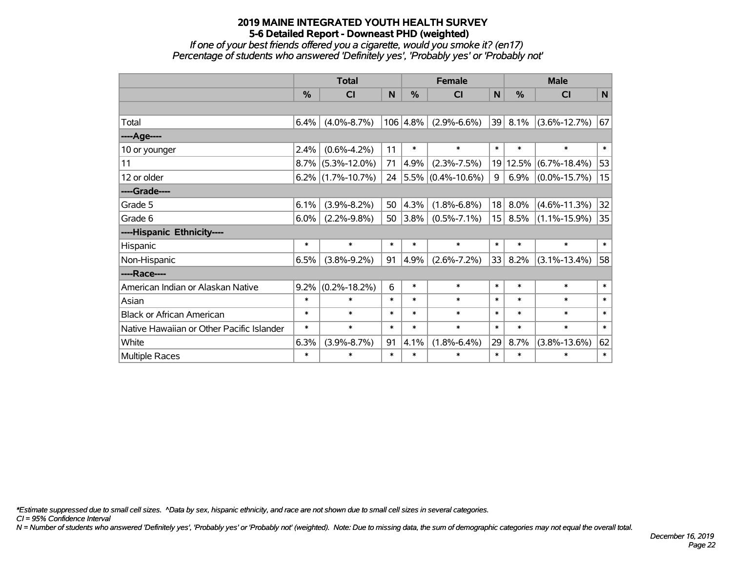## 2019 MAINE INTEGRATED YOUTH HEALTH SURVEY
### 5-6 Detailed Report - Downeast PHD (weighted)
*If one of your best friends offered you a cigarette, would you smoke it? (en17)*
*Percentage of students who answered 'Definitely yes', 'Probably yes' or 'Probably not'*

| | Total | | | Female | | | Male | | |
|---|---|---|---|---|---|---|---|---|---|
| | % | CI | N | % | CI | N | % | CI | N |
| | | | | | | | | | |
| Total | 6.4% | (4.0%-8.7%) | 106 | 4.8% | (2.9%-6.6%) | 39 | 8.1% | (3.6%-12.7%) | 67 |
| ----Age---- | | | | | | | | | |
| 10 or younger | 2.4% | (0.6%-4.2%) | 11 | * | * | * | * | * | * |
| 11 | 8.7% | (5.3%-12.0%) | 71 | 4.9% | (2.3%-7.5%) | 19 | 12.5% | (6.7%-18.4%) | 53 |
| 12 or older | 6.2% | (1.7%-10.7%) | 24 | 5.5% | (0.4%-10.6%) | 9 | 6.9% | (0.0%-15.7%) | 15 |
| ----Grade---- | | | | | | | | | |
| Grade 5 | 6.1% | (3.9%-8.2%) | 50 | 4.3% | (1.8%-6.8%) | 18 | 8.0% | (4.6%-11.3%) | 32 |
| Grade 6 | 6.0% | (2.2%-9.8%) | 50 | 3.8% | (0.5%-7.1%) | 15 | 8.5% | (1.1%-15.9%) | 35 |
| ----Hispanic Ethnicity---- | | | | | | | | | |
| Hispanic | * | * | * | * | * | * | * | * | * |
| Non-Hispanic | 6.5% | (3.8%-9.2%) | 91 | 4.9% | (2.6%-7.2%) | 33 | 8.2% | (3.1%-13.4%) | 58 |
| ----Race---- | | | | | | | | | |
| American Indian or Alaskan Native | 9.2% | (0.2%-18.2%) | 6 | * | * | * | * | * | * |
| Asian | * | * | * | * | * | * | * | * | * |
| Black or African American | * | * | * | * | * | * | * | * | * |
| Native Hawaiian or Other Pacific Islander | * | * | * | * | * | * | * | * | * |
| White | 6.3% | (3.9%-8.7%) | 91 | 4.1% | (1.8%-6.4%) | 29 | 8.7% | (3.8%-13.6%) | 62 |
| Multiple Races | * | * | * | * | * | * | * | * | * |

*\*Estimate suppressed due to small cell sizes. ^Data by sex, hispanic ethnicity, and race are not shown due to small cell sizes in several categories.*
*CI = 95% Confidence Interval*
*N = Number of students who answered 'Definitely yes', 'Probably yes' or 'Probably not' (weighted). Note: Due to missing data, the sum of demographic categories may not equal the overall total.*

*December 16, 2019*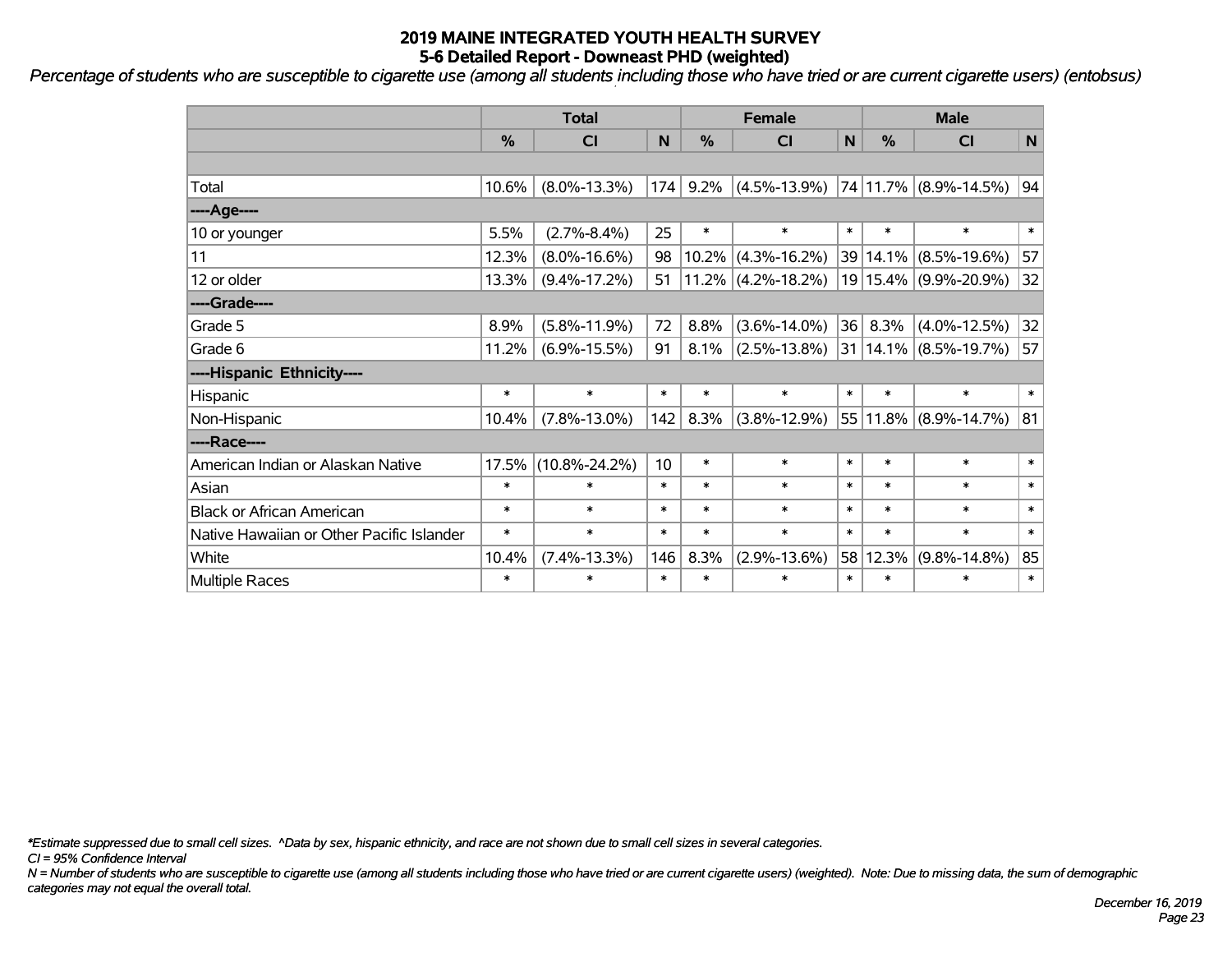# 2019 MAINE INTEGRATED YOUTH HEALTH SURVEY
## 5-6 Detailed Report - Downeast PHD (weighted)

*Percentage of students who are susceptible to cigarette use (among all students including those who have tried or are current cigarette users) (entobsus)*

| | Total | | | Female | | | Male | | |
|---|---|---|---|---|---|---|---|---|---|
| | % | CI | N | % | CI | N | % | CI | N |
| | | | | | | | | | |
| Total | 10.6% | (8.0%-13.3%) | 174 | 9.2% | (4.5%-13.9%) | 74 | 11.7% | (8.9%-14.5%) | 94 |
| ----Age---- | | | | | | | | | |
| 10 or younger | 5.5% | (2.7%-8.4%) | 25 | * | * | * | * | * | * |
| 11 | 12.3% | (8.0%-16.6%) | 98 | 10.2% | (4.3%-16.2%) | 39 | 14.1% | (8.5%-19.6%) | 57 |
| 12 or older | 13.3% | (9.4%-17.2%) | 51 | 11.2% | (4.2%-18.2%) | 19 | 15.4% | (9.9%-20.9%) | 32 |
| ----Grade---- | | | | | | | | | |
| Grade 5 | 8.9% | (5.8%-11.9%) | 72 | 8.8% | (3.6%-14.0%) | 36 | 8.3% | (4.0%-12.5%) | 32 |
| Grade 6 | 11.2% | (6.9%-15.5%) | 91 | 8.1% | (2.5%-13.8%) | 31 | 14.1% | (8.5%-19.7%) | 57 |
| ----Hispanic Ethnicity---- | | | | | | | | | |
| Hispanic | * | * | * | * | * | * | * | * | * |
| Non-Hispanic | 10.4% | (7.8%-13.0%) | 142 | 8.3% | (3.8%-12.9%) | 55 | 11.8% | (8.9%-14.7%) | 81 |
| ----Race---- | | | | | | | | | |
| American Indian or Alaskan Native | 17.5% | (10.8%-24.2%) | 10 | * | * | * | * | * | * |
| Asian | * | * | * | * | * | * | * | * | * |
| Black or African American | * | * | * | * | * | * | * | * | * |
| Native Hawaiian or Other Pacific Islander | * | * | * | * | * | * | * | * | * |
| White | 10.4% | (7.4%-13.3%) | 146 | 8.3% | (2.9%-13.6%) | 58 | 12.3% | (9.8%-14.8%) | 85 |
| Multiple Races | * | * | * | * | * | * | * | * | * |

*\*Estimate suppressed due to small cell sizes. ^Data by sex, hispanic ethnicity, and race are not shown due to small cell sizes in several categories.*

*CI = 95% Confidence Interval*

*N = Number of students who are susceptible to cigarette use (among all students including those who have tried or are current cigarette users) (weighted). Note: Due to missing data, the sum of demographic categories may not equal the overall total.*

*December 16, 2019*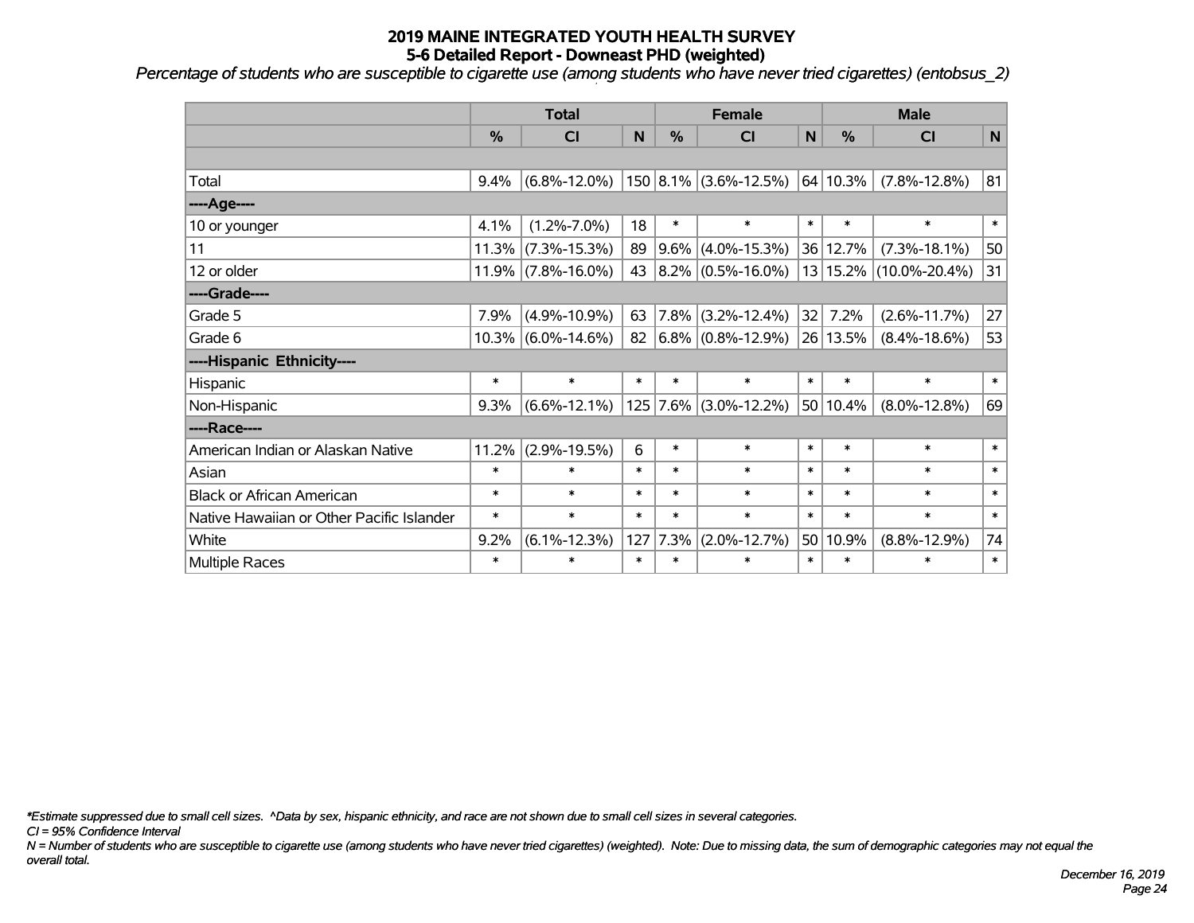# 2019 MAINE INTEGRATED YOUTH HEALTH SURVEY

## 5-6 Detailed Report - Downeast PHD (weighted)

*Percentage of students who are susceptible to cigarette use (among students who have never tried cigarettes) (entobsus_2)*

| | Total | | | Female | | | Male | | |
|---|---|---|---|---|---|---|---|---|---|
| | % | CI | N | % | CI | N | % | CI | N |
| | | | | | | | | | |
| Total | 9.4% | (6.8%-12.0%) | 150 | 8.1% | (3.6%-12.5%) | 64 | 10.3% | (7.8%-12.8%) | 81 |
| ----Age---- | | | | | | | | | |
| 10 or younger | 4.1% | (1.2%-7.0%) | 18 | * | * | * | * | * | * |
| 11 | 11.3% | (7.3%-15.3%) | 89 | 9.6% | (4.0%-15.3%) | 36 | 12.7% | (7.3%-18.1%) | 50 |
| 12 or older | 11.9% | (7.8%-16.0%) | 43 | 8.2% | (0.5%-16.0%) | 13 | 15.2% | (10.0%-20.4%) | 31 |
| ----Grade---- | | | | | | | | | |
| Grade 5 | 7.9% | (4.9%-10.9%) | 63 | 7.8% | (3.2%-12.4%) | 32 | 7.2% | (2.6%-11.7%) | 27 |
| Grade 6 | 10.3% | (6.0%-14.6%) | 82 | 6.8% | (0.8%-12.9%) | 26 | 13.5% | (8.4%-18.6%) | 53 |
| ----Hispanic Ethnicity---- | | | | | | | | | |
| Hispanic | * | * | * | * | * | * | * | * | * |
| Non-Hispanic | 9.3% | (6.6%-12.1%) | 125 | 7.6% | (3.0%-12.2%) | 50 | 10.4% | (8.0%-12.8%) | 69 |
| ----Race---- | | | | | | | | | |
| American Indian or Alaskan Native | 11.2% | (2.9%-19.5%) | 6 | * | * | * | * | * | * |
| Asian | * | * | * | * | * | * | * | * | * |
| Black or African American | * | * | * | * | * | * | * | * | * |
| Native Hawaiian or Other Pacific Islander | * | * | * | * | * | * | * | * | * |
| White | 9.2% | (6.1%-12.3%) | 127 | 7.3% | (2.0%-12.7%) | 50 | 10.9% | (8.8%-12.9%) | 74 |
| Multiple Races | * | * | * | * | * | * | * | * | * |

*\*Estimate suppressed due to small cell sizes. ^Data by sex, hispanic ethnicity, and race are not shown due to small cell sizes in several categories.*

*CI = 95% Confidence Interval*

*N = Number of students who are susceptible to cigarette use (among students who have never tried cigarettes) (weighted). Note: Due to missing data, the sum of demographic categories may not equal the overall total.*

*December 16, 2019*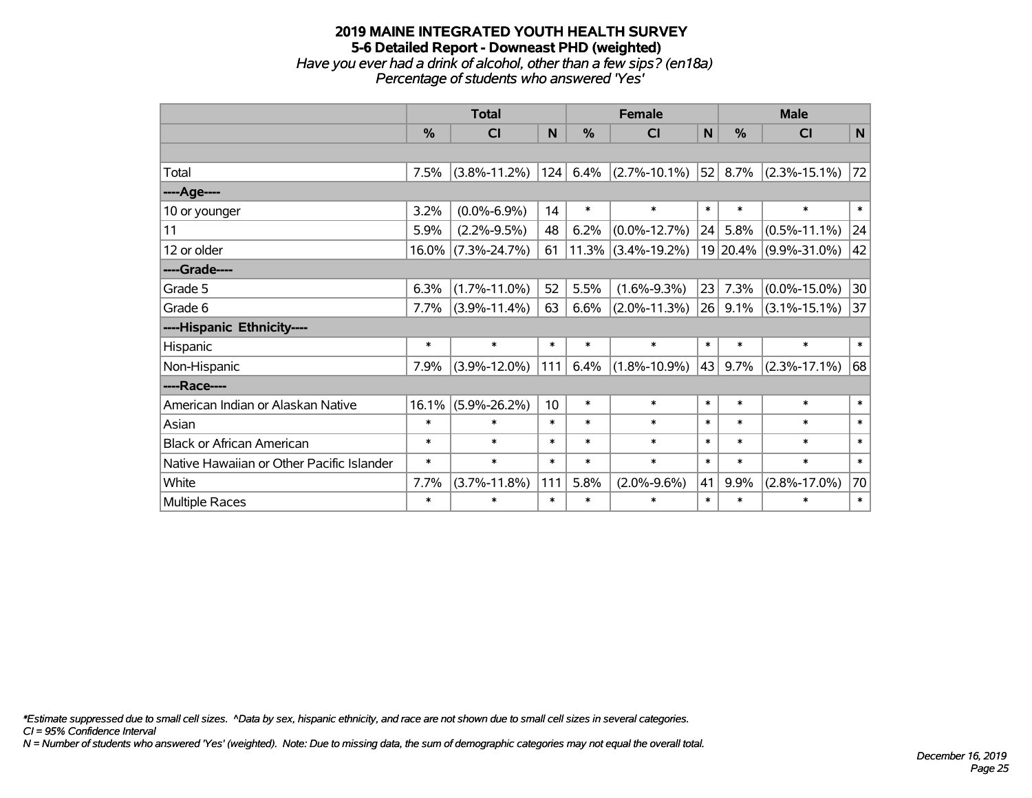# 2019 MAINE INTEGRATED YOUTH HEALTH SURVEY

## 5-6 Detailed Report - Downeast PHD (weighted)

*Have you ever had a drink of alcohol, other than a few sips? (en18a)*

*Percentage of students who answered 'Yes'*

| | Total | | | Female | | | Male | | |
|---|---|---|---|---|---|---|---|---|---|
| | % | CI | N | % | CI | N | % | CI | N |
| Total | 7.5% | (3.8%-11.2%) | 124 | 6.4% | (2.7%-10.1%) | 52 | 8.7% | (2.3%-15.1%) | 72 |
| ----Age---- | | | | | | | | | |
| 10 or younger | 3.2% | (0.0%-6.9%) | 14 | * | * | * | * | * | * |
| 11 | 5.9% | (2.2%-9.5%) | 48 | 6.2% | (0.0%-12.7%) | 24 | 5.8% | (0.5%-11.1%) | 24 |
| 12 or older | 16.0% | (7.3%-24.7%) | 61 | 11.3% | (3.4%-19.2%) | 19 | 20.4% | (9.9%-31.0%) | 42 |
| ----Grade---- | | | | | | | | | |
| Grade 5 | 6.3% | (1.7%-11.0%) | 52 | 5.5% | (1.6%-9.3%) | 23 | 7.3% | (0.0%-15.0%) | 30 |
| Grade 6 | 7.7% | (3.9%-11.4%) | 63 | 6.6% | (2.0%-11.3%) | 26 | 9.1% | (3.1%-15.1%) | 37 |
| ----Hispanic Ethnicity---- | | | | | | | | | |
| Hispanic | * | * | * | * | * | * | * | * | * |
| Non-Hispanic | 7.9% | (3.9%-12.0%) | 111 | 6.4% | (1.8%-10.9%) | 43 | 9.7% | (2.3%-17.1%) | 68 |
| ----Race---- | | | | | | | | | |
| American Indian or Alaskan Native | 16.1% | (5.9%-26.2%) | 10 | * | * | * | * | * | * |
| Asian | * | * | * | * | * | * | * | * | * |
| Black or African American | * | * | * | * | * | * | * | * | * |
| Native Hawaiian or Other Pacific Islander | * | * | * | * | * | * | * | * | * |
| White | 7.7% | (3.7%-11.8%) | 111 | 5.8% | (2.0%-9.6%) | 41 | 9.9% | (2.8%-17.0%) | 70 |
| Multiple Races | * | * | * | * | * | * | * | * | * |

*\*Estimate suppressed due to small cell sizes. ^Data by sex, hispanic ethnicity, and race are not shown due to small cell sizes in several categories.*

*CI = 95% Confidence Interval*

*N = Number of students who answered 'Yes' (weighted). Note: Due to missing data, the sum of demographic categories may not equal the overall total.*

*December 16, 2019*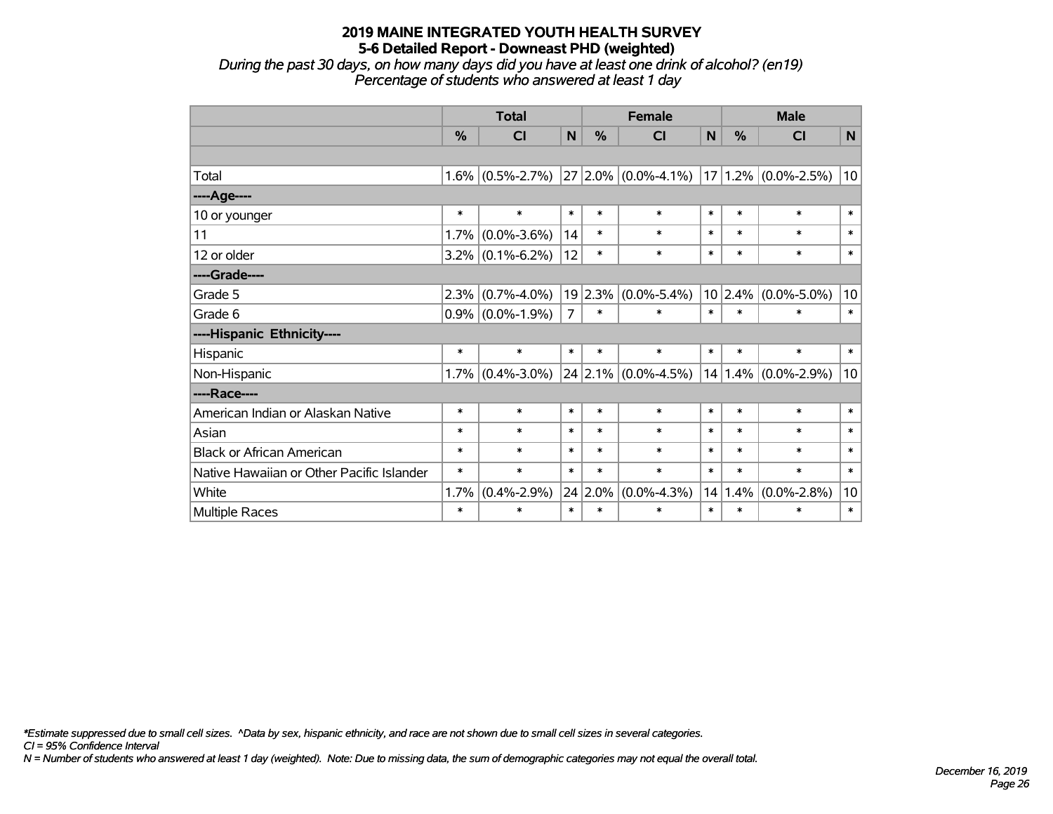# 2019 MAINE INTEGRATED YOUTH HEALTH SURVEY
## 5-6 Detailed Report - Downeast PHD (weighted)

*During the past 30 days, on how many days did you have at least one drink of alcohol? (en19)*
*Percentage of students who answered at least 1 day*

| | Total | | | Female | | | Male | | |
|---|---|---|---|---|---|---|---|---|---|
| | % | CI | N | % | CI | N | % | CI | N |
| | | | | | | | | | |
| Total | 1.6% | (0.5%-2.7%) | 27 | 2.0% | (0.0%-4.1%) | 17 | 1.2% | (0.0%-2.5%) | 10 |
| ----Age---- | | | | | | | | | |
| 10 or younger | * | * | * | * | * | * | * | * | * |
| 11 | 1.7% | (0.0%-3.6%) | 14 | * | * | * | * | * | * |
| 12 or older | 3.2% | (0.1%-6.2%) | 12 | * | * | * | * | * | * |
| ----Grade---- | | | | | | | | | |
| Grade 5 | 2.3% | (0.7%-4.0%) | 19 | 2.3% | (0.0%-5.4%) | 10 | 2.4% | (0.0%-5.0%) | 10 |
| Grade 6 | 0.9% | (0.0%-1.9%) | 7 | * | * | * | * | * | * |
| ----Hispanic Ethnicity---- | | | | | | | | | |
| Hispanic | * | * | * | * | * | * | * | * | * |
| Non-Hispanic | 1.7% | (0.4%-3.0%) | 24 | 2.1% | (0.0%-4.5%) | 14 | 1.4% | (0.0%-2.9%) | 10 |
| ----Race---- | | | | | | | | | |
| American Indian or Alaskan Native | * | * | * | * | * | * | * | * | * |
| Asian | * | * | * | * | * | * | * | * | * |
| Black or African American | * | * | * | * | * | * | * | * | * |
| Native Hawaiian or Other Pacific Islander | * | * | * | * | * | * | * | * | * |
| White | 1.7% | (0.4%-2.9%) | 24 | 2.0% | (0.0%-4.3%) | 14 | 1.4% | (0.0%-2.8%) | 10 |
| Multiple Races | * | * | * | * | * | * | * | * | * |

*\*Estimate suppressed due to small cell sizes. ^Data by sex, hispanic ethnicity, and race are not shown due to small cell sizes in several categories.*
*CI = 95% Confidence Interval*
*N = Number of students who answered at least 1 day (weighted). Note: Due to missing data, the sum of demographic categories may not equal the overall total.*

*December 16, 2019*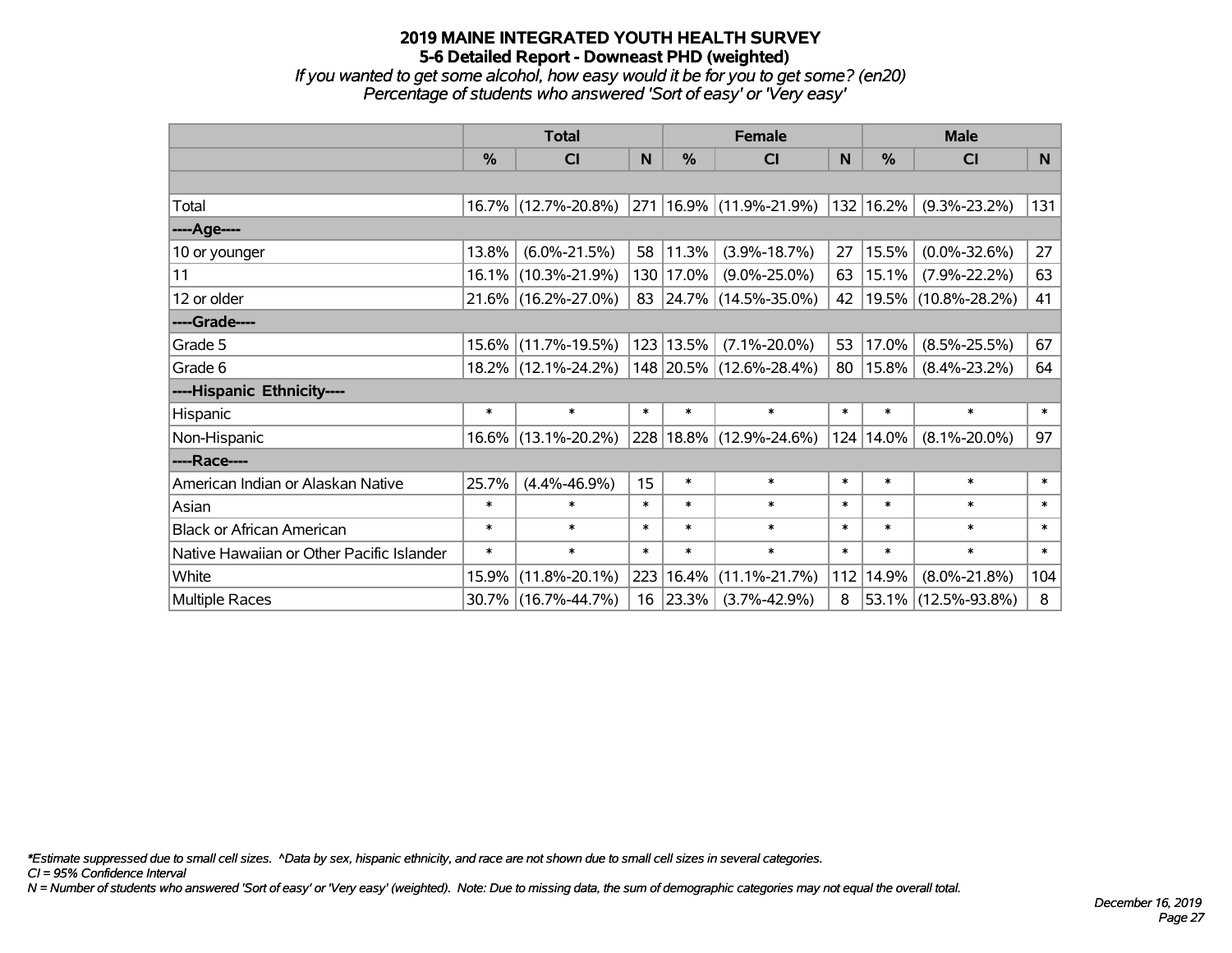# 2019 MAINE INTEGRATED YOUTH HEALTH SURVEY
## 5-6 Detailed Report - Downeast PHD (weighted)
### *If you wanted to get some alcohol, how easy would it be for you to get some? (en20)*
### *Percentage of students who answered 'Sort of easy' or 'Very easy'*

| | Total | | | Female | | | Male | | |
|---|---|---|---|---|---|---|---|---|---|
| | % | CI | N | % | CI | N | % | CI | N |
| | | | | | | | | | |
| Total | 16.7% | (12.7%-20.8%) | 271 | 16.9% | (11.9%-21.9%) | 132 | 16.2% | (9.3%-23.2%) | 131 |
| ----Age---- | | | | | | | | | |
| 10 or younger | 13.8% | (6.0%-21.5%) | 58 | 11.3% | (3.9%-18.7%) | 27 | 15.5% | (0.0%-32.6%) | 27 |
| 11 | 16.1% | (10.3%-21.9%) | 130 | 17.0% | (9.0%-25.0%) | 63 | 15.1% | (7.9%-22.2%) | 63 |
| 12 or older | 21.6% | (16.2%-27.0%) | 83 | 24.7% | (14.5%-35.0%) | 42 | 19.5% | (10.8%-28.2%) | 41 |
| ----Grade---- | | | | | | | | | |
| Grade 5 | 15.6% | (11.7%-19.5%) | 123 | 13.5% | (7.1%-20.0%) | 53 | 17.0% | (8.5%-25.5%) | 67 |
| Grade 6 | 18.2% | (12.1%-24.2%) | 148 | 20.5% | (12.6%-28.4%) | 80 | 15.8% | (8.4%-23.2%) | 64 |
| ----Hispanic Ethnicity---- | | | | | | | | | |
| Hispanic | * | * | * | * | * | * | * | * | * |
| Non-Hispanic | 16.6% | (13.1%-20.2%) | 228 | 18.8% | (12.9%-24.6%) | 124 | 14.0% | (8.1%-20.0%) | 97 |
| ----Race---- | | | | | | | | | |
| American Indian or Alaskan Native | 25.7% | (4.4%-46.9%) | 15 | * | * | * | * | * | * |
| Asian | * | * | * | * | * | * | * | * | * |
| Black or African American | * | * | * | * | * | * | * | * | * |
| Native Hawaiian or Other Pacific Islander | * | * | * | * | * | * | * | * | * |
| White | 15.9% | (11.8%-20.1%) | 223 | 16.4% | (11.1%-21.7%) | 112 | 14.9% | (8.0%-21.8%) | 104 |
| Multiple Races | 30.7% | (16.7%-44.7%) | 16 | 23.3% | (3.7%-42.9%) | 8 | 53.1% | (12.5%-93.8%) | 8 |

*\*Estimate suppressed due to small cell sizes. ^Data by sex, hispanic ethnicity, and race are not shown due to small cell sizes in several categories.*

*CI = 95% Confidence Interval*

*N = Number of students who answered 'Sort of easy' or 'Very easy' (weighted). Note: Due to missing data, the sum of demographic categories may not equal the overall total.*

*December 16, 2019*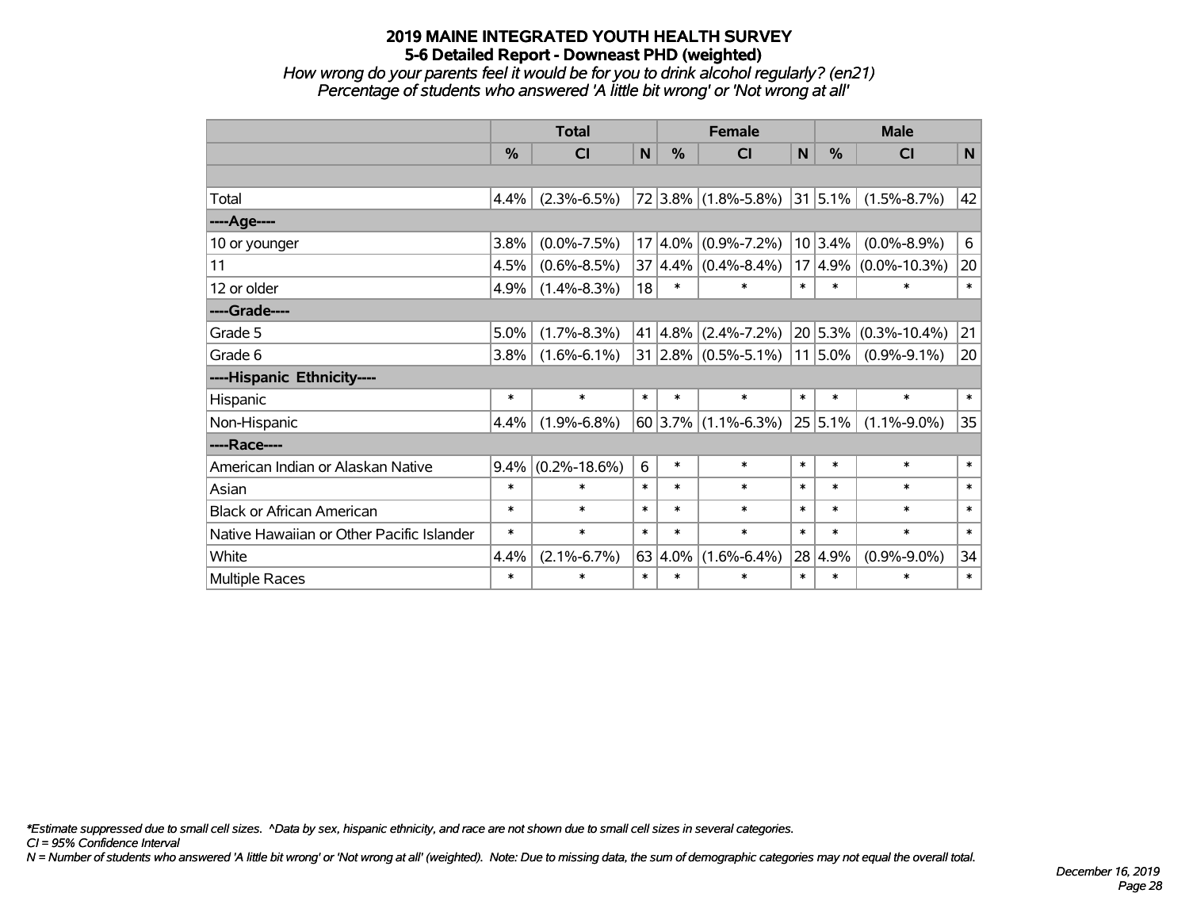# 2019 MAINE INTEGRATED YOUTH HEALTH SURVEY
## 5-6 Detailed Report - Downeast PHD (weighted)
### *How wrong do your parents feel it would be for you to drink alcohol regularly? (en21)*
### *Percentage of students who answered 'A little bit wrong' or 'Not wrong at all'*

| | Total | | | Female | | | Male | | |
|---|---|---|---|---|---|---|---|---|---|
| | % | CI | N | % | CI | N | % | CI | N |
| | | | | | | | | | |
| Total | 4.4% | (2.3%-6.5%) | 72 | 3.8% | (1.8%-5.8%) | 31 | 5.1% | (1.5%-8.7%) | 42 |
| ----Age---- | | | | | | | | | |
| 10 or younger | 3.8% | (0.0%-7.5%) | 17 | 4.0% | (0.9%-7.2%) | 10 | 3.4% | (0.0%-8.9%) | 6 |
| 11 | 4.5% | (0.6%-8.5%) | 37 | 4.4% | (0.4%-8.4%) | 17 | 4.9% | (0.0%-10.3%) | 20 |
| 12 or older | 4.9% | (1.4%-8.3%) | 18 | * | * | * | * | * | * |
| ----Grade---- | | | | | | | | | |
| Grade 5 | 5.0% | (1.7%-8.3%) | 41 | 4.8% | (2.4%-7.2%) | 20 | 5.3% | (0.3%-10.4%) | 21 |
| Grade 6 | 3.8% | (1.6%-6.1%) | 31 | 2.8% | (0.5%-5.1%) | 11 | 5.0% | (0.9%-9.1%) | 20 |
| ----Hispanic Ethnicity---- | | | | | | | | | |
| Hispanic | * | * | * | * | * | * | * | * | * |
| Non-Hispanic | 4.4% | (1.9%-6.8%) | 60 | 3.7% | (1.1%-6.3%) | 25 | 5.1% | (1.1%-9.0%) | 35 |
| ----Race---- | | | | | | | | | |
| American Indian or Alaskan Native | 9.4% | (0.2%-18.6%) | 6 | * | * | * | * | * | * |
| Asian | * | * | * | * | * | * | * | * | * |
| Black or African American | * | * | * | * | * | * | * | * | * |
| Native Hawaiian or Other Pacific Islander | * | * | * | * | * | * | * | * | * |
| White | 4.4% | (2.1%-6.7%) | 63 | 4.0% | (1.6%-6.4%) | 28 | 4.9% | (0.9%-9.0%) | 34 |
| Multiple Races | * | * | * | * | * | * | * | * | * |

*\*Estimate suppressed due to small cell sizes. ^Data by sex, hispanic ethnicity, and race are not shown due to small cell sizes in several categories.*

*CI = 95% Confidence Interval*

*N = Number of students who answered 'A little bit wrong' or 'Not wrong at all' (weighted). Note: Due to missing data, the sum of demographic categories may not equal the overall total.*

*December 16, 2019*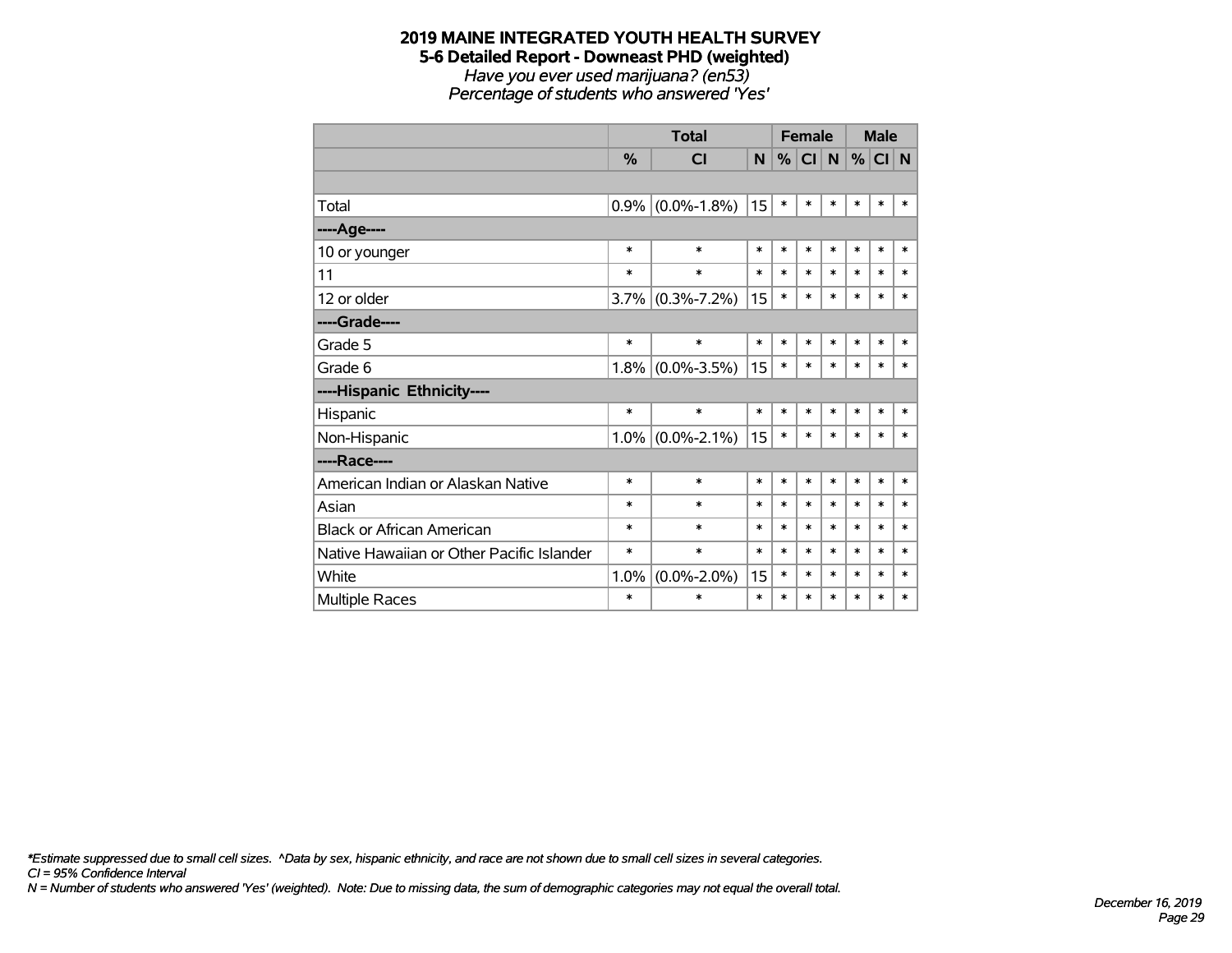# 2019 MAINE INTEGRATED YOUTH HEALTH SURVEY
## 5-6 Detailed Report - Downeast PHD (weighted)
*Have you ever used marijuana? (en53)*
*Percentage of students who answered 'Yes'*

| | Total | | | Female | | | Male | | |
|---|---|---|---|---|---|---|---|---|---|
| | % | CI | N | % | CI | N | % | CI | N |
| | | | | | | | | | |
| Total | 0.9% | (0.0%-1.8%) | 15 | * | * | * | * | * | * |
| ----Age---- | | | | | | | | | |
| 10 or younger | * | * | * | * | * | * | * | * | * |
| 11 | * | * | * | * | * | * | * | * | * |
| 12 or older | 3.7% | (0.3%-7.2%) | 15 | * | * | * | * | * | * |
| ----Grade---- | | | | | | | | | |
| Grade 5 | * | * | * | * | * | * | * | * | * |
| Grade 6 | 1.8% | (0.0%-3.5%) | 15 | * | * | * | * | * | * |
| ----Hispanic Ethnicity---- | | | | | | | | | |
| Hispanic | * | * | * | * | * | * | * | * | * |
| Non-Hispanic | 1.0% | (0.0%-2.1%) | 15 | * | * | * | * | * | * |
| ----Race---- | | | | | | | | | |
| American Indian or Alaskan Native | * | * | * | * | * | * | * | * | * |
| Asian | * | * | * | * | * | * | * | * | * |
| Black or African American | * | * | * | * | * | * | * | * | * |
| Native Hawaiian or Other Pacific Islander | * | * | * | * | * | * | * | * | * |
| White | 1.0% | (0.0%-2.0%) | 15 | * | * | * | * | * | * |
| Multiple Races | * | * | * | * | * | * | * | * | * |

*\*Estimate suppressed due to small cell sizes. ^Data by sex, hispanic ethnicity, and race are not shown due to small cell sizes in several categories.*
*CI = 95% Confidence Interval*
*N = Number of students who answered 'Yes' (weighted). Note: Due to missing data, the sum of demographic categories may not equal the overall total.*

*December 16, 2019*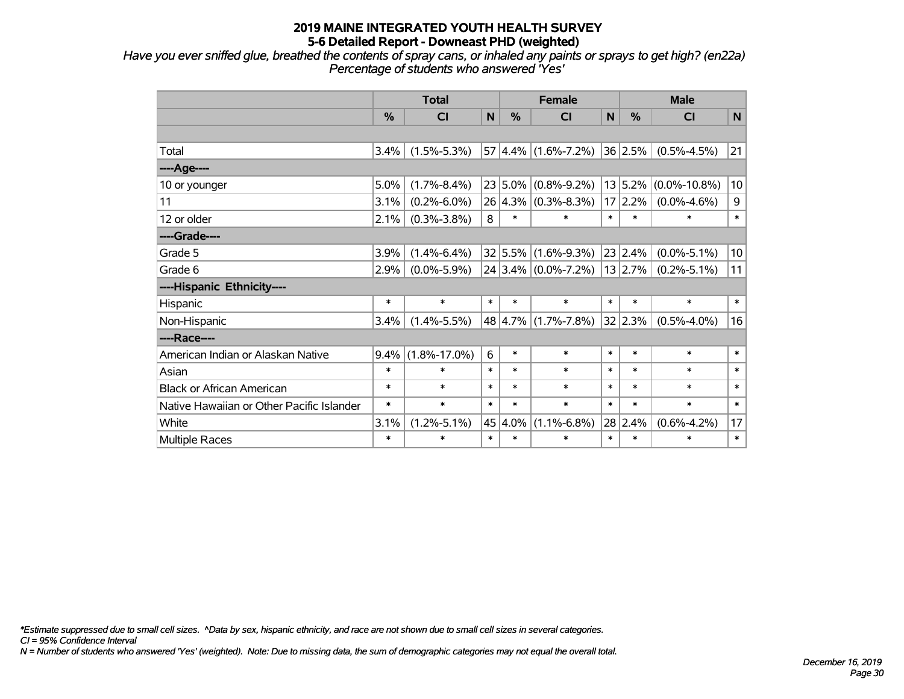# 2019 MAINE INTEGRATED YOUTH HEALTH SURVEY

## 5-6 Detailed Report - Downeast PHD (weighted)

*Have you ever sniffed glue, breathed the contents of spray cans, or inhaled any paints or sprays to get high? (en22a)*
*Percentage of students who answered 'Yes'*

| | Total | | | Female | | | Male | | |
|---|---|---|---|---|---|---|---|---|---|
| | % | CI | N | % | CI | N | % | CI | N |
| | | | | | | | | | |
| Total | 3.4% | (1.5%-5.3%) | 57 | 4.4% | (1.6%-7.2%) | 36 | 2.5% | (0.5%-4.5%) | 21 |
| ----Age---- | | | | | | | | | |
| 10 or younger | 5.0% | (1.7%-8.4%) | 23 | 5.0% | (0.8%-9.2%) | 13 | 5.2% | (0.0%-10.8%) | 10 |
| 11 | 3.1% | (0.2%-6.0%) | 26 | 4.3% | (0.3%-8.3%) | 17 | 2.2% | (0.0%-4.6%) | 9 |
| 12 or older | 2.1% | (0.3%-3.8%) | 8 | * | * | * | * | * | * |
| ----Grade---- | | | | | | | | | |
| Grade 5 | 3.9% | (1.4%-6.4%) | 32 | 5.5% | (1.6%-9.3%) | 23 | 2.4% | (0.0%-5.1%) | 10 |
| Grade 6 | 2.9% | (0.0%-5.9%) | 24 | 3.4% | (0.0%-7.2%) | 13 | 2.7% | (0.2%-5.1%) | 11 |
| ----Hispanic Ethnicity---- | | | | | | | | | |
| Hispanic | * | * | * | * | * | * | * | * | * |
| Non-Hispanic | 3.4% | (1.4%-5.5%) | 48 | 4.7% | (1.7%-7.8%) | 32 | 2.3% | (0.5%-4.0%) | 16 |
| ----Race---- | | | | | | | | | |
| American Indian or Alaskan Native | 9.4% | (1.8%-17.0%) | 6 | * | * | * | * | * | * |
| Asian | * | * | * | * | * | * | * | * | * |
| Black or African American | * | * | * | * | * | * | * | * | * |
| Native Hawaiian or Other Pacific Islander | * | * | * | * | * | * | * | * | * |
| White | 3.1% | (1.2%-5.1%) | 45 | 4.0% | (1.1%-6.8%) | 28 | 2.4% | (0.6%-4.2%) | 17 |
| Multiple Races | * | * | * | * | * | * | * | * | * |

*Estimate suppressed due to small cell sizes. ^Data by sex, hispanic ethnicity, and race are not shown due to small cell sizes in several categories.
*CI = 95% Confidence Interval*
*N = Number of students who answered 'Yes' (weighted). Note: Due to missing data, the sum of demographic categories may not equal the overall total.*

*December 16, 2019*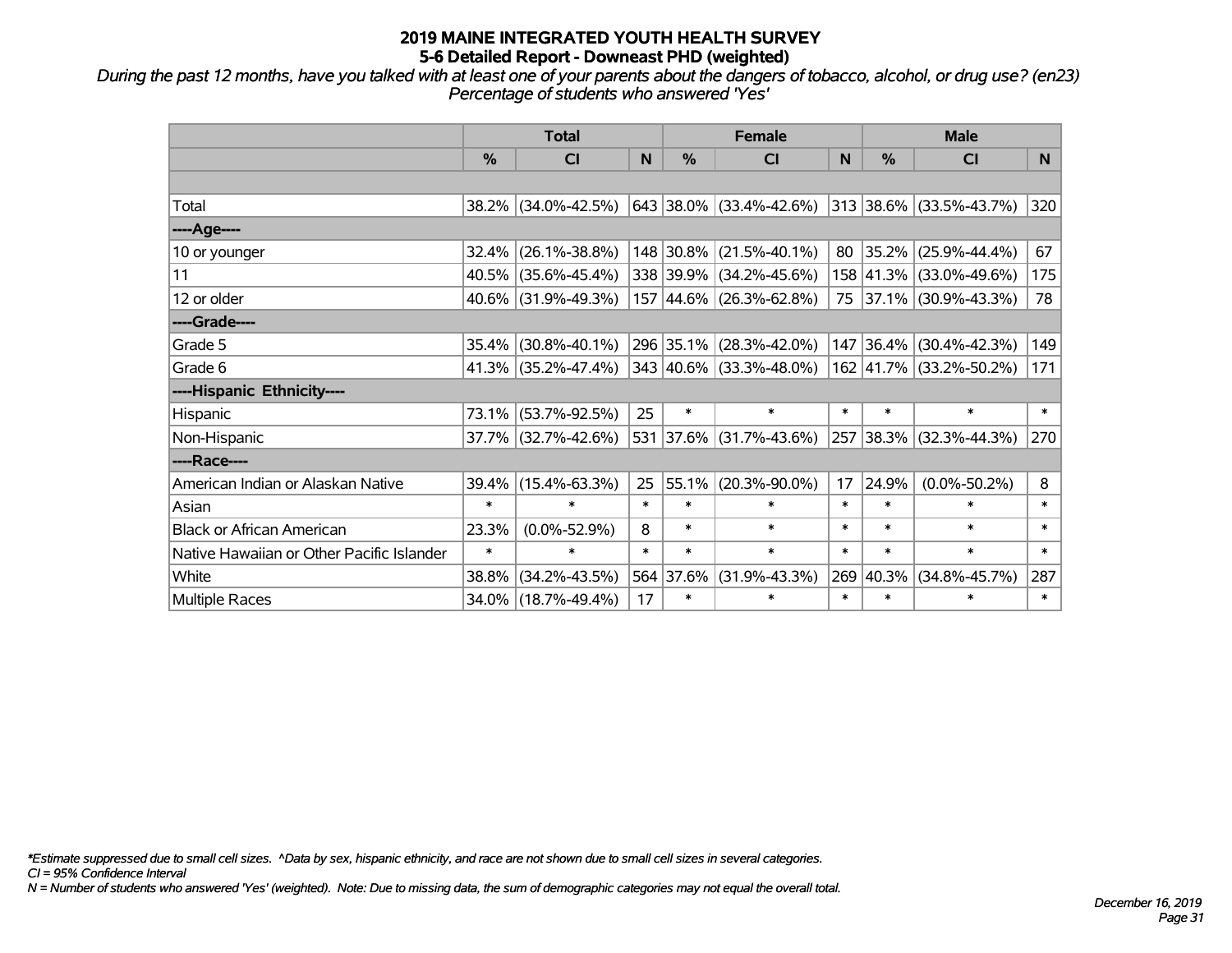# 2019 MAINE INTEGRATED YOUTH HEALTH SURVEY
## 5-6 Detailed Report - Downeast PHD (weighted)

*During the past 12 months, have you talked with at least one of your parents about the dangers of tobacco, alcohol, or drug use? (en23)*
*Percentage of students who answered 'Yes'*

| | Total | | | Female | | | Male | | |
|---|---|---|---|---|---|---|---|---|---|
| | % | CI | N | % | CI | N | % | CI | N |
| | | | | | | | | | |
| Total | 38.2% | (34.0%-42.5%) | 643 | 38.0% | (33.4%-42.6%) | 313 | 38.6% | (33.5%-43.7%) | 320 |
| ----Age---- | | | | | | | | | |
| 10 or younger | 32.4% | (26.1%-38.8%) | 148 | 30.8% | (21.5%-40.1%) | 80 | 35.2% | (25.9%-44.4%) | 67 |
| 11 | 40.5% | (35.6%-45.4%) | 338 | 39.9% | (34.2%-45.6%) | 158 | 41.3% | (33.0%-49.6%) | 175 |
| 12 or older | 40.6% | (31.9%-49.3%) | 157 | 44.6% | (26.3%-62.8%) | 75 | 37.1% | (30.9%-43.3%) | 78 |
| ----Grade---- | | | | | | | | | |
| Grade 5 | 35.4% | (30.8%-40.1%) | 296 | 35.1% | (28.3%-42.0%) | 147 | 36.4% | (30.4%-42.3%) | 149 |
| Grade 6 | 41.3% | (35.2%-47.4%) | 343 | 40.6% | (33.3%-48.0%) | 162 | 41.7% | (33.2%-50.2%) | 171 |
| ----Hispanic Ethnicity---- | | | | | | | | | |
| Hispanic | 73.1% | (53.7%-92.5%) | 25 | * | * | * | * | * | * |
| Non-Hispanic | 37.7% | (32.7%-42.6%) | 531 | 37.6% | (31.7%-43.6%) | 257 | 38.3% | (32.3%-44.3%) | 270 |
| ----Race---- | | | | | | | | | |
| American Indian or Alaskan Native | 39.4% | (15.4%-63.3%) | 25 | 55.1% | (20.3%-90.0%) | 17 | 24.9% | (0.0%-50.2%) | 8 |
| Asian | * | * | * | * | * | * | * | * | * |
| Black or African American | 23.3% | (0.0%-52.9%) | 8 | * | * | * | * | * | * |
| Native Hawaiian or Other Pacific Islander | * | * | * | * | * | * | * | * | * |
| White | 38.8% | (34.2%-43.5%) | 564 | 37.6% | (31.9%-43.3%) | 269 | 40.3% | (34.8%-45.7%) | 287 |
| Multiple Races | 34.0% | (18.7%-49.4%) | 17 | * | * | * | * | * | * |

*\*Estimate suppressed due to small cell sizes. ^Data by sex, hispanic ethnicity, and race are not shown due to small cell sizes in several categories.*
*CI = 95% Confidence Interval*
*N = Number of students who answered 'Yes' (weighted). Note: Due to missing data, the sum of demographic categories may not equal the overall total.*

*December 16, 2019*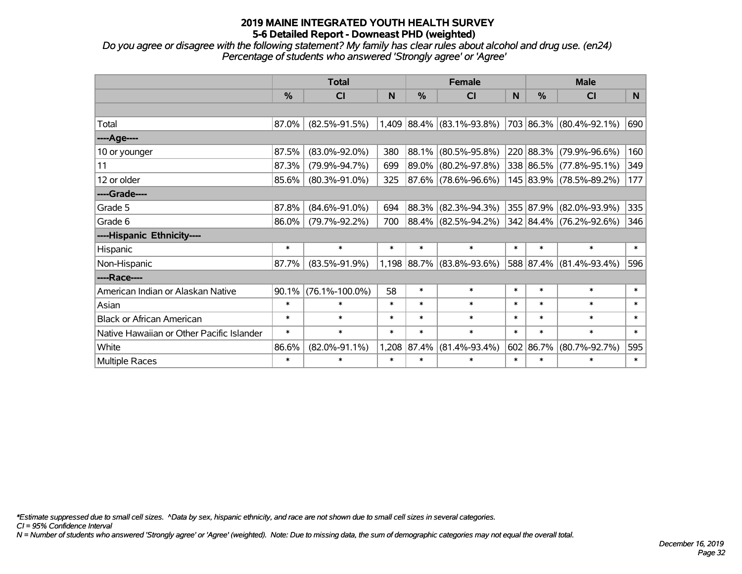# 2019 MAINE INTEGRATED YOUTH HEALTH SURVEY
## 5-6 Detailed Report - Downeast PHD (weighted)

*Do you agree or disagree with the following statement? My family has clear rules about alcohol and drug use. (en24)*
*Percentage of students who answered 'Strongly agree' or 'Agree'*

| | Total | | | Female | | | Male | | |
|---|---|---|---|---|---|---|---|---|---|
| | % | CI | N | % | CI | N | % | CI | N |
| Total | 87.0% | (82.5%-91.5%) | 1,409 | 88.4% | (83.1%-93.8%) | 703 | 86.3% | (80.4%-92.1%) | 690 |
| ----Age---- | | | | | | | | | |
| 10 or younger | 87.5% | (83.0%-92.0%) | 380 | 88.1% | (80.5%-95.8%) | 220 | 88.3% | (79.9%-96.6%) | 160 |
| 11 | 87.3% | (79.9%-94.7%) | 699 | 89.0% | (80.2%-97.8%) | 338 | 86.5% | (77.8%-95.1%) | 349 |
| 12 or older | 85.6% | (80.3%-91.0%) | 325 | 87.6% | (78.6%-96.6%) | 145 | 83.9% | (78.5%-89.2%) | 177 |
| ----Grade---- | | | | | | | | | |
| Grade 5 | 87.8% | (84.6%-91.0%) | 694 | 88.3% | (82.3%-94.3%) | 355 | 87.9% | (82.0%-93.9%) | 335 |
| Grade 6 | 86.0% | (79.7%-92.2%) | 700 | 88.4% | (82.5%-94.2%) | 342 | 84.4% | (76.2%-92.6%) | 346 |
| ----Hispanic Ethnicity---- | | | | | | | | | |
| Hispanic | * | * | * | * | * | * | * | * | * |
| Non-Hispanic | 87.7% | (83.5%-91.9%) | 1,198 | 88.7% | (83.8%-93.6%) | 588 | 87.4% | (81.4%-93.4%) | 596 |
| ----Race---- | | | | | | | | | |
| American Indian or Alaskan Native | 90.1% | (76.1%-100.0%) | 58 | * | * | * | * | * | * |
| Asian | * | * | * | * | * | * | * | * | * |
| Black or African American | * | * | * | * | * | * | * | * | * |
| Native Hawaiian or Other Pacific Islander | * | * | * | * | * | * | * | * | * |
| White | 86.6% | (82.0%-91.1%) | 1,208 | 87.4% | (81.4%-93.4%) | 602 | 86.7% | (80.7%-92.7%) | 595 |
| Multiple Races | * | * | * | * | * | * | * | * | * |

*\*Estimate suppressed due to small cell sizes. ^Data by sex, hispanic ethnicity, and race are not shown due to small cell sizes in several categories.*
*CI = 95% Confidence Interval*
*N = Number of students who answered 'Strongly agree' or 'Agree' (weighted). Note: Due to missing data, the sum of demographic categories may not equal the overall total.*

*December 16, 2019*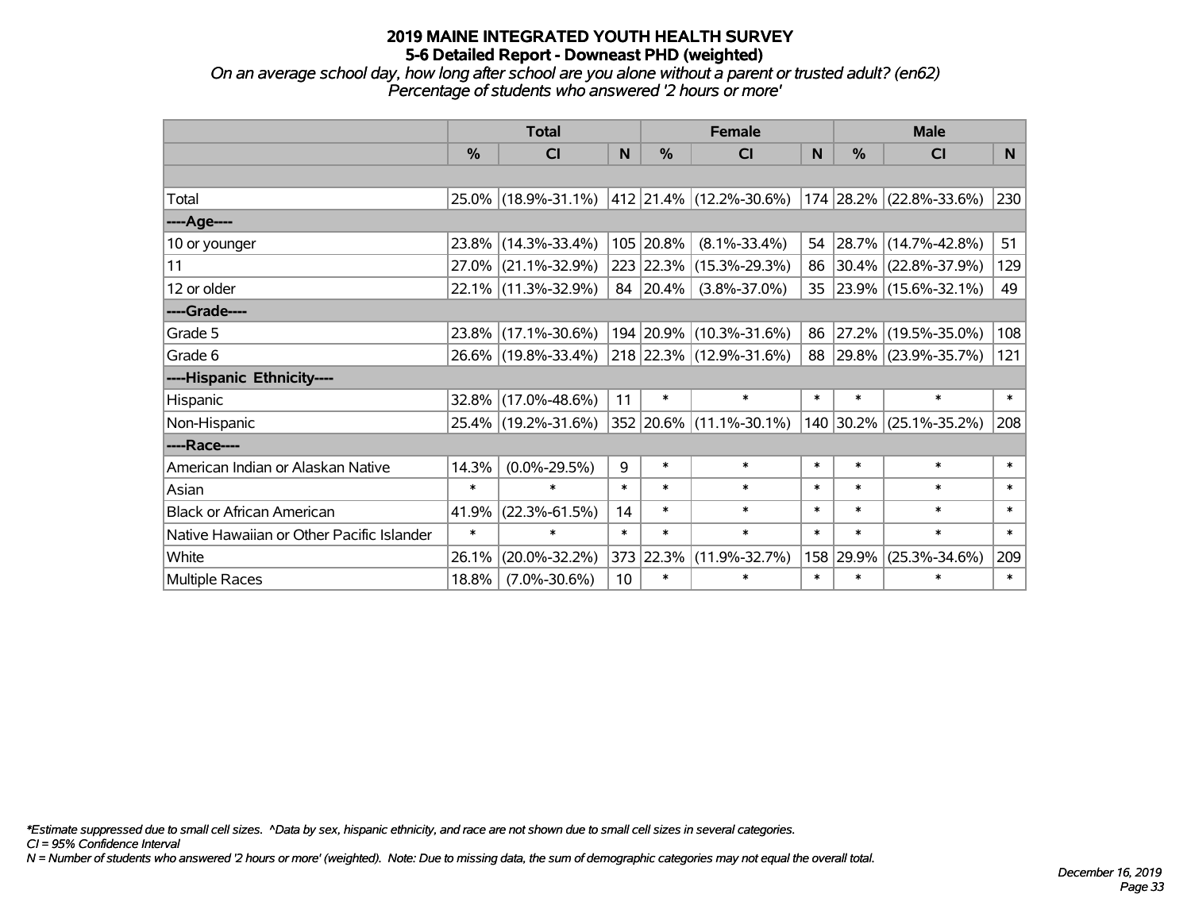# 2019 MAINE INTEGRATED YOUTH HEALTH SURVEY
## 5-6 Detailed Report - Downeast PHD (weighted)

*On an average school day, how long after school are you alone without a parent or trusted adult? (en62)*
*Percentage of students who answered '2 hours or more'*

| | Total | | | Female | | | Male | | |
|---|---|---|---|---|---|---|---|---|---|
| | % | CI | N | % | CI | N | % | CI | N |
| | | | | | | | | | |
| Total | 25.0% | (18.9%-31.1%) | 412 | 21.4% | (12.2%-30.6%) | 174 | 28.2% | (22.8%-33.6%) | 230 |
| ----Age---- | | | | | | | | | |
| 10 or younger | 23.8% | (14.3%-33.4%) | 105 | 20.8% | (8.1%-33.4%) | 54 | 28.7% | (14.7%-42.8%) | 51 |
| 11 | 27.0% | (21.1%-32.9%) | 223 | 22.3% | (15.3%-29.3%) | 86 | 30.4% | (22.8%-37.9%) | 129 |
| 12 or older | 22.1% | (11.3%-32.9%) | 84 | 20.4% | (3.8%-37.0%) | 35 | 23.9% | (15.6%-32.1%) | 49 |
| ----Grade---- | | | | | | | | | |
| Grade 5 | 23.8% | (17.1%-30.6%) | 194 | 20.9% | (10.3%-31.6%) | 86 | 27.2% | (19.5%-35.0%) | 108 |
| Grade 6 | 26.6% | (19.8%-33.4%) | 218 | 22.3% | (12.9%-31.6%) | 88 | 29.8% | (23.9%-35.7%) | 121 |
| ----Hispanic Ethnicity---- | | | | | | | | | |
| Hispanic | 32.8% | (17.0%-48.6%) | 11 | * | * | * | * | * | * |
| Non-Hispanic | 25.4% | (19.2%-31.6%) | 352 | 20.6% | (11.1%-30.1%) | 140 | 30.2% | (25.1%-35.2%) | 208 |
| ----Race---- | | | | | | | | | |
| American Indian or Alaskan Native | 14.3% | (0.0%-29.5%) | 9 | * | * | * | * | * | * |
| Asian | * | * | * | * | * | * | * | * | * |
| Black or African American | 41.9% | (22.3%-61.5%) | 14 | * | * | * | * | * | * |
| Native Hawaiian or Other Pacific Islander | * | * | * | * | * | * | * | * | * |
| White | 26.1% | (20.0%-32.2%) | 373 | 22.3% | (11.9%-32.7%) | 158 | 29.9% | (25.3%-34.6%) | 209 |
| Multiple Races | 18.8% | (7.0%-30.6%) | 10 | * | * | * | * | * | * |

*\*Estimate suppressed due to small cell sizes. ^Data by sex, hispanic ethnicity, and race are not shown due to small cell sizes in several categories.*
*CI = 95% Confidence Interval*
*N = Number of students who answered '2 hours or more' (weighted). Note: Due to missing data, the sum of demographic categories may not equal the overall total.*

*December 16, 2019*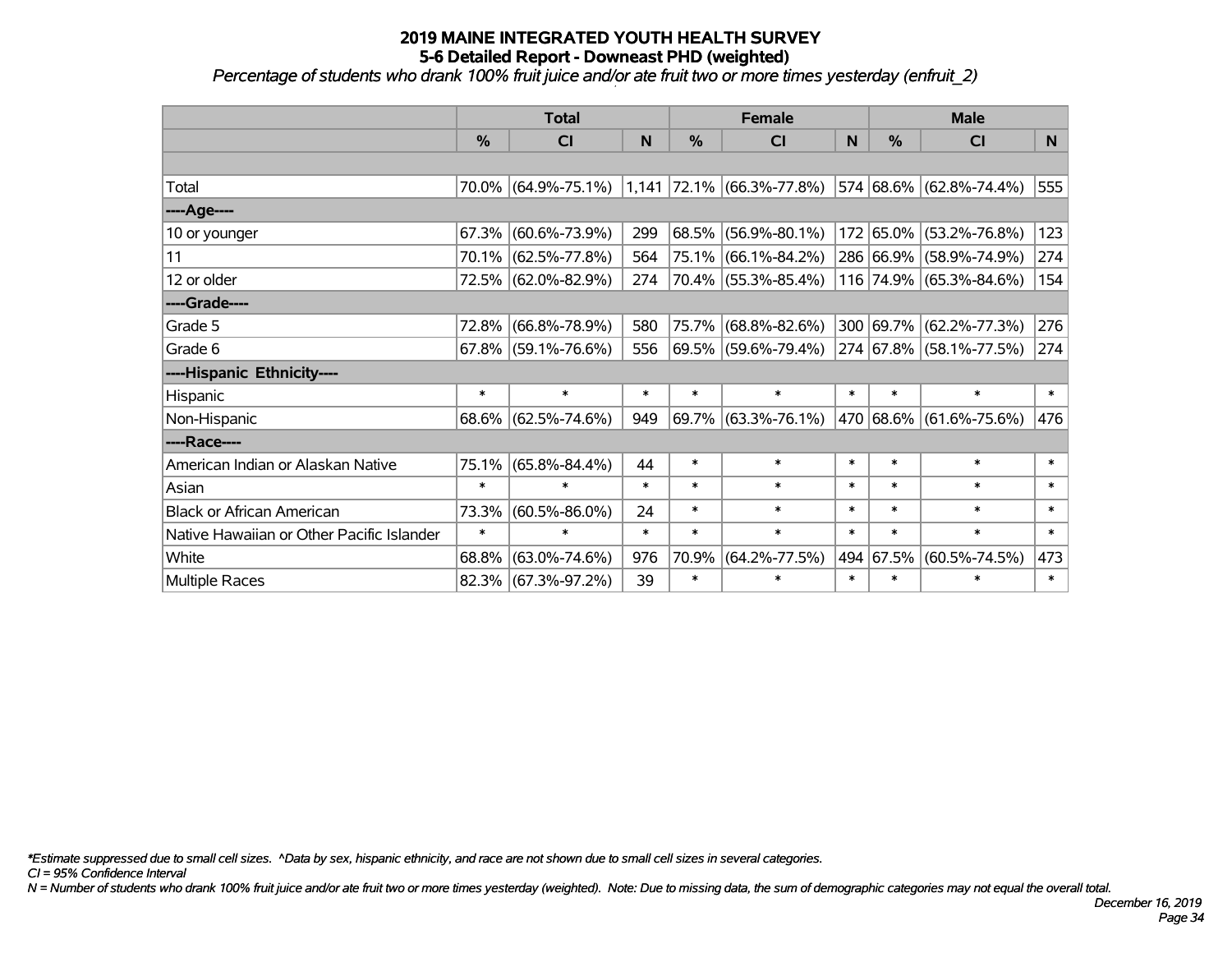# 2019 MAINE INTEGRATED YOUTH HEALTH SURVEY
## 5-6 Detailed Report - Downeast PHD (weighted)

*Percentage of students who drank 100% fruit juice and/or ate fruit two or more times yesterday (enfruit_2)*

| | Total | | | Female | | | Male | | |
|---|---|---|---|---|---|---|---|---|---|
| | % | CI | N | % | CI | N | % | CI | N |
| | | | | | | | | | |
| Total | 70.0% | (64.9%-75.1%) | 1,141 | 72.1% | (66.3%-77.8%) | 574 | 68.6% | (62.8%-74.4%) | 555 |
| ----Age---- | | | | | | | | | |
| 10 or younger | 67.3% | (60.6%-73.9%) | 299 | 68.5% | (56.9%-80.1%) | 172 | 65.0% | (53.2%-76.8%) | 123 |
| 11 | 70.1% | (62.5%-77.8%) | 564 | 75.1% | (66.1%-84.2%) | 286 | 66.9% | (58.9%-74.9%) | 274 |
| 12 or older | 72.5% | (62.0%-82.9%) | 274 | 70.4% | (55.3%-85.4%) | 116 | 74.9% | (65.3%-84.6%) | 154 |
| ----Grade---- | | | | | | | | | |
| Grade 5 | 72.8% | (66.8%-78.9%) | 580 | 75.7% | (68.8%-82.6%) | 300 | 69.7% | (62.2%-77.3%) | 276 |
| Grade 6 | 67.8% | (59.1%-76.6%) | 556 | 69.5% | (59.6%-79.4%) | 274 | 67.8% | (58.1%-77.5%) | 274 |
| ----Hispanic Ethnicity---- | | | | | | | | | |
| Hispanic | * | * | * | * | * | * | * | * | * |
| Non-Hispanic | 68.6% | (62.5%-74.6%) | 949 | 69.7% | (63.3%-76.1%) | 470 | 68.6% | (61.6%-75.6%) | 476 |
| ----Race---- | | | | | | | | | |
| American Indian or Alaskan Native | 75.1% | (65.8%-84.4%) | 44 | * | * | * | * | * | * |
| Asian | * | * | * | * | * | * | * | * | * |
| Black or African American | 73.3% | (60.5%-86.0%) | 24 | * | * | * | * | * | * |
| Native Hawaiian or Other Pacific Islander | * | * | * | * | * | * | * | * | * |
| White | 68.8% | (63.0%-74.6%) | 976 | 70.9% | (64.2%-77.5%) | 494 | 67.5% | (60.5%-74.5%) | 473 |
| Multiple Races | 82.3% | (67.3%-97.2%) | 39 | * | * | * | * | * | * |

*\*Estimate suppressed due to small cell sizes. ^Data by sex, hispanic ethnicity, and race are not shown due to small cell sizes in several categories.*

*CI = 95% Confidence Interval*

*N = Number of students who drank 100% fruit juice and/or ate fruit two or more times yesterday (weighted). Note: Due to missing data, the sum of demographic categories may not equal the overall total.*

*December 16, 2019*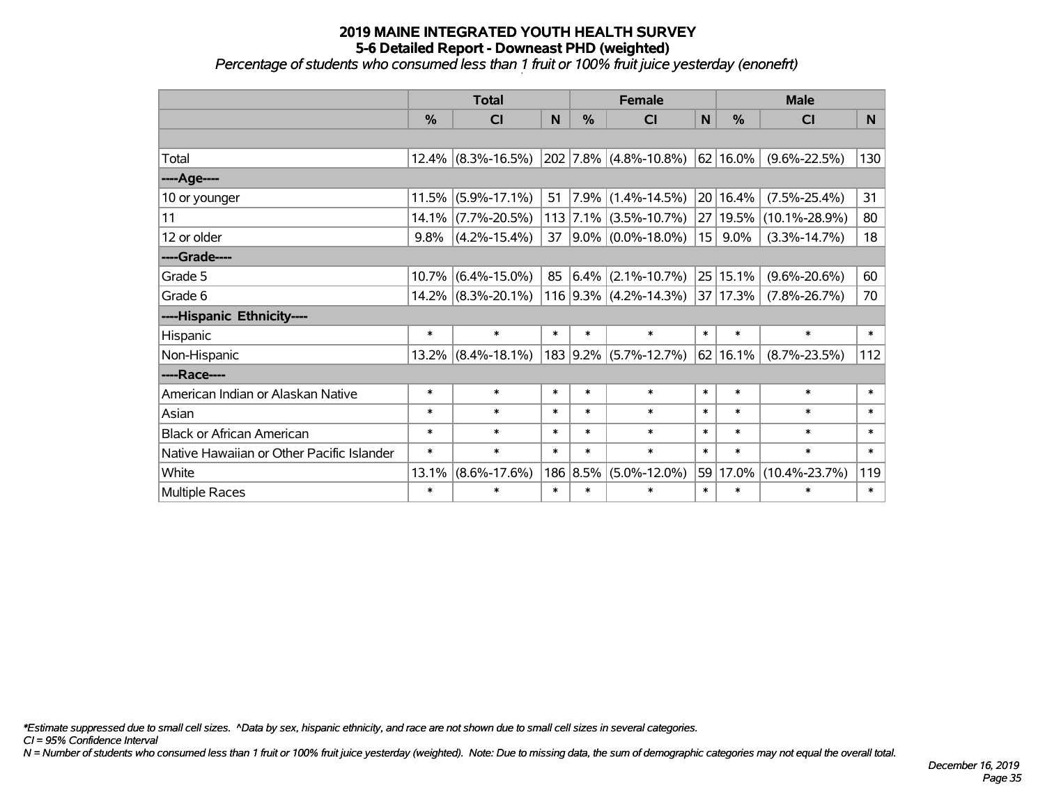**2019 MAINE INTEGRATED YOUTH HEALTH SURVEY**
**5-6 Detailed Report - Downeast PHD (weighted)**
*Percentage of students who consumed less than 1 fruit or 100% fruit juice yesterday (enonefrt)*

| | Total | | | Female | | | Male | | |
|---|---|---|---|---|---|---|---|---|---|
| | % | CI | N | % | CI | N | % | CI | N |
| | | | | | | | | | |
| Total | 12.4% | (8.3%-16.5%) | 202 | 7.8% | (4.8%-10.8%) | 62 | 16.0% | (9.6%-22.5%) | 130 |
| ----Age---- | | | | | | | | | |
| 10 or younger | 11.5% | (5.9%-17.1%) | 51 | 7.9% | (1.4%-14.5%) | 20 | 16.4% | (7.5%-25.4%) | 31 |
| 11 | 14.1% | (7.7%-20.5%) | 113 | 7.1% | (3.5%-10.7%) | 27 | 19.5% | (10.1%-28.9%) | 80 |
| 12 or older | 9.8% | (4.2%-15.4%) | 37 | 9.0% | (0.0%-18.0%) | 15 | 9.0% | (3.3%-14.7%) | 18 |
| ----Grade---- | | | | | | | | | |
| Grade 5 | 10.7% | (6.4%-15.0%) | 85 | 6.4% | (2.1%-10.7%) | 25 | 15.1% | (9.6%-20.6%) | 60 |
| Grade 6 | 14.2% | (8.3%-20.1%) | 116 | 9.3% | (4.2%-14.3%) | 37 | 17.3% | (7.8%-26.7%) | 70 |
| ----Hispanic Ethnicity---- | | | | | | | | | |
| Hispanic | * | * | * | * | * | * | * | * | * |
| Non-Hispanic | 13.2% | (8.4%-18.1%) | 183 | 9.2% | (5.7%-12.7%) | 62 | 16.1% | (8.7%-23.5%) | 112 |
| ----Race---- | | | | | | | | | |
| American Indian or Alaskan Native | * | * | * | * | * | * | * | * | * |
| Asian | * | * | * | * | * | * | * | * | * |
| Black or African American | * | * | * | * | * | * | * | * | * |
| Native Hawaiian or Other Pacific Islander | * | * | * | * | * | * | * | * | * |
| White | 13.1% | (8.6%-17.6%) | 186 | 8.5% | (5.0%-12.0%) | 59 | 17.0% | (10.4%-23.7%) | 119 |
| Multiple Races | * | * | * | * | * | * | * | * | * |

*\*Estimate suppressed due to small cell sizes. ^Data by sex, hispanic ethnicity, and race are not shown due to small cell sizes in several categories.*
*CI = 95% Confidence Interval*
*N = Number of students who consumed less than 1 fruit or 100% fruit juice yesterday (weighted). Note: Due to missing data, the sum of demographic categories may not equal the overall total.*

*December 16, 2019*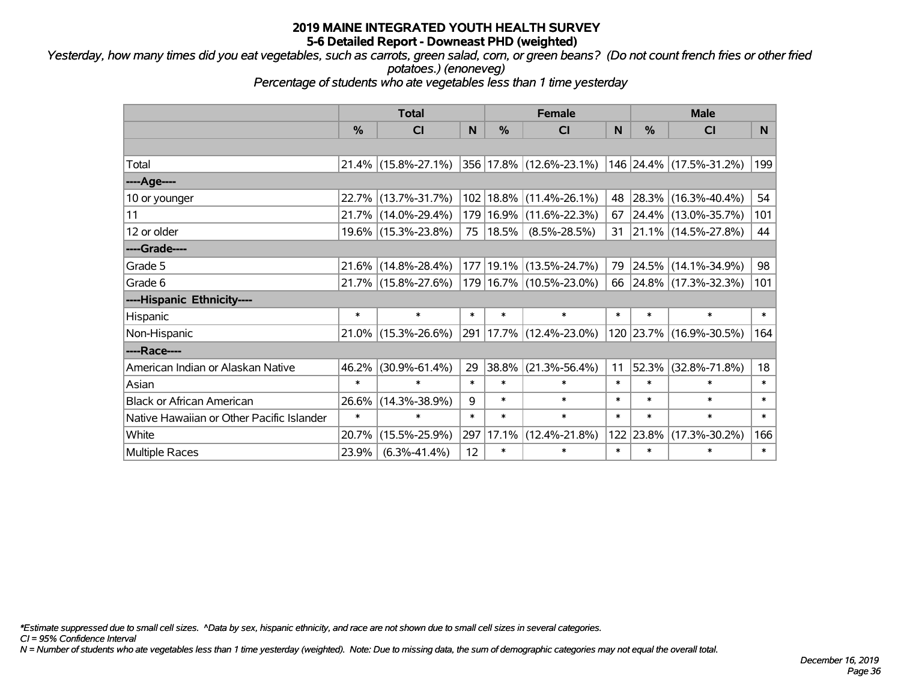# 2019 MAINE INTEGRATED YOUTH HEALTH SURVEY
## 5-6 Detailed Report - Downeast PHD (weighted)

*Yesterday, how many times did you eat vegetables, such as carrots, green salad, corn, or green beans? (Do not count french fries or other fried potatoes.) (enoneveg)*

*Percentage of students who ate vegetables less than 1 time yesterday*

| | Total | | | Female | | | Male | | |
|---|---|---|---|---|---|---|---|---|---|
| | % | CI | N | % | CI | N | % | CI | N |
| | | | | | | | | | |
| Total | 21.4% | (15.8%-27.1%) | 356 | 17.8% | (12.6%-23.1%) | 146 | 24.4% | (17.5%-31.2%) | 199 |
| ----Age---- | | | | | | | | | |
| 10 or younger | 22.7% | (13.7%-31.7%) | 102 | 18.8% | (11.4%-26.1%) | 48 | 28.3% | (16.3%-40.4%) | 54 |
| 11 | 21.7% | (14.0%-29.4%) | 179 | 16.9% | (11.6%-22.3%) | 67 | 24.4% | (13.0%-35.7%) | 101 |
| 12 or older | 19.6% | (15.3%-23.8%) | 75 | 18.5% | (8.5%-28.5%) | 31 | 21.1% | (14.5%-27.8%) | 44 |
| ----Grade---- | | | | | | | | | |
| Grade 5 | 21.6% | (14.8%-28.4%) | 177 | 19.1% | (13.5%-24.7%) | 79 | 24.5% | (14.1%-34.9%) | 98 |
| Grade 6 | 21.7% | (15.8%-27.6%) | 179 | 16.7% | (10.5%-23.0%) | 66 | 24.8% | (17.3%-32.3%) | 101 |
| ----Hispanic Ethnicity---- | | | | | | | | | |
| Hispanic | * | * | * | * | * | * | * | * | * |
| Non-Hispanic | 21.0% | (15.3%-26.6%) | 291 | 17.7% | (12.4%-23.0%) | 120 | 23.7% | (16.9%-30.5%) | 164 |
| ----Race---- | | | | | | | | | |
| American Indian or Alaskan Native | 46.2% | (30.9%-61.4%) | 29 | 38.8% | (21.3%-56.4%) | 11 | 52.3% | (32.8%-71.8%) | 18 |
| Asian | * | * | * | * | * | * | * | * | * |
| Black or African American | 26.6% | (14.3%-38.9%) | 9 | * | * | * | * | * | * |
| Native Hawaiian or Other Pacific Islander | * | * | * | * | * | * | * | * | * |
| White | 20.7% | (15.5%-25.9%) | 297 | 17.1% | (12.4%-21.8%) | 122 | 23.8% | (17.3%-30.2%) | 166 |
| Multiple Races | 23.9% | (6.3%-41.4%) | 12 | * | * | * | * | * | * |

*\*Estimate suppressed due to small cell sizes. ^Data by sex, hispanic ethnicity, and race are not shown due to small cell sizes in several categories.*

*CI = 95% Confidence Interval*

*N = Number of students who ate vegetables less than 1 time yesterday (weighted). Note: Due to missing data, the sum of demographic categories may not equal the overall total.*

*December 16, 2019*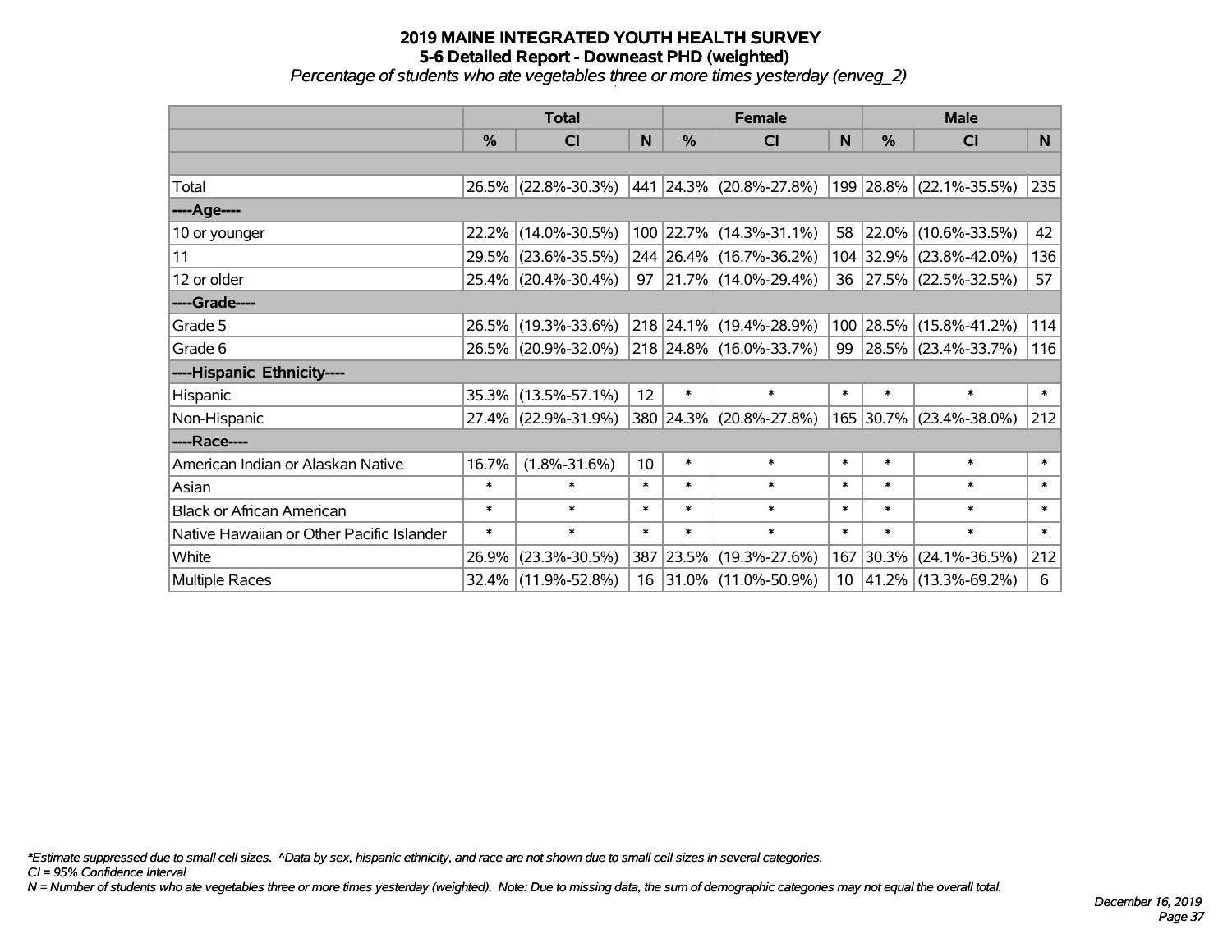# 2019 MAINE INTEGRATED YOUTH HEALTH SURVEY
## 5-6 Detailed Report - Downeast PHD (weighted)
*Percentage of students who ate vegetables three or more times yesterday (enveg_2)*

| | Total | | | Female | | | Male | | |
|---|---|---|---|---|---|---|---|---|---|
| | % | CI | N | % | CI | N | % | CI | N |
| | | | | | | | | | |
| Total | 26.5% | (22.8%-30.3%) | 441 | 24.3% | (20.8%-27.8%) | 199 | 28.8% | (22.1%-35.5%) | 235 |
| ----Age---- | | | | | | | | | |
| 10 or younger | 22.2% | (14.0%-30.5%) | 100 | 22.7% | (14.3%-31.1%) | 58 | 22.0% | (10.6%-33.5%) | 42 |
| 11 | 29.5% | (23.6%-35.5%) | 244 | 26.4% | (16.7%-36.2%) | 104 | 32.9% | (23.8%-42.0%) | 136 |
| 12 or older | 25.4% | (20.4%-30.4%) | 97 | 21.7% | (14.0%-29.4%) | 36 | 27.5% | (22.5%-32.5%) | 57 |
| ----Grade---- | | | | | | | | | |
| Grade 5 | 26.5% | (19.3%-33.6%) | 218 | 24.1% | (19.4%-28.9%) | 100 | 28.5% | (15.8%-41.2%) | 114 |
| Grade 6 | 26.5% | (20.9%-32.0%) | 218 | 24.8% | (16.0%-33.7%) | 99 | 28.5% | (23.4%-33.7%) | 116 |
| ----Hispanic Ethnicity---- | | | | | | | | | |
| Hispanic | 35.3% | (13.5%-57.1%) | 12 | * | * | * | * | * | * |
| Non-Hispanic | 27.4% | (22.9%-31.9%) | 380 | 24.3% | (20.8%-27.8%) | 165 | 30.7% | (23.4%-38.0%) | 212 |
| ----Race---- | | | | | | | | | |
| American Indian or Alaskan Native | 16.7% | (1.8%-31.6%) | 10 | * | * | * | * | * | * |
| Asian | * | * | * | * | * | * | * | * | * |
| Black or African American | * | * | * | * | * | * | * | * | * |
| Native Hawaiian or Other Pacific Islander | * | * | * | * | * | * | * | * | * |
| White | 26.9% | (23.3%-30.5%) | 387 | 23.5% | (19.3%-27.6%) | 167 | 30.3% | (24.1%-36.5%) | 212 |
| Multiple Races | 32.4% | (11.9%-52.8%) | 16 | 31.0% | (11.0%-50.9%) | 10 | 41.2% | (13.3%-69.2%) | 6 |

*\*Estimate suppressed due to small cell sizes. ^Data by sex, hispanic ethnicity, and race are not shown due to small cell sizes in several categories.*
*CI = 95% Confidence Interval*
*N = Number of students who ate vegetables three or more times yesterday (weighted). Note: Due to missing data, the sum of demographic categories may not equal the overall total.*

*December 16, 2019*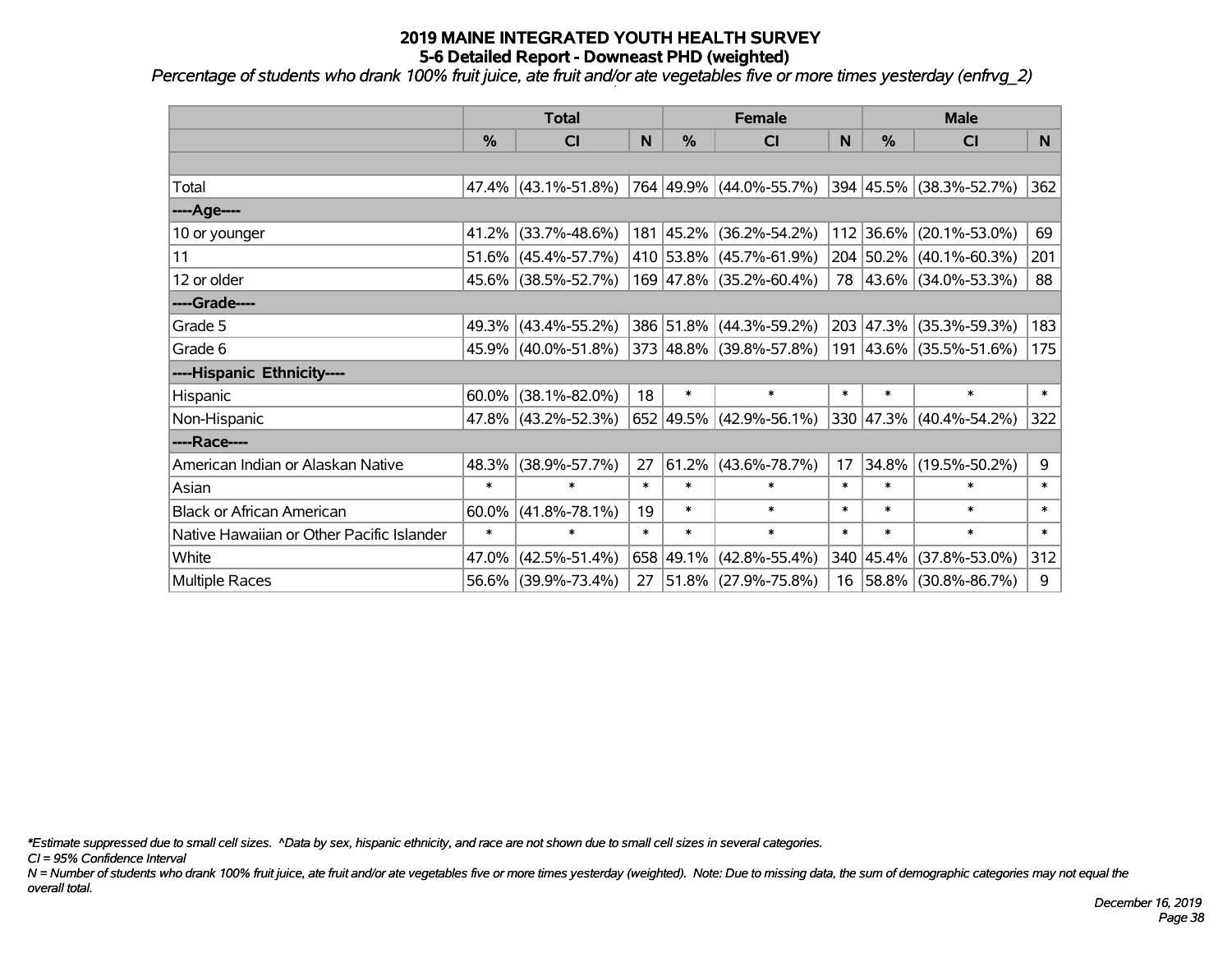# 2019 MAINE INTEGRATED YOUTH HEALTH SURVEY
## 5-6 Detailed Report - Downeast PHD (weighted)

*Percentage of students who drank 100% fruit juice, ate fruit and/or ate vegetables five or more times yesterday (enfrvg_2)*

| | Total | | | Female | | | Male | | |
|---|---|---|---|---|---|---|---|---|---|
| | % | CI | N | % | CI | N | % | CI | N |
| | | | | | | | | | |
| Total | 47.4% | (43.1%-51.8%) | 764 | 49.9% | (44.0%-55.7%) | 394 | 45.5% | (38.3%-52.7%) | 362 |
| ----Age---- | | | | | | | | | |
| 10 or younger | 41.2% | (33.7%-48.6%) | 181 | 45.2% | (36.2%-54.2%) | 112 | 36.6% | (20.1%-53.0%) | 69 |
| 11 | 51.6% | (45.4%-57.7%) | 410 | 53.8% | (45.7%-61.9%) | 204 | 50.2% | (40.1%-60.3%) | 201 |
| 12 or older | 45.6% | (38.5%-52.7%) | 169 | 47.8% | (35.2%-60.4%) | 78 | 43.6% | (34.0%-53.3%) | 88 |
| ----Grade---- | | | | | | | | | |
| Grade 5 | 49.3% | (43.4%-55.2%) | 386 | 51.8% | (44.3%-59.2%) | 203 | 47.3% | (35.3%-59.3%) | 183 |
| Grade 6 | 45.9% | (40.0%-51.8%) | 373 | 48.8% | (39.8%-57.8%) | 191 | 43.6% | (35.5%-51.6%) | 175 |
| ----Hispanic Ethnicity---- | | | | | | | | | |
| Hispanic | 60.0% | (38.1%-82.0%) | 18 | * | * | * | * | * | * |
| Non-Hispanic | 47.8% | (43.2%-52.3%) | 652 | 49.5% | (42.9%-56.1%) | 330 | 47.3% | (40.4%-54.2%) | 322 |
| ----Race---- | | | | | | | | | |
| American Indian or Alaskan Native | 48.3% | (38.9%-57.7%) | 27 | 61.2% | (43.6%-78.7%) | 17 | 34.8% | (19.5%-50.2%) | 9 |
| Asian | * | * | * | * | * | * | * | * | * |
| Black or African American | 60.0% | (41.8%-78.1%) | 19 | * | * | * | * | * | * |
| Native Hawaiian or Other Pacific Islander | * | * | * | * | * | * | * | * | * |
| White | 47.0% | (42.5%-51.4%) | 658 | 49.1% | (42.8%-55.4%) | 340 | 45.4% | (37.8%-53.0%) | 312 |
| Multiple Races | 56.6% | (39.9%-73.4%) | 27 | 51.8% | (27.9%-75.8%) | 16 | 58.8% | (30.8%-86.7%) | 9 |

*\*Estimate suppressed due to small cell sizes. ^Data by sex, hispanic ethnicity, and race are not shown due to small cell sizes in several categories.*

*CI = 95% Confidence Interval*

*N = Number of students who drank 100% fruit juice, ate fruit and/or ate vegetables five or more times yesterday (weighted). Note: Due to missing data, the sum of demographic categories may not equal the overall total.*

*December 16, 2019*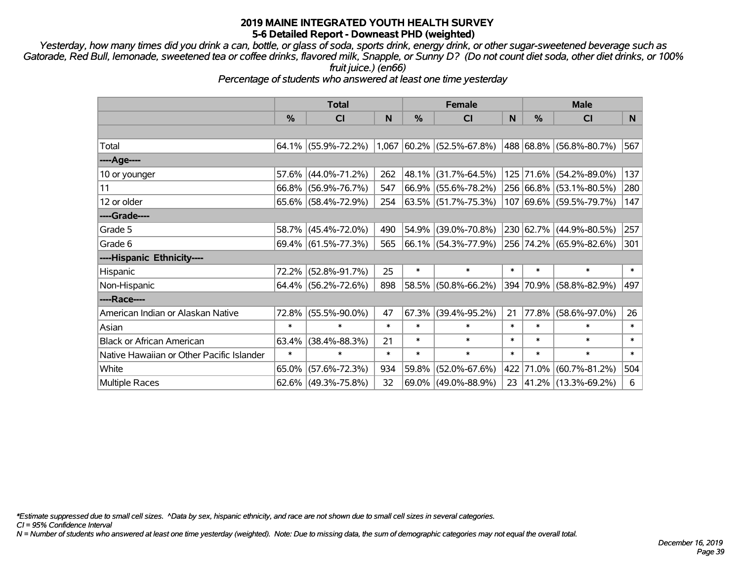# 2019 MAINE INTEGRATED YOUTH HEALTH SURVEY
## 5-6 Detailed Report - Downeast PHD (weighted)

*Yesterday, how many times did you drink a can, bottle, or glass of soda, sports drink, energy drink, or other sugar-sweetened beverage such as Gatorade, Red Bull, lemonade, sweetened tea or coffee drinks, flavored milk, Snapple, or Sunny D? (Do not count diet soda, other diet drinks, or 100% fruit juice.) (en66)*

*Percentage of students who answered at least one time yesterday*

| | Total | | | Female | | | Male | | |
|---|---|---|---|---|---|---|---|---|---|
| | % | CI | N | % | CI | N | % | CI | N |
| Total | 64.1% | (55.9%-72.2%) | 1,067 | 60.2% | (52.5%-67.8%) | 488 | 68.8% | (56.8%-80.7%) | 567 |
| ----Age---- | | | | | | | | | |
| 10 or younger | 57.6% | (44.0%-71.2%) | 262 | 48.1% | (31.7%-64.5%) | 125 | 71.6% | (54.2%-89.0%) | 137 |
| 11 | 66.8% | (56.9%-76.7%) | 547 | 66.9% | (55.6%-78.2%) | 256 | 66.8% | (53.1%-80.5%) | 280 |
| 12 or older | 65.6% | (58.4%-72.9%) | 254 | 63.5% | (51.7%-75.3%) | 107 | 69.6% | (59.5%-79.7%) | 147 |
| ----Grade---- | | | | | | | | | |
| Grade 5 | 58.7% | (45.4%-72.0%) | 490 | 54.9% | (39.0%-70.8%) | 230 | 62.7% | (44.9%-80.5%) | 257 |
| Grade 6 | 69.4% | (61.5%-77.3%) | 565 | 66.1% | (54.3%-77.9%) | 256 | 74.2% | (65.9%-82.6%) | 301 |
| ----Hispanic Ethnicity---- | | | | | | | | | |
| Hispanic | 72.2% | (52.8%-91.7%) | 25 | * | * | * | * | * | * |
| Non-Hispanic | 64.4% | (56.2%-72.6%) | 898 | 58.5% | (50.8%-66.2%) | 394 | 70.9% | (58.8%-82.9%) | 497 |
| ----Race---- | | | | | | | | | |
| American Indian or Alaskan Native | 72.8% | (55.5%-90.0%) | 47 | 67.3% | (39.4%-95.2%) | 21 | 77.8% | (58.6%-97.0%) | 26 |
| Asian | * | * | * | * | * | * | * | * | * |
| Black or African American | 63.4% | (38.4%-88.3%) | 21 | * | * | * | * | * | * |
| Native Hawaiian or Other Pacific Islander | * | * | * | * | * | * | * | * | * |
| White | 65.0% | (57.6%-72.3%) | 934 | 59.8% | (52.0%-67.6%) | 422 | 71.0% | (60.7%-81.2%) | 504 |
| Multiple Races | 62.6% | (49.3%-75.8%) | 32 | 69.0% | (49.0%-88.9%) | 23 | 41.2% | (13.3%-69.2%) | 6 |

*\*Estimate suppressed due to small cell sizes. ^Data by sex, hispanic ethnicity, and race are not shown due to small cell sizes in several categories.*

*CI = 95% Confidence Interval*

*N = Number of students who answered at least one time yesterday (weighted). Note: Due to missing data, the sum of demographic categories may not equal the overall total.*

*December 16, 2019*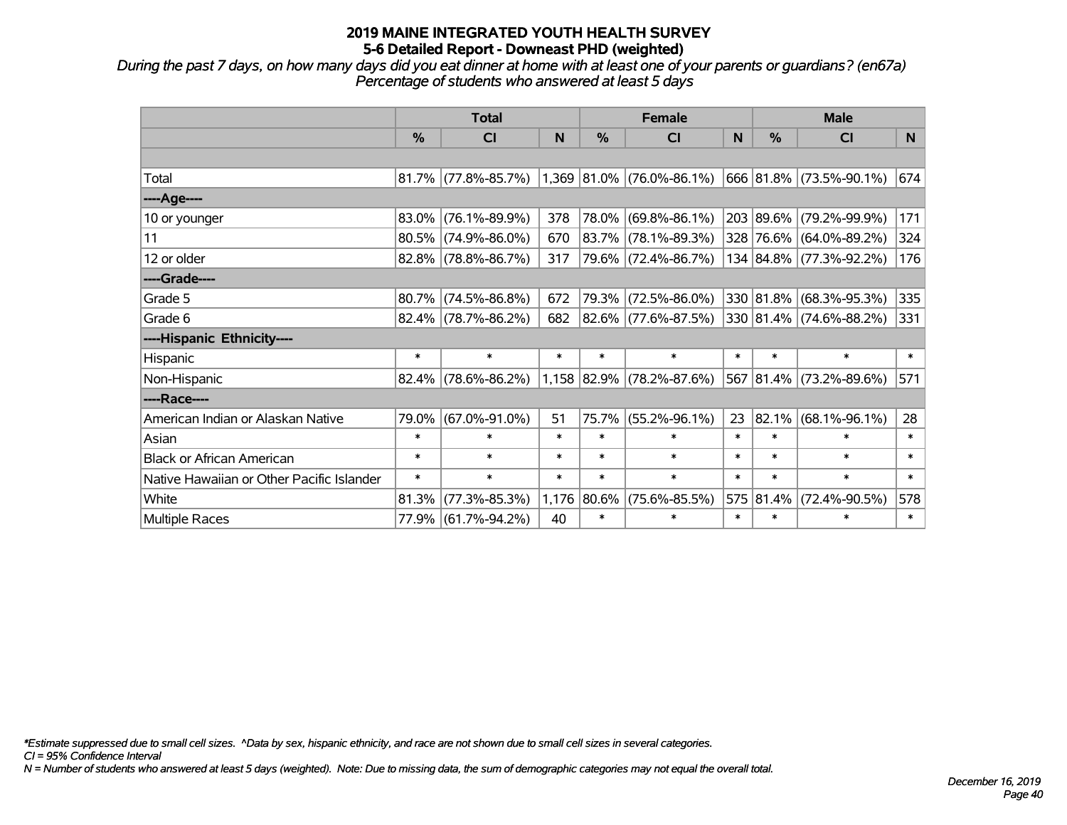# 2019 MAINE INTEGRATED YOUTH HEALTH SURVEY
## 5-6 Detailed Report - Downeast PHD (weighted)

*During the past 7 days, on how many days did you eat dinner at home with at least one of your parents or guardians? (en67a)*
*Percentage of students who answered at least 5 days*

| | Total | | | Female | | | Male | | |
|---|---|---|---|---|---|---|---|---|---|
| | % | CI | N | % | CI | N | % | CI | N |
| | | | | | | | | | |
| Total | 81.7% | (77.8%-85.7%) | 1,369 | 81.0% | (76.0%-86.1%) | 666 | 81.8% | (73.5%-90.1%) | 674 |
| ----Age---- | | | | | | | | | |
| 10 or younger | 83.0% | (76.1%-89.9%) | 378 | 78.0% | (69.8%-86.1%) | 203 | 89.6% | (79.2%-99.9%) | 171 |
| 11 | 80.5% | (74.9%-86.0%) | 670 | 83.7% | (78.1%-89.3%) | 328 | 76.6% | (64.0%-89.2%) | 324 |
| 12 or older | 82.8% | (78.8%-86.7%) | 317 | 79.6% | (72.4%-86.7%) | 134 | 84.8% | (77.3%-92.2%) | 176 |
| ----Grade---- | | | | | | | | | |
| Grade 5 | 80.7% | (74.5%-86.8%) | 672 | 79.3% | (72.5%-86.0%) | 330 | 81.8% | (68.3%-95.3%) | 335 |
| Grade 6 | 82.4% | (78.7%-86.2%) | 682 | 82.6% | (77.6%-87.5%) | 330 | 81.4% | (74.6%-88.2%) | 331 |
| ----Hispanic Ethnicity---- | | | | | | | | | |
| Hispanic | * | * | * | * | * | * | * | * | * |
| Non-Hispanic | 82.4% | (78.6%-86.2%) | 1,158 | 82.9% | (78.2%-87.6%) | 567 | 81.4% | (73.2%-89.6%) | 571 |
| ----Race---- | | | | | | | | | |
| American Indian or Alaskan Native | 79.0% | (67.0%-91.0%) | 51 | 75.7% | (55.2%-96.1%) | 23 | 82.1% | (68.1%-96.1%) | 28 |
| Asian | * | * | * | * | * | * | * | * | * |
| Black or African American | * | * | * | * | * | * | * | * | * |
| Native Hawaiian or Other Pacific Islander | * | * | * | * | * | * | * | * | * |
| White | 81.3% | (77.3%-85.3%) | 1,176 | 80.6% | (75.6%-85.5%) | 575 | 81.4% | (72.4%-90.5%) | 578 |
| Multiple Races | 77.9% | (61.7%-94.2%) | 40 | * | * | * | * | * | * |

*\*Estimate suppressed due to small cell sizes. ^Data by sex, hispanic ethnicity, and race are not shown due to small cell sizes in several categories.*
*CI = 95% Confidence Interval*
*N = Number of students who answered at least 5 days (weighted). Note: Due to missing data, the sum of demographic categories may not equal the overall total.*

*December 16, 2019*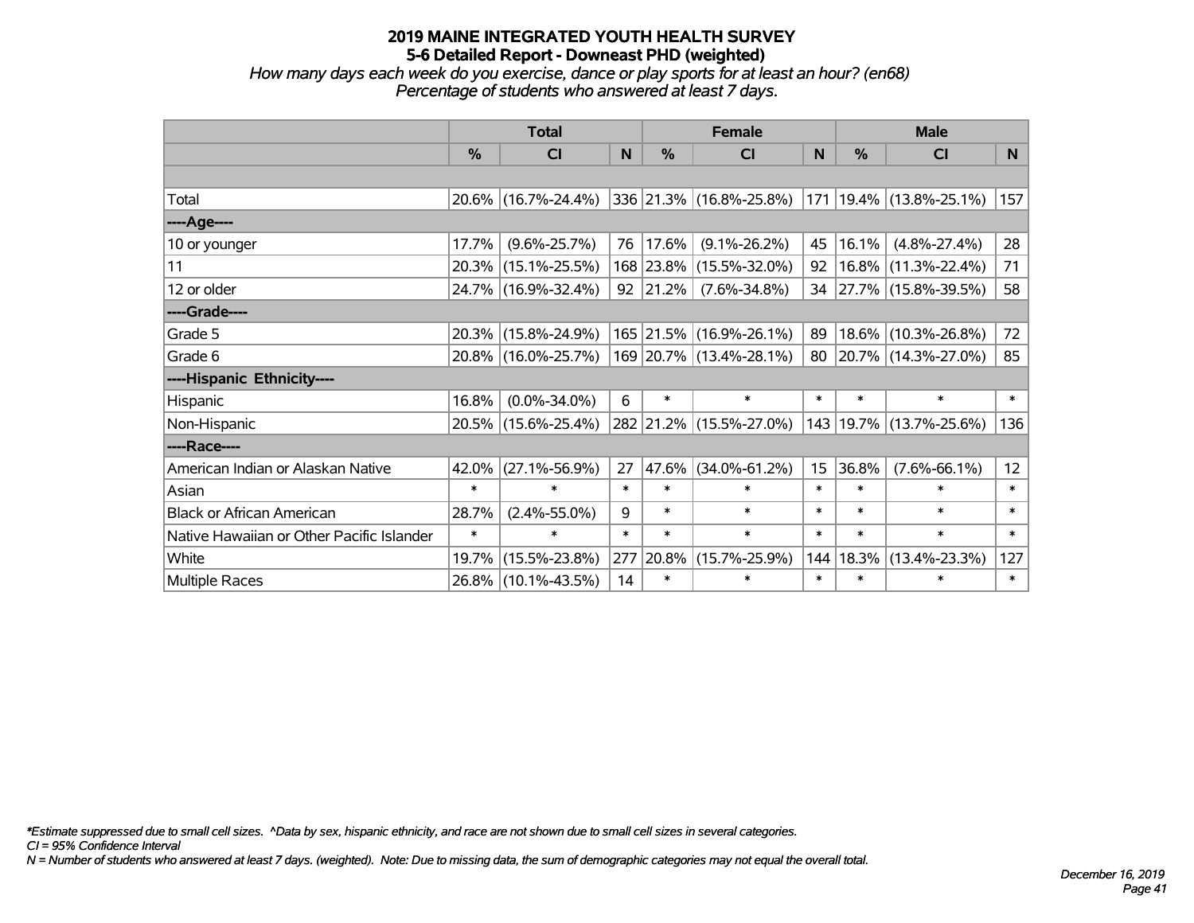# 2019 MAINE INTEGRATED YOUTH HEALTH SURVEY
## 5-6 Detailed Report - Downeast PHD (weighted)

*How many days each week do you exercise, dance or play sports for at least an hour? (en68)*
*Percentage of students who answered at least 7 days.*

| | Total | | | Female | | | Male | | |
|---|---|---|---|---|---|---|---|---|---|
| | % | CI | N | % | CI | N | % | CI | N |
| Total | 20.6% | (16.7%-24.4%) | 336 | 21.3% | (16.8%-25.8%) | 171 | 19.4% | (13.8%-25.1%) | 157 |
| ----Age---- | | | | | | | | | |
| 10 or younger | 17.7% | (9.6%-25.7%) | 76 | 17.6% | (9.1%-26.2%) | 45 | 16.1% | (4.8%-27.4%) | 28 |
| 11 | 20.3% | (15.1%-25.5%) | 168 | 23.8% | (15.5%-32.0%) | 92 | 16.8% | (11.3%-22.4%) | 71 |
| 12 or older | 24.7% | (16.9%-32.4%) | 92 | 21.2% | (7.6%-34.8%) | 34 | 27.7% | (15.8%-39.5%) | 58 |
| ----Grade---- | | | | | | | | | |
| Grade 5 | 20.3% | (15.8%-24.9%) | 165 | 21.5% | (16.9%-26.1%) | 89 | 18.6% | (10.3%-26.8%) | 72 |
| Grade 6 | 20.8% | (16.0%-25.7%) | 169 | 20.7% | (13.4%-28.1%) | 80 | 20.7% | (14.3%-27.0%) | 85 |
| ----Hispanic Ethnicity---- | | | | | | | | | |
| Hispanic | 16.8% | (0.0%-34.0%) | 6 | * | * | * | * | * | * |
| Non-Hispanic | 20.5% | (15.6%-25.4%) | 282 | 21.2% | (15.5%-27.0%) | 143 | 19.7% | (13.7%-25.6%) | 136 |
| ----Race---- | | | | | | | | | |
| American Indian or Alaskan Native | 42.0% | (27.1%-56.9%) | 27 | 47.6% | (34.0%-61.2%) | 15 | 36.8% | (7.6%-66.1%) | 12 |
| Asian | * | * | * | * | * | * | * | * | * |
| Black or African American | 28.7% | (2.4%-55.0%) | 9 | * | * | * | * | * | * |
| Native Hawaiian or Other Pacific Islander | * | * | * | * | * | * | * | * | * |
| White | 19.7% | (15.5%-23.8%) | 277 | 20.8% | (15.7%-25.9%) | 144 | 18.3% | (13.4%-23.3%) | 127 |
| Multiple Races | 26.8% | (10.1%-43.5%) | 14 | * | * | * | * | * | * |

*\*Estimate suppressed due to small cell sizes. ^Data by sex, hispanic ethnicity, and race are not shown due to small cell sizes in several categories.*
*CI = 95% Confidence Interval*
*N = Number of students who answered at least 7 days. (weighted). Note: Due to missing data, the sum of demographic categories may not equal the overall total.*

*December 16, 2019*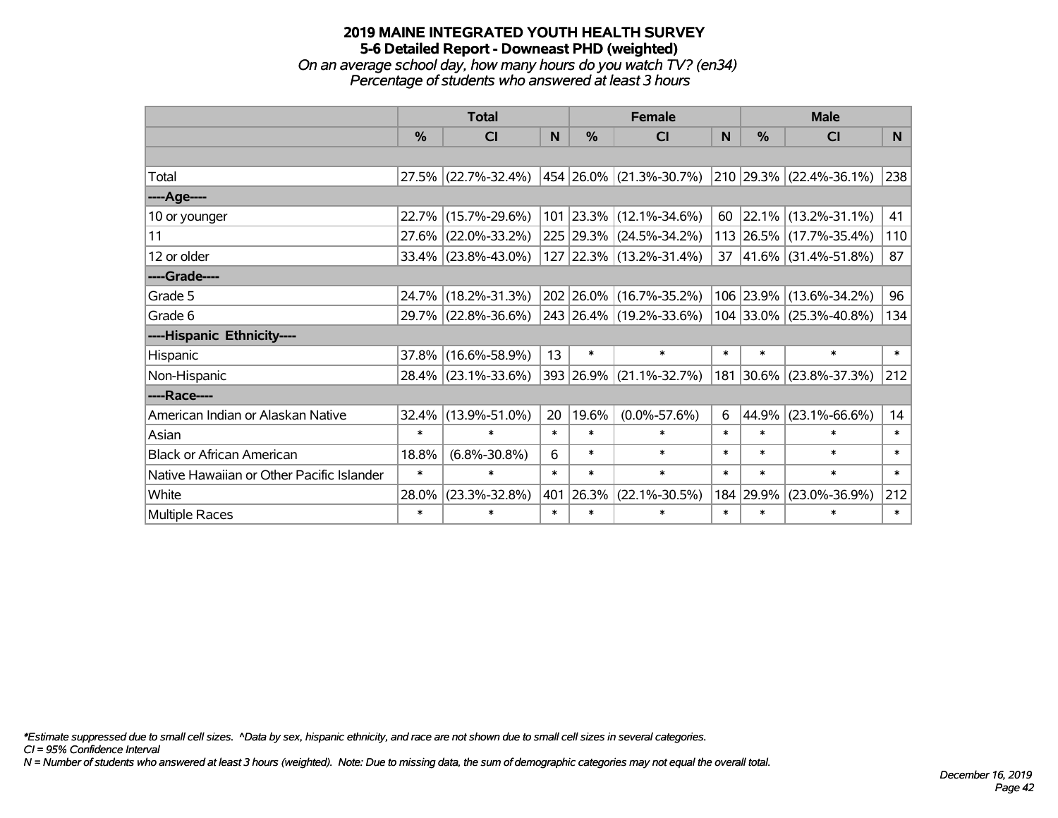# 2019 MAINE INTEGRATED YOUTH HEALTH SURVEY
## 5-6 Detailed Report - Downeast PHD (weighted)
*On an average school day, how many hours do you watch TV? (en34)*
*Percentage of students who answered at least 3 hours*

| | Total | | | Female | | | Male | | |
|---|---|---|---|---|---|---|---|---|---|
| | % | CI | N | % | CI | N | % | CI | N |
| | | | | | | | | | |
| Total | 27.5% | (22.7%-32.4%) | 454 | 26.0% | (21.3%-30.7%) | 210 | 29.3% | (22.4%-36.1%) | 238 |
| ----Age---- | | | | | | | | | |
| 10 or younger | 22.7% | (15.7%-29.6%) | 101 | 23.3% | (12.1%-34.6%) | 60 | 22.1% | (13.2%-31.1%) | 41 |
| 11 | 27.6% | (22.0%-33.2%) | 225 | 29.3% | (24.5%-34.2%) | 113 | 26.5% | (17.7%-35.4%) | 110 |
| 12 or older | 33.4% | (23.8%-43.0%) | 127 | 22.3% | (13.2%-31.4%) | 37 | 41.6% | (31.4%-51.8%) | 87 |
| ----Grade---- | | | | | | | | | |
| Grade 5 | 24.7% | (18.2%-31.3%) | 202 | 26.0% | (16.7%-35.2%) | 106 | 23.9% | (13.6%-34.2%) | 96 |
| Grade 6 | 29.7% | (22.8%-36.6%) | 243 | 26.4% | (19.2%-33.6%) | 104 | 33.0% | (25.3%-40.8%) | 134 |
| ----Hispanic Ethnicity---- | | | | | | | | | |
| Hispanic | 37.8% | (16.6%-58.9%) | 13 | * | * | * | * | * | * |
| Non-Hispanic | 28.4% | (23.1%-33.6%) | 393 | 26.9% | (21.1%-32.7%) | 181 | 30.6% | (23.8%-37.3%) | 212 |
| ----Race---- | | | | | | | | | |
| American Indian or Alaskan Native | 32.4% | (13.9%-51.0%) | 20 | 19.6% | (0.0%-57.6%) | 6 | 44.9% | (23.1%-66.6%) | 14 |
| Asian | * | * | * | * | * | * | * | * | * |
| Black or African American | 18.8% | (6.8%-30.8%) | 6 | * | * | * | * | * | * |
| Native Hawaiian or Other Pacific Islander | * | * | * | * | * | * | * | * | * |
| White | 28.0% | (23.3%-32.8%) | 401 | 26.3% | (22.1%-30.5%) | 184 | 29.9% | (23.0%-36.9%) | 212 |
| Multiple Races | * | * | * | * | * | * | * | * | * |

*\*Estimate suppressed due to small cell sizes. ^Data by sex, hispanic ethnicity, and race are not shown due to small cell sizes in several categories.*
*CI = 95% Confidence Interval*
*N = Number of students who answered at least 3 hours (weighted). Note: Due to missing data, the sum of demographic categories may not equal the overall total.*

*December 16, 2019*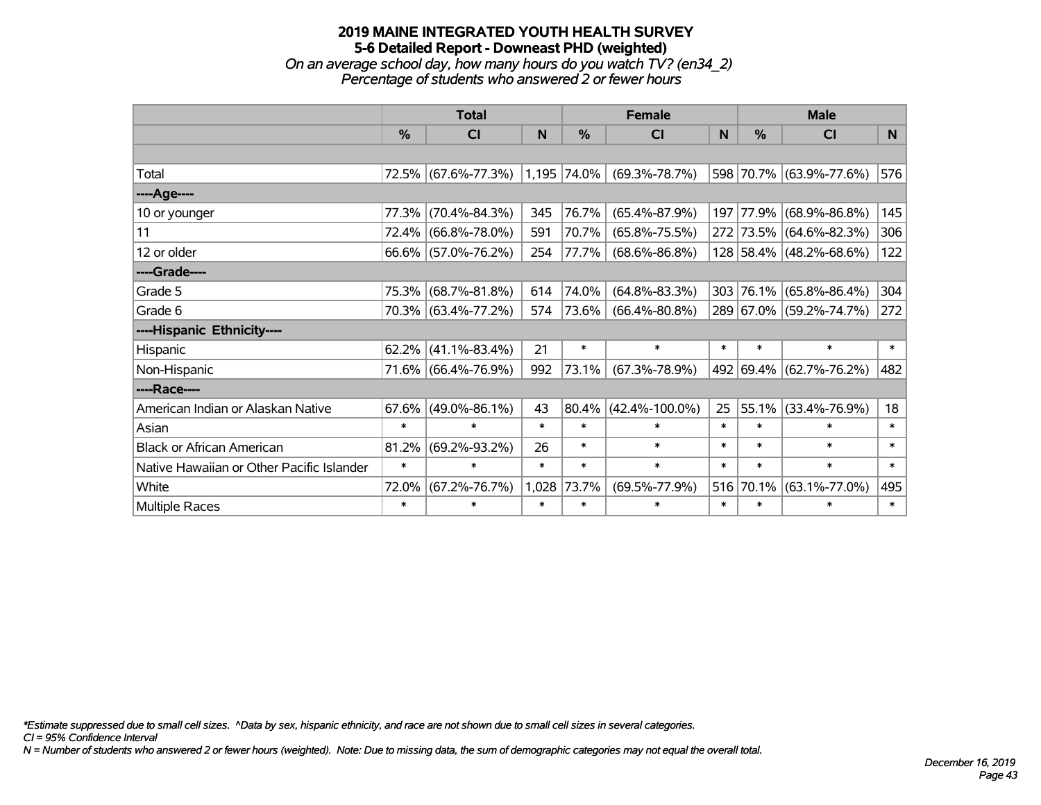# 2019 MAINE INTEGRATED YOUTH HEALTH SURVEY
## 5-6 Detailed Report - Downeast PHD (weighted)
*On an average school day, how many hours do you watch TV? (en34_2)*
*Percentage of students who answered 2 or fewer hours*

| | Total | | | Female | | | Male | | |
|---|---|---|---|---|---|---|---|---|---|
| | % | CI | N | % | CI | N | % | CI | N |
| | | | | | | | | | |
| Total | 72.5% | (67.6%-77.3%) | 1,195 | 74.0% | (69.3%-78.7%) | 598 | 70.7% | (63.9%-77.6%) | 576 |
| ----Age---- | | | | | | | | | |
| 10 or younger | 77.3% | (70.4%-84.3%) | 345 | 76.7% | (65.4%-87.9%) | 197 | 77.9% | (68.9%-86.8%) | 145 |
| 11 | 72.4% | (66.8%-78.0%) | 591 | 70.7% | (65.8%-75.5%) | 272 | 73.5% | (64.6%-82.3%) | 306 |
| 12 or older | 66.6% | (57.0%-76.2%) | 254 | 77.7% | (68.6%-86.8%) | 128 | 58.4% | (48.2%-68.6%) | 122 |
| ----Grade---- | | | | | | | | | |
| Grade 5 | 75.3% | (68.7%-81.8%) | 614 | 74.0% | (64.8%-83.3%) | 303 | 76.1% | (65.8%-86.4%) | 304 |
| Grade 6 | 70.3% | (63.4%-77.2%) | 574 | 73.6% | (66.4%-80.8%) | 289 | 67.0% | (59.2%-74.7%) | 272 |
| ----Hispanic Ethnicity---- | | | | | | | | | |
| Hispanic | 62.2% | (41.1%-83.4%) | 21 | * | * | * | * | * | * |
| Non-Hispanic | 71.6% | (66.4%-76.9%) | 992 | 73.1% | (67.3%-78.9%) | 492 | 69.4% | (62.7%-76.2%) | 482 |
| ----Race---- | | | | | | | | | |
| American Indian or Alaskan Native | 67.6% | (49.0%-86.1%) | 43 | 80.4% | (42.4%-100.0%) | 25 | 55.1% | (33.4%-76.9%) | 18 |
| Asian | * | * | * | * | * | * | * | * | * |
| Black or African American | 81.2% | (69.2%-93.2%) | 26 | * | * | * | * | * | * |
| Native Hawaiian or Other Pacific Islander | * | * | * | * | * | * | * | * | * |
| White | 72.0% | (67.2%-76.7%) | 1,028 | 73.7% | (69.5%-77.9%) | 516 | 70.1% | (63.1%-77.0%) | 495 |
| Multiple Races | * | * | * | * | * | * | * | * | * |

*\*Estimate suppressed due to small cell sizes. ^Data by sex, hispanic ethnicity, and race are not shown due to small cell sizes in several categories.*
*CI = 95% Confidence Interval*
*N = Number of students who answered 2 or fewer hours (weighted). Note: Due to missing data, the sum of demographic categories may not equal the overall total.*

*December 16, 2019*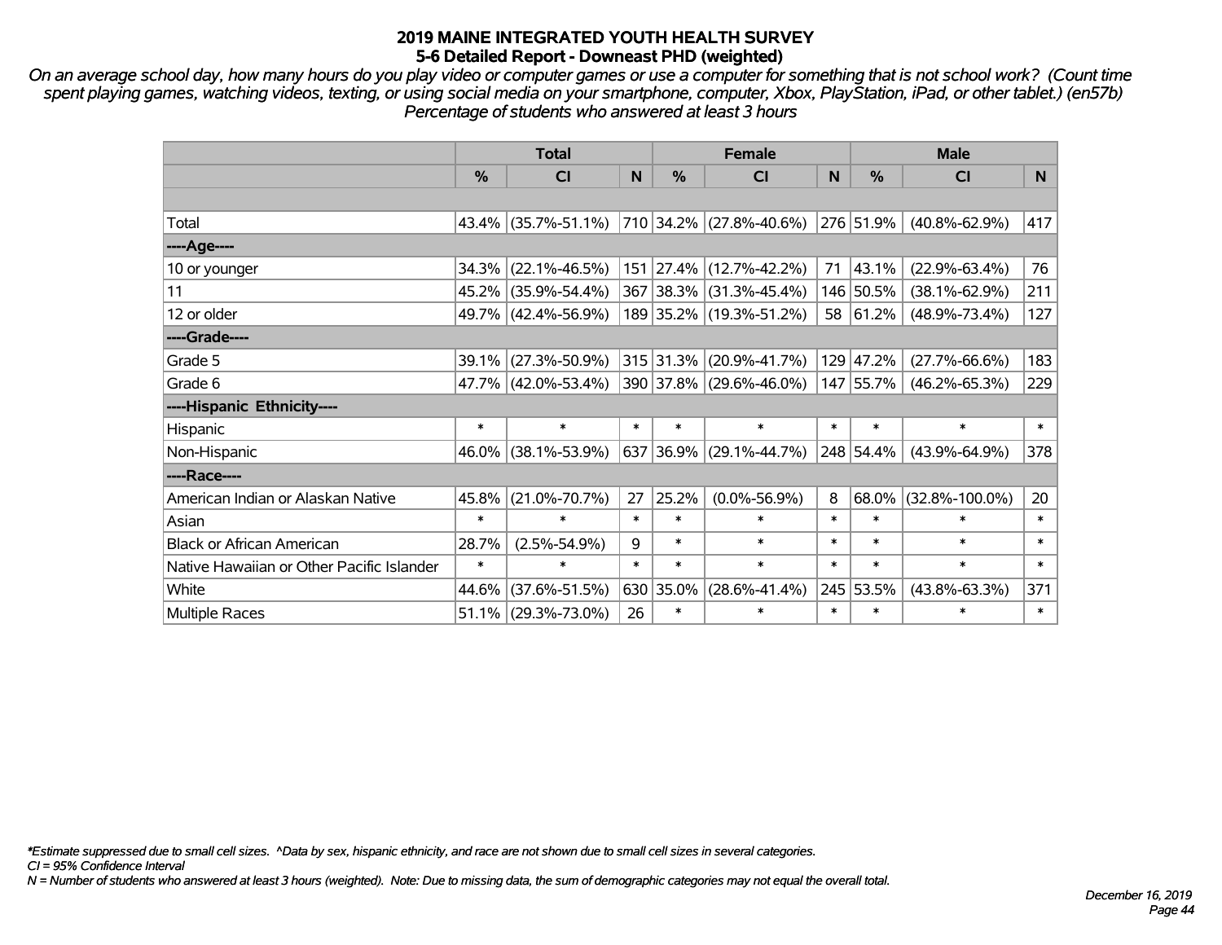# 2019 MAINE INTEGRATED YOUTH HEALTH SURVEY
## 5-6 Detailed Report - Downeast PHD (weighted)

*On an average school day, how many hours do you play video or computer games or use a computer for something that is not school work? (Count time spent playing games, watching videos, texting, or using social media on your smartphone, computer, Xbox, PlayStation, iPad, or other tablet.) (en57b) Percentage of students who answered at least 3 hours*

| | Total | | | Female | | | Male | | |
|---|---|---|---|---|---|---|---|---|---|
| | % | CI | N | % | CI | N | % | CI | N |
| | | | | | | | | | |
| Total | 43.4% | (35.7%-51.1%) | 710 | 34.2% | (27.8%-40.6%) | 276 | 51.9% | (40.8%-62.9%) | 417 |
| ----Age---- | | | | | | | | | |
| 10 or younger | 34.3% | (22.1%-46.5%) | 151 | 27.4% | (12.7%-42.2%) | 71 | 43.1% | (22.9%-63.4%) | 76 |
| 11 | 45.2% | (35.9%-54.4%) | 367 | 38.3% | (31.3%-45.4%) | 146 | 50.5% | (38.1%-62.9%) | 211 |
| 12 or older | 49.7% | (42.4%-56.9%) | 189 | 35.2% | (19.3%-51.2%) | 58 | 61.2% | (48.9%-73.4%) | 127 |
| ----Grade---- | | | | | | | | | |
| Grade 5 | 39.1% | (27.3%-50.9%) | 315 | 31.3% | (20.9%-41.7%) | 129 | 47.2% | (27.7%-66.6%) | 183 |
| Grade 6 | 47.7% | (42.0%-53.4%) | 390 | 37.8% | (29.6%-46.0%) | 147 | 55.7% | (46.2%-65.3%) | 229 |
| ----Hispanic Ethnicity---- | | | | | | | | | |
| Hispanic | * | * | * | * | * | * | * | * | * |
| Non-Hispanic | 46.0% | (38.1%-53.9%) | 637 | 36.9% | (29.1%-44.7%) | 248 | 54.4% | (43.9%-64.9%) | 378 |
| ----Race---- | | | | | | | | | |
| American Indian or Alaskan Native | 45.8% | (21.0%-70.7%) | 27 | 25.2% | (0.0%-56.9%) | 8 | 68.0% | (32.8%-100.0%) | 20 |
| Asian | * | * | * | * | * | * | * | * | * |
| Black or African American | 28.7% | (2.5%-54.9%) | 9 | * | * | * | * | * | * |
| Native Hawaiian or Other Pacific Islander | * | * | * | * | * | * | * | * | * |
| White | 44.6% | (37.6%-51.5%) | 630 | 35.0% | (28.6%-41.4%) | 245 | 53.5% | (43.8%-63.3%) | 371 |
| Multiple Races | 51.1% | (29.3%-73.0%) | 26 | * | * | * | * | * | * |

*\*Estimate suppressed due to small cell sizes. ^Data by sex, hispanic ethnicity, and race are not shown due to small cell sizes in several categories.*
*CI = 95% Confidence Interval*
*N = Number of students who answered at least 3 hours (weighted). Note: Due to missing data, the sum of demographic categories may not equal the overall total.*

*December 16, 2019*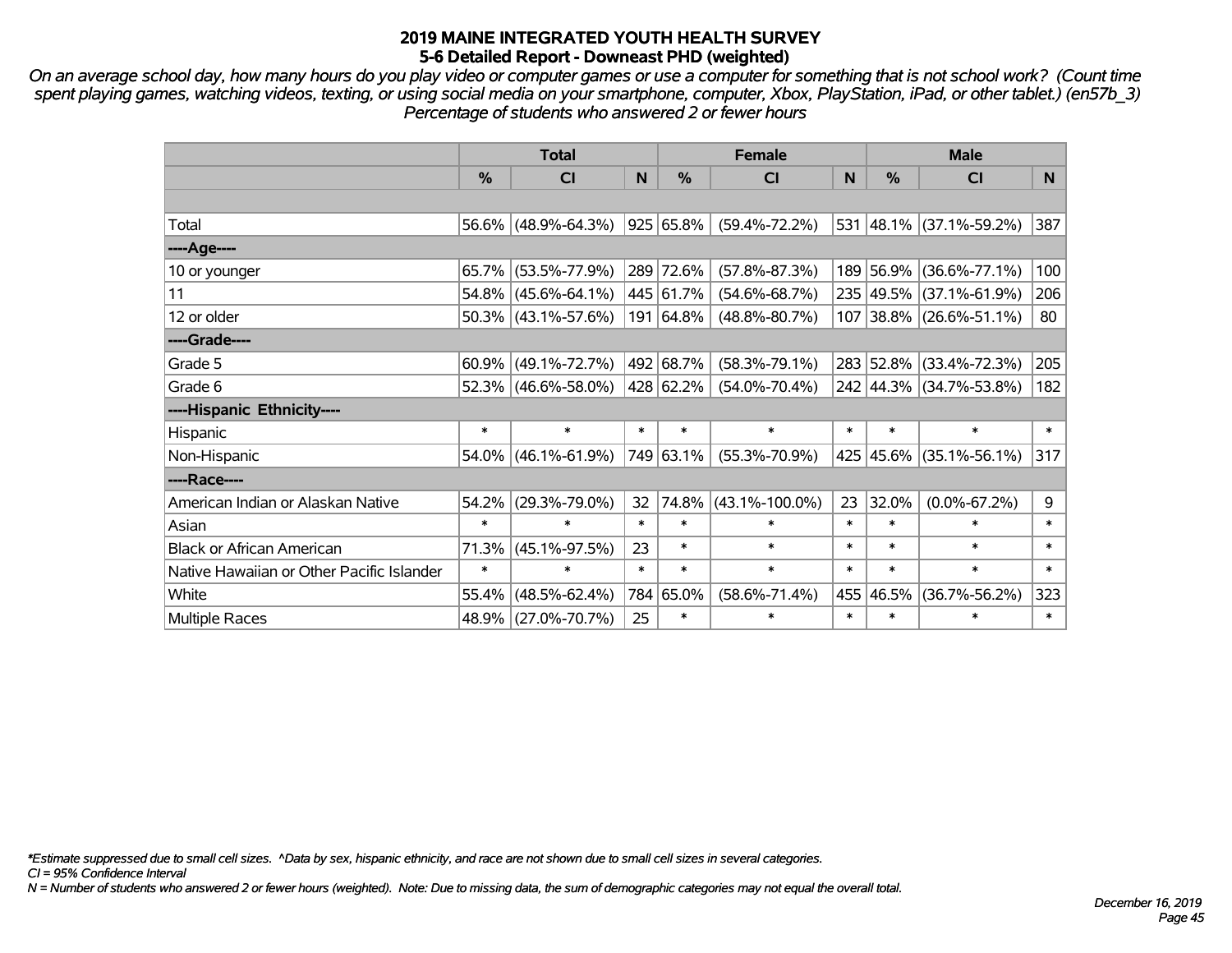# 2019 MAINE INTEGRATED YOUTH HEALTH SURVEY
## 5-6 Detailed Report - Downeast PHD (weighted)

*On an average school day, how many hours do you play video or computer games or use a computer for something that is not school work? (Count time spent playing games, watching videos, texting, or using social media on your smartphone, computer, Xbox, PlayStation, iPad, or other tablet.) (en57b_3) Percentage of students who answered 2 or fewer hours*

| | Total | | | Female | | | Male | | |
|---|---|---|---|---|---|---|---|---|---|
| | % | CI | N | % | CI | N | % | CI | N |
| | | | | | | | | | |
| Total | 56.6% | (48.9%-64.3%) | 925 | 65.8% | (59.4%-72.2%) | 531 | 48.1% | (37.1%-59.2%) | 387 |
| ----Age---- | | | | | | | | | |
| 10 or younger | 65.7% | (53.5%-77.9%) | 289 | 72.6% | (57.8%-87.3%) | 189 | 56.9% | (36.6%-77.1%) | 100 |
| 11 | 54.8% | (45.6%-64.1%) | 445 | 61.7% | (54.6%-68.7%) | 235 | 49.5% | (37.1%-61.9%) | 206 |
| 12 or older | 50.3% | (43.1%-57.6%) | 191 | 64.8% | (48.8%-80.7%) | 107 | 38.8% | (26.6%-51.1%) | 80 |
| ----Grade---- | | | | | | | | | |
| Grade 5 | 60.9% | (49.1%-72.7%) | 492 | 68.7% | (58.3%-79.1%) | 283 | 52.8% | (33.4%-72.3%) | 205 |
| Grade 6 | 52.3% | (46.6%-58.0%) | 428 | 62.2% | (54.0%-70.4%) | 242 | 44.3% | (34.7%-53.8%) | 182 |
| ----Hispanic Ethnicity---- | | | | | | | | | |
| Hispanic | * | * | * | * | * | * | * | * | * |
| Non-Hispanic | 54.0% | (46.1%-61.9%) | 749 | 63.1% | (55.3%-70.9%) | 425 | 45.6% | (35.1%-56.1%) | 317 |
| ----Race---- | | | | | | | | | |
| American Indian or Alaskan Native | 54.2% | (29.3%-79.0%) | 32 | 74.8% | (43.1%-100.0%) | 23 | 32.0% | (0.0%-67.2%) | 9 |
| Asian | * | * | * | * | * | * | * | * | * |
| Black or African American | 71.3% | (45.1%-97.5%) | 23 | * | * | * | * | * | * |
| Native Hawaiian or Other Pacific Islander | * | * | * | * | * | * | * | * | * |
| White | 55.4% | (48.5%-62.4%) | 784 | 65.0% | (58.6%-71.4%) | 455 | 46.5% | (36.7%-56.2%) | 323 |
| Multiple Races | 48.9% | (27.0%-70.7%) | 25 | * | * | * | * | * | * |

*\*Estimate suppressed due to small cell sizes. ^Data by sex, hispanic ethnicity, and race are not shown due to small cell sizes in several categories.*
*CI = 95% Confidence Interval*
*N = Number of students who answered 2 or fewer hours (weighted). Note: Due to missing data, the sum of demographic categories may not equal the overall total.*

*December 16, 2019*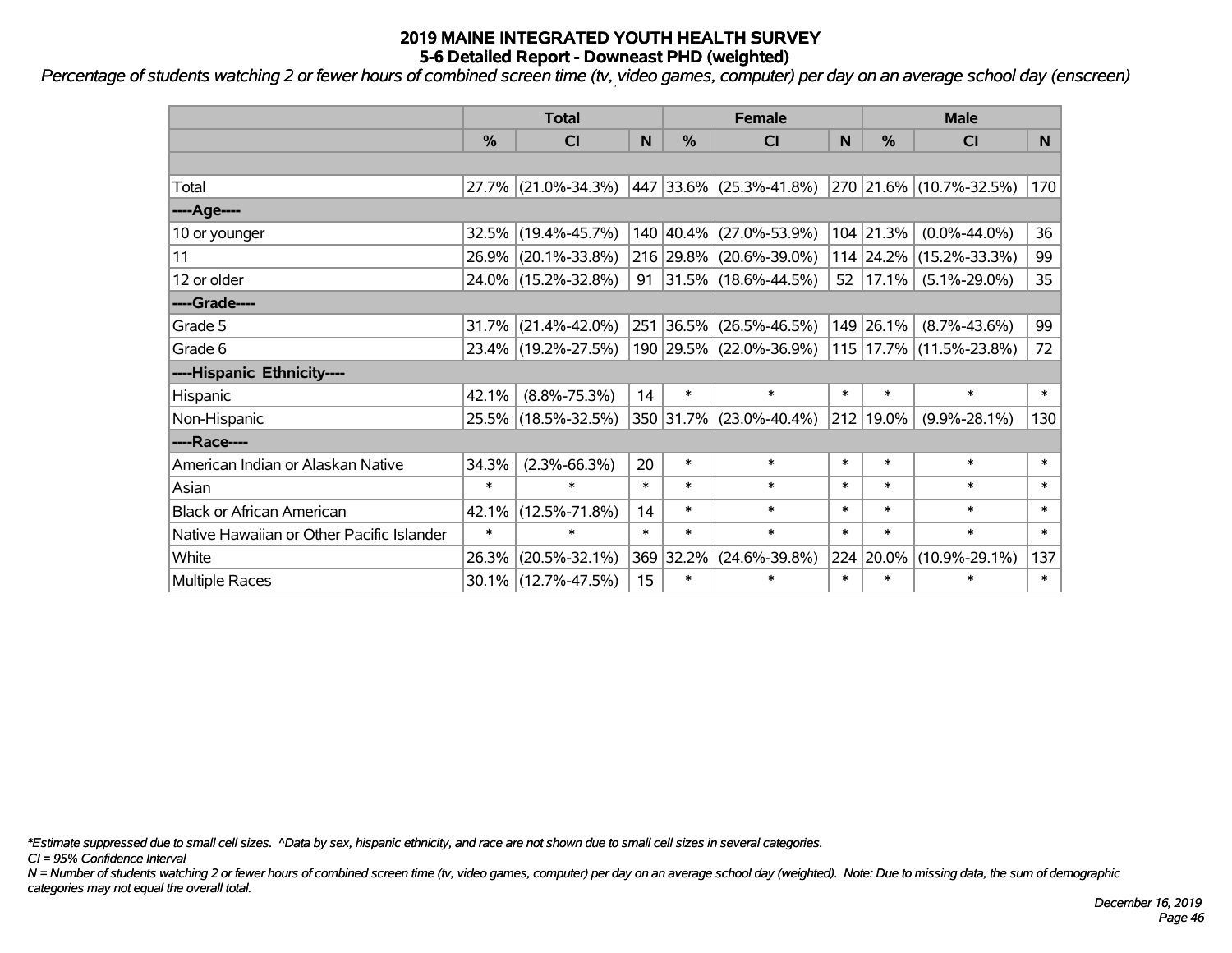# 2019 MAINE INTEGRATED YOUTH HEALTH SURVEY
## 5-6 Detailed Report - Downeast PHD (weighted)

*Percentage of students watching 2 or fewer hours of combined screen time (tv, video games, computer) per day on an average school day (enscreen)*

| | Total | | | Female | | | Male | | |
|---|---|---|---|---|---|---|---|---|---|
| | % | CI | N | % | CI | N | % | CI | N |
| | | | | | | | | | |
| Total | 27.7% | (21.0%-34.3%) | 447 | 33.6% | (25.3%-41.8%) | 270 | 21.6% | (10.7%-32.5%) | 170 |
| ----Age---- | | | | | | | | | |
| 10 or younger | 32.5% | (19.4%-45.7%) | 140 | 40.4% | (27.0%-53.9%) | 104 | 21.3% | (0.0%-44.0%) | 36 |
| 11 | 26.9% | (20.1%-33.8%) | 216 | 29.8% | (20.6%-39.0%) | 114 | 24.2% | (15.2%-33.3%) | 99 |
| 12 or older | 24.0% | (15.2%-32.8%) | 91 | 31.5% | (18.6%-44.5%) | 52 | 17.1% | (5.1%-29.0%) | 35 |
| ----Grade---- | | | | | | | | | |
| Grade 5 | 31.7% | (21.4%-42.0%) | 251 | 36.5% | (26.5%-46.5%) | 149 | 26.1% | (8.7%-43.6%) | 99 |
| Grade 6 | 23.4% | (19.2%-27.5%) | 190 | 29.5% | (22.0%-36.9%) | 115 | 17.7% | (11.5%-23.8%) | 72 |
| ----Hispanic Ethnicity---- | | | | | | | | | |
| Hispanic | 42.1% | (8.8%-75.3%) | 14 | * | * | * | * | * | * |
| Non-Hispanic | 25.5% | (18.5%-32.5%) | 350 | 31.7% | (23.0%-40.4%) | 212 | 19.0% | (9.9%-28.1%) | 130 |
| ----Race---- | | | | | | | | | |
| American Indian or Alaskan Native | 34.3% | (2.3%-66.3%) | 20 | * | * | * | * | * | * |
| Asian | * | * | * | * | * | * | * | * | * |
| Black or African American | 42.1% | (12.5%-71.8%) | 14 | * | * | * | * | * | * |
| Native Hawaiian or Other Pacific Islander | * | * | * | * | * | * | * | * | * |
| White | 26.3% | (20.5%-32.1%) | 369 | 32.2% | (24.6%-39.8%) | 224 | 20.0% | (10.9%-29.1%) | 137 |
| Multiple Races | 30.1% | (12.7%-47.5%) | 15 | * | * | * | * | * | * |

*\*Estimate suppressed due to small cell sizes. ^Data by sex, hispanic ethnicity, and race are not shown due to small cell sizes in several categories.*

*CI = 95% Confidence Interval*

*N = Number of students watching 2 or fewer hours of combined screen time (tv, video games, computer) per day on an average school day (weighted). Note: Due to missing data, the sum of demographic categories may not equal the overall total.*

*December 16, 2019*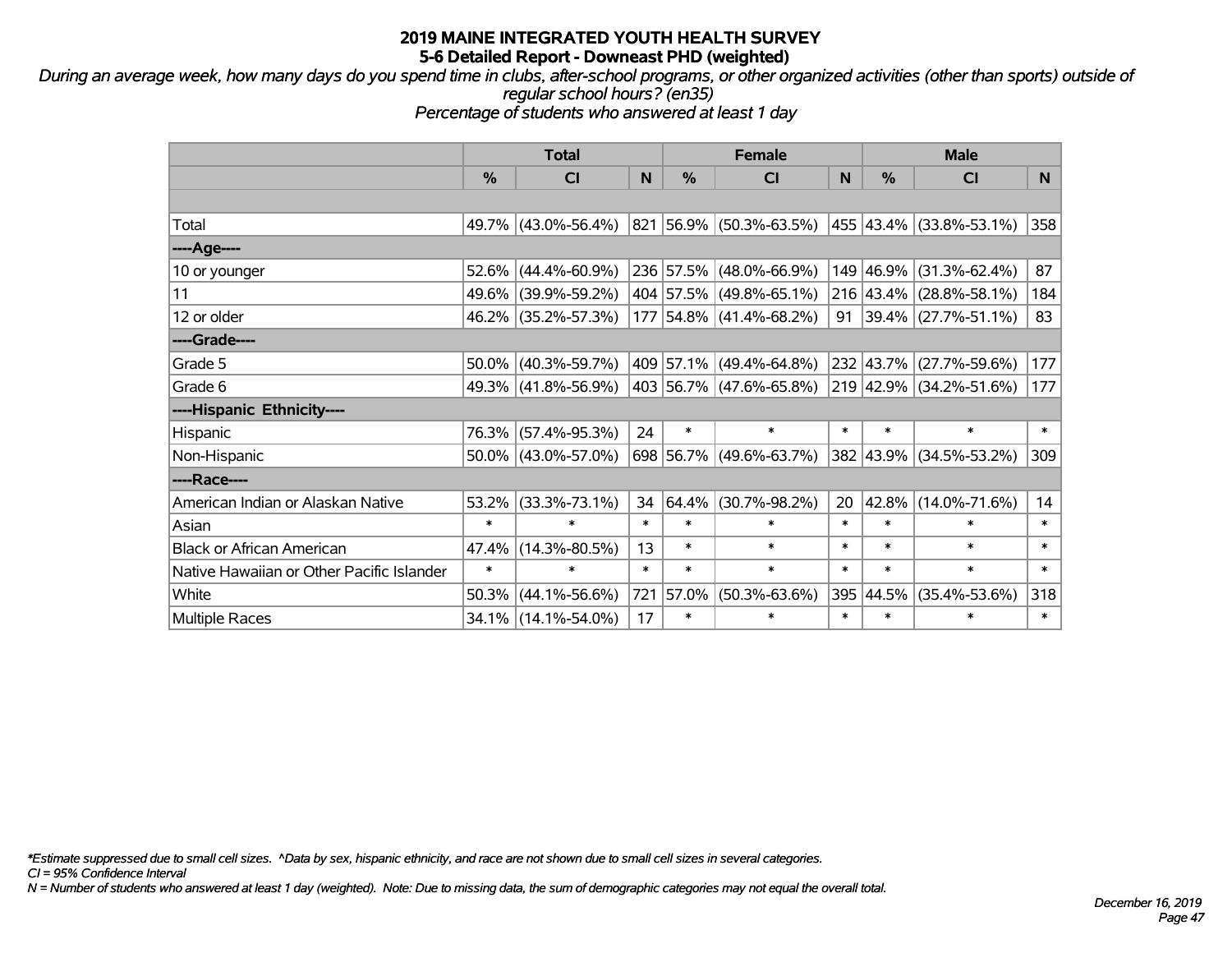# 2019 MAINE INTEGRATED YOUTH HEALTH SURVEY

## 5-6 Detailed Report - Downeast PHD (weighted)

*During an average week, how many days do you spend time in clubs, after-school programs, or other organized activities (other than sports) outside of regular school hours? (en35)*

*Percentage of students who answered at least 1 day*

| | Total | | | Female | | | Male | | |
|---|---|---|---|---|---|---|---|---|---|
| | % | CI | N | % | CI | N | % | CI | N |
| | | | | | | | | | |
| Total | 49.7% | (43.0%-56.4%) | 821 | 56.9% | (50.3%-63.5%) | 455 | 43.4% | (33.8%-53.1%) | 358 |
| ----Age---- | | | | | | | | | |
| 10 or younger | 52.6% | (44.4%-60.9%) | 236 | 57.5% | (48.0%-66.9%) | 149 | 46.9% | (31.3%-62.4%) | 87 |
| 11 | 49.6% | (39.9%-59.2%) | 404 | 57.5% | (49.8%-65.1%) | 216 | 43.4% | (28.8%-58.1%) | 184 |
| 12 or older | 46.2% | (35.2%-57.3%) | 177 | 54.8% | (41.4%-68.2%) | 91 | 39.4% | (27.7%-51.1%) | 83 |
| ----Grade---- | | | | | | | | | |
| Grade 5 | 50.0% | (40.3%-59.7%) | 409 | 57.1% | (49.4%-64.8%) | 232 | 43.7% | (27.7%-59.6%) | 177 |
| Grade 6 | 49.3% | (41.8%-56.9%) | 403 | 56.7% | (47.6%-65.8%) | 219 | 42.9% | (34.2%-51.6%) | 177 |
| ----Hispanic Ethnicity---- | | | | | | | | | |
| Hispanic | 76.3% | (57.4%-95.3%) | 24 | * | * | * | * | * | * |
| Non-Hispanic | 50.0% | (43.0%-57.0%) | 698 | 56.7% | (49.6%-63.7%) | 382 | 43.9% | (34.5%-53.2%) | 309 |
| ----Race---- | | | | | | | | | |
| American Indian or Alaskan Native | 53.2% | (33.3%-73.1%) | 34 | 64.4% | (30.7%-98.2%) | 20 | 42.8% | (14.0%-71.6%) | 14 |
| Asian | * | * | * | * | * | * | * | * | * |
| Black or African American | 47.4% | (14.3%-80.5%) | 13 | * | * | * | * | * | * |
| Native Hawaiian or Other Pacific Islander | * | * | * | * | * | * | * | * | * |
| White | 50.3% | (44.1%-56.6%) | 721 | 57.0% | (50.3%-63.6%) | 395 | 44.5% | (35.4%-53.6%) | 318 |
| Multiple Races | 34.1% | (14.1%-54.0%) | 17 | * | * | * | * | * | * |

*\*Estimate suppressed due to small cell sizes. ^Data by sex, hispanic ethnicity, and race are not shown due to small cell sizes in several categories.*

*CI = 95% Confidence Interval*

*N = Number of students who answered at least 1 day (weighted). Note: Due to missing data, the sum of demographic categories may not equal the overall total.*

*December 16, 2019*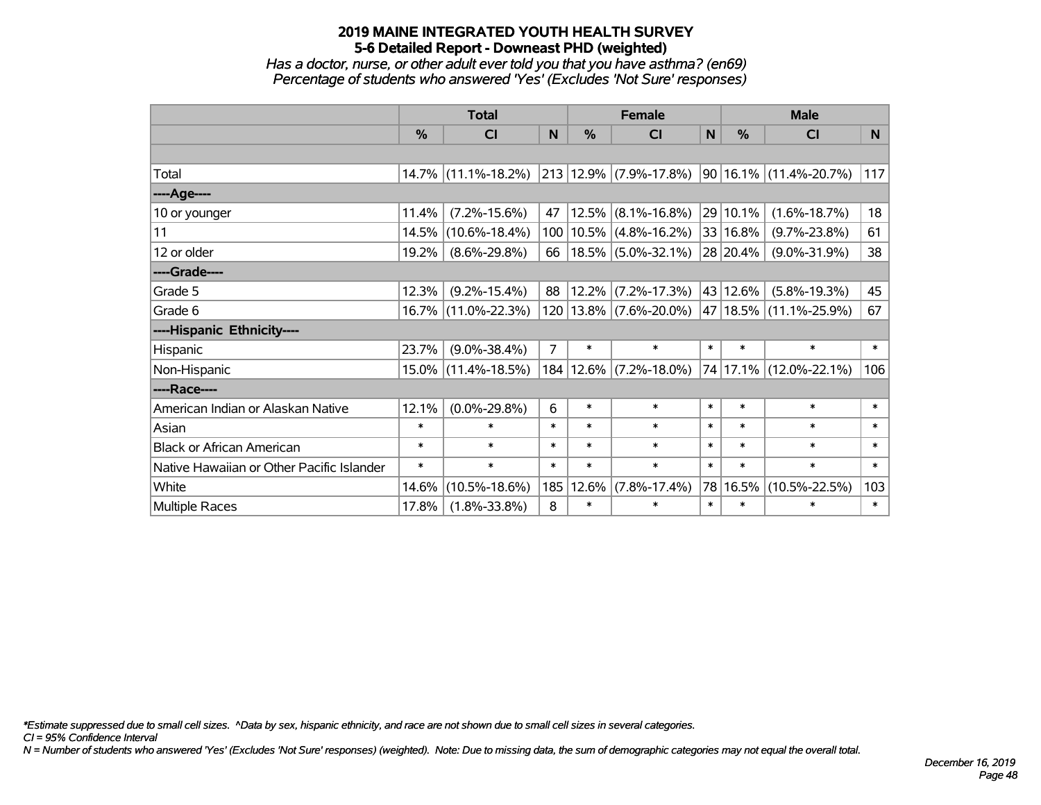# 2019 MAINE INTEGRATED YOUTH HEALTH SURVEY
## 5-6 Detailed Report - Downeast PHD (weighted)

*Has a doctor, nurse, or other adult ever told you that you have asthma? (en69)*
*Percentage of students who answered 'Yes' (Excludes 'Not Sure' responses)*

| | Total | | | Female | | | Male | | |
|---|---|---|---|---|---|---|---|---|---|
| | % | CI | N | % | CI | N | % | CI | N |
| | | | | | | | | | |
| Total | 14.7% | (11.1%-18.2%) | 213 | 12.9% | (7.9%-17.8%) | 90 | 16.1% | (11.4%-20.7%) | 117 |
| ----Age---- | | | | | | | | | |
| 10 or younger | 11.4% | (7.2%-15.6%) | 47 | 12.5% | (8.1%-16.8%) | 29 | 10.1% | (1.6%-18.7%) | 18 |
| 11 | 14.5% | (10.6%-18.4%) | 100 | 10.5% | (4.8%-16.2%) | 33 | 16.8% | (9.7%-23.8%) | 61 |
| 12 or older | 19.2% | (8.6%-29.8%) | 66 | 18.5% | (5.0%-32.1%) | 28 | 20.4% | (9.0%-31.9%) | 38 |
| ----Grade---- | | | | | | | | | |
| Grade 5 | 12.3% | (9.2%-15.4%) | 88 | 12.2% | (7.2%-17.3%) | 43 | 12.6% | (5.8%-19.3%) | 45 |
| Grade 6 | 16.7% | (11.0%-22.3%) | 120 | 13.8% | (7.6%-20.0%) | 47 | 18.5% | (11.1%-25.9%) | 67 |
| ----Hispanic Ethnicity---- | | | | | | | | | |
| Hispanic | 23.7% | (9.0%-38.4%) | 7 | * | * | * | * | * | * |
| Non-Hispanic | 15.0% | (11.4%-18.5%) | 184 | 12.6% | (7.2%-18.0%) | 74 | 17.1% | (12.0%-22.1%) | 106 |
| ----Race---- | | | | | | | | | |
| American Indian or Alaskan Native | 12.1% | (0.0%-29.8%) | 6 | * | * | * | * | * | * |
| Asian | * | * | * | * | * | * | * | * | * |
| Black or African American | * | * | * | * | * | * | * | * | * |
| Native Hawaiian or Other Pacific Islander | * | * | * | * | * | * | * | * | * |
| White | 14.6% | (10.5%-18.6%) | 185 | 12.6% | (7.8%-17.4%) | 78 | 16.5% | (10.5%-22.5%) | 103 |
| Multiple Races | 17.8% | (1.8%-33.8%) | 8 | * | * | * | * | * | * |

*\*Estimate suppressed due to small cell sizes. ^Data by sex, hispanic ethnicity, and race are not shown due to small cell sizes in several categories.*
*CI = 95% Confidence Interval*
*N = Number of students who answered 'Yes' (Excludes 'Not Sure' responses) (weighted). Note: Due to missing data, the sum of demographic categories may not equal the overall total.*

*December 16, 2019*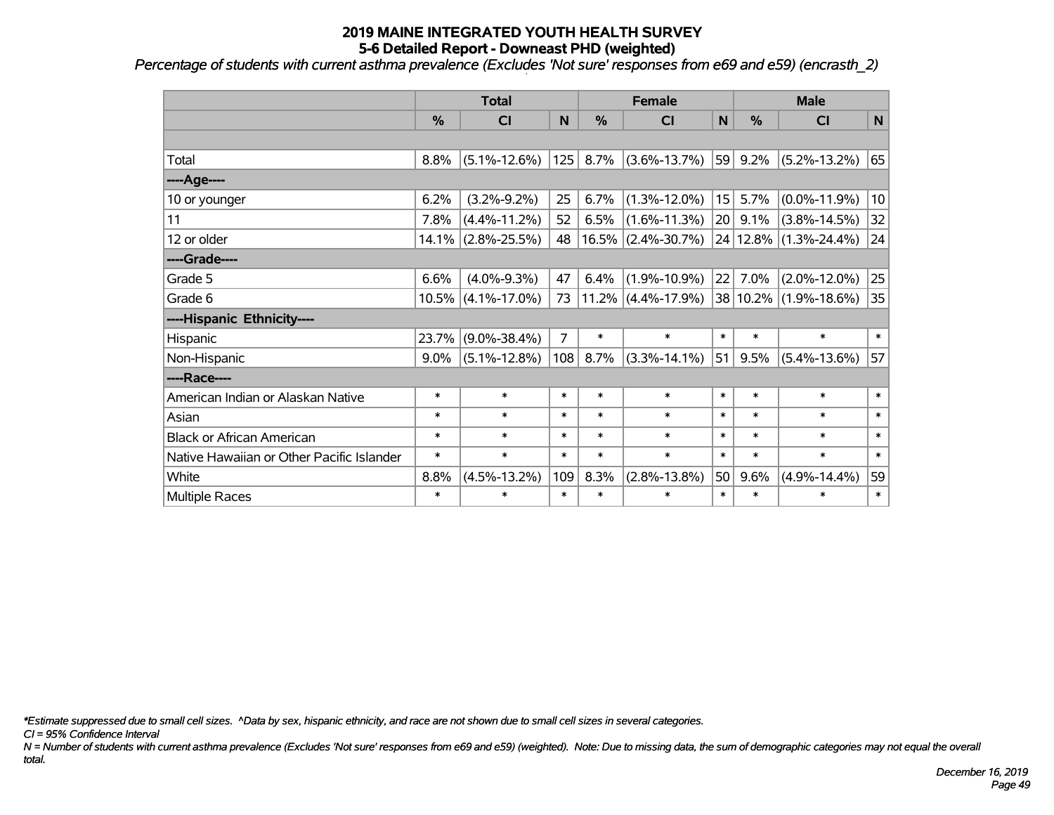# 2019 MAINE INTEGRATED YOUTH HEALTH SURVEY
## 5-6 Detailed Report - Downeast PHD (weighted)
*Percentage of students with current asthma prevalence (Excludes 'Not sure' responses from e69 and e59) (encrasth_2)*

| | Total | | | Female | | | Male | | |
|---|---|---|---|---|---|---|---|---|---|
| | % | CI | N | % | CI | N | % | CI | N |
| | | | | | | | | | |
| Total | 8.8% | (5.1%-12.6%) | 125 | 8.7% | (3.6%-13.7%) | 59 | 9.2% | (5.2%-13.2%) | 65 |
| ----Age---- | | | | | | | | | |
| 10 or younger | 6.2% | (3.2%-9.2%) | 25 | 6.7% | (1.3%-12.0%) | 15 | 5.7% | (0.0%-11.9%) | 10 |
| 11 | 7.8% | (4.4%-11.2%) | 52 | 6.5% | (1.6%-11.3%) | 20 | 9.1% | (3.8%-14.5%) | 32 |
| 12 or older | 14.1% | (2.8%-25.5%) | 48 | 16.5% | (2.4%-30.7%) | 24 | 12.8% | (1.3%-24.4%) | 24 |
| ----Grade---- | | | | | | | | | |
| Grade 5 | 6.6% | (4.0%-9.3%) | 47 | 6.4% | (1.9%-10.9%) | 22 | 7.0% | (2.0%-12.0%) | 25 |
| Grade 6 | 10.5% | (4.1%-17.0%) | 73 | 11.2% | (4.4%-17.9%) | 38 | 10.2% | (1.9%-18.6%) | 35 |
| ----Hispanic Ethnicity---- | | | | | | | | | |
| Hispanic | 23.7% | (9.0%-38.4%) | 7 | * | * | * | * | * | * |
| Non-Hispanic | 9.0% | (5.1%-12.8%) | 108 | 8.7% | (3.3%-14.1%) | 51 | 9.5% | (5.4%-13.6%) | 57 |
| ----Race---- | | | | | | | | | |
| American Indian or Alaskan Native | * | * | * | * | * | * | * | * | * |
| Asian | * | * | * | * | * | * | * | * | * |
| Black or African American | * | * | * | * | * | * | * | * | * |
| Native Hawaiian or Other Pacific Islander | * | * | * | * | * | * | * | * | * |
| White | 8.8% | (4.5%-13.2%) | 109 | 8.3% | (2.8%-13.8%) | 50 | 9.6% | (4.9%-14.4%) | 59 |
| Multiple Races | * | * | * | * | * | * | * | * | * |

*\*Estimate suppressed due to small cell sizes. ^Data by sex, hispanic ethnicity, and race are not shown due to small cell sizes in several categories.*

*CI = 95% Confidence Interval*

*N = Number of students with current asthma prevalence (Excludes 'Not sure' responses from e69 and e59) (weighted). Note: Due to missing data, the sum of demographic categories may not equal the overall total.*

*December 16, 2019*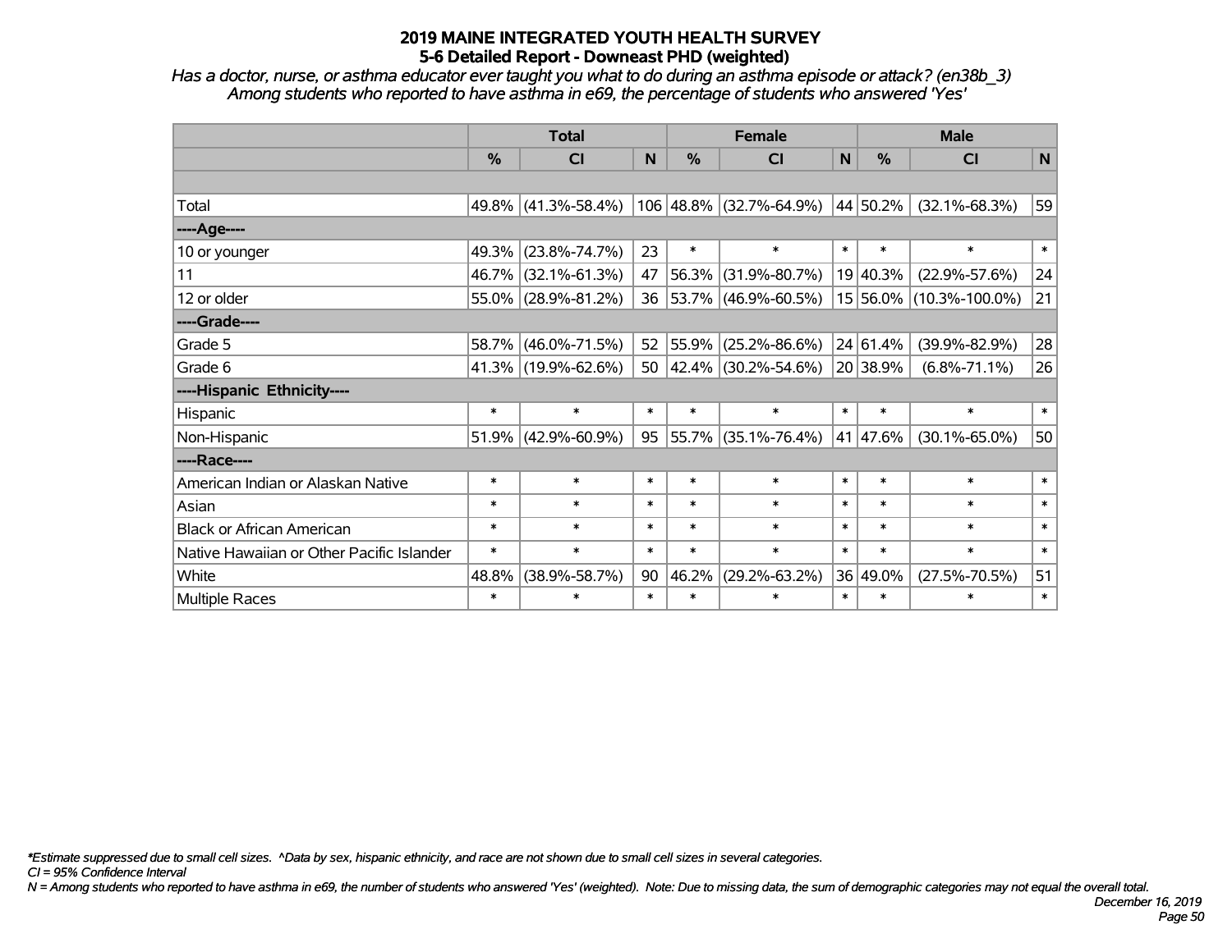# 2019 MAINE INTEGRATED YOUTH HEALTH SURVEY
## 5-6 Detailed Report - Downeast PHD (weighted)

*Has a doctor, nurse, or asthma educator ever taught you what to do during an asthma episode or attack? (en38b_3)*
*Among students who reported to have asthma in e69, the percentage of students who answered 'Yes'*

| | Total | | | Female | | | Male | | |
|---|---|---|---|---|---|---|---|---|---|
| | % | CI | N | % | CI | N | % | CI | N |
| | | | | | | | | | |
| Total | 49.8% | (41.3%-58.4%) | 106 | 48.8% | (32.7%-64.9%) | 44 | 50.2% | (32.1%-68.3%) | 59 |
| ----Age---- | | | | | | | | | |
| 10 or younger | 49.3% | (23.8%-74.7%) | 23 | * | * | * | * | * | * |
| 11 | 46.7% | (32.1%-61.3%) | 47 | 56.3% | (31.9%-80.7%) | 19 | 40.3% | (22.9%-57.6%) | 24 |
| 12 or older | 55.0% | (28.9%-81.2%) | 36 | 53.7% | (46.9%-60.5%) | 15 | 56.0% | (10.3%-100.0%) | 21 |
| ----Grade---- | | | | | | | | | |
| Grade 5 | 58.7% | (46.0%-71.5%) | 52 | 55.9% | (25.2%-86.6%) | 24 | 61.4% | (39.9%-82.9%) | 28 |
| Grade 6 | 41.3% | (19.9%-62.6%) | 50 | 42.4% | (30.2%-54.6%) | 20 | 38.9% | (6.8%-71.1%) | 26 |
| ----Hispanic Ethnicity---- | | | | | | | | | |
| Hispanic | * | * | * | * | * | * | * | * | * |
| Non-Hispanic | 51.9% | (42.9%-60.9%) | 95 | 55.7% | (35.1%-76.4%) | 41 | 47.6% | (30.1%-65.0%) | 50 |
| ----Race---- | | | | | | | | | |
| American Indian or Alaskan Native | * | * | * | * | * | * | * | * | * |
| Asian | * | * | * | * | * | * | * | * | * |
| Black or African American | * | * | * | * | * | * | * | * | * |
| Native Hawaiian or Other Pacific Islander | * | * | * | * | * | * | * | * | * |
| White | 48.8% | (38.9%-58.7%) | 90 | 46.2% | (29.2%-63.2%) | 36 | 49.0% | (27.5%-70.5%) | 51 |
| Multiple Races | * | * | * | * | * | * | * | * | * |

*\*Estimate suppressed due to small cell sizes. ^Data by sex, hispanic ethnicity, and race are not shown due to small cell sizes in several categories.*
*CI = 95% Confidence Interval*
*N = Among students who reported to have asthma in e69, the number of students who answered 'Yes' (weighted). Note: Due to missing data, the sum of demographic categories may not equal the overall total.*

*December 16, 2019*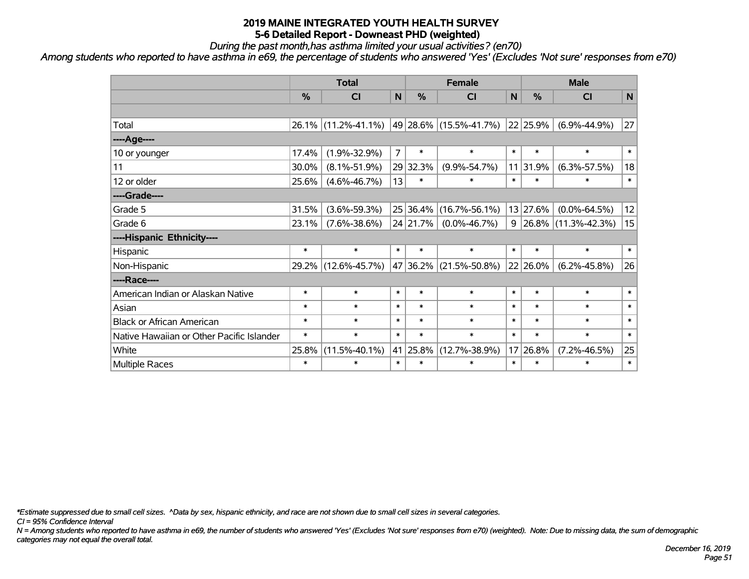# 2019 MAINE INTEGRATED YOUTH HEALTH SURVEY
## 5-6 Detailed Report - Downeast PHD (weighted)

*During the past month,has asthma limited your usual activities? (en70)*

*Among students who reported to have asthma in e69, the percentage of students who answered 'Yes' (Excludes 'Not sure' responses from e70)*

| | Total | | | Female | | | Male | | |
|---|---|---|---|---|---|---|---|---|---|
| | % | CI | N | % | CI | N | % | CI | N |
| Total | 26.1% | (11.2%-41.1%) | 49 | 28.6% | (15.5%-41.7%) | 22 | 25.9% | (6.9%-44.9%) | 27 |
| ----Age---- | | | | | | | | | |
| 10 or younger | 17.4% | (1.9%-32.9%) | 7 | * | * | * | * | * | * |
| 11 | 30.0% | (8.1%-51.9%) | 29 | 32.3% | (9.9%-54.7%) | 11 | 31.9% | (6.3%-57.5%) | 18 |
| 12 or older | 25.6% | (4.6%-46.7%) | 13 | * | * | * | * | * | * |
| ----Grade---- | | | | | | | | | |
| Grade 5 | 31.5% | (3.6%-59.3%) | 25 | 36.4% | (16.7%-56.1%) | 13 | 27.6% | (0.0%-64.5%) | 12 |
| Grade 6 | 23.1% | (7.6%-38.6%) | 24 | 21.7% | (0.0%-46.7%) | 9 | 26.8% | (11.3%-42.3%) | 15 |
| ----Hispanic Ethnicity---- | | | | | | | | | |
| Hispanic | * | * | * | * | * | * | * | * | * |
| Non-Hispanic | 29.2% | (12.6%-45.7%) | 47 | 36.2% | (21.5%-50.8%) | 22 | 26.0% | (6.2%-45.8%) | 26 |
| ----Race---- | | | | | | | | | |
| American Indian or Alaskan Native | * | * | * | * | * | * | * | * | * |
| Asian | * | * | * | * | * | * | * | * | * |
| Black or African American | * | * | * | * | * | * | * | * | * |
| Native Hawaiian or Other Pacific Islander | * | * | * | * | * | * | * | * | * |
| White | 25.8% | (11.5%-40.1%) | 41 | 25.8% | (12.7%-38.9%) | 17 | 26.8% | (7.2%-46.5%) | 25 |
| Multiple Races | * | * | * | * | * | * | * | * | * |

*\*Estimate suppressed due to small cell sizes. ^Data by sex, hispanic ethnicity, and race are not shown due to small cell sizes in several categories.*

*CI = 95% Confidence Interval*

*N = Among students who reported to have asthma in e69, the number of students who answered 'Yes' (Excludes 'Not sure' responses from e70) (weighted). Note: Due to missing data, the sum of demographic categories may not equal the overall total.*

*December 16, 2019*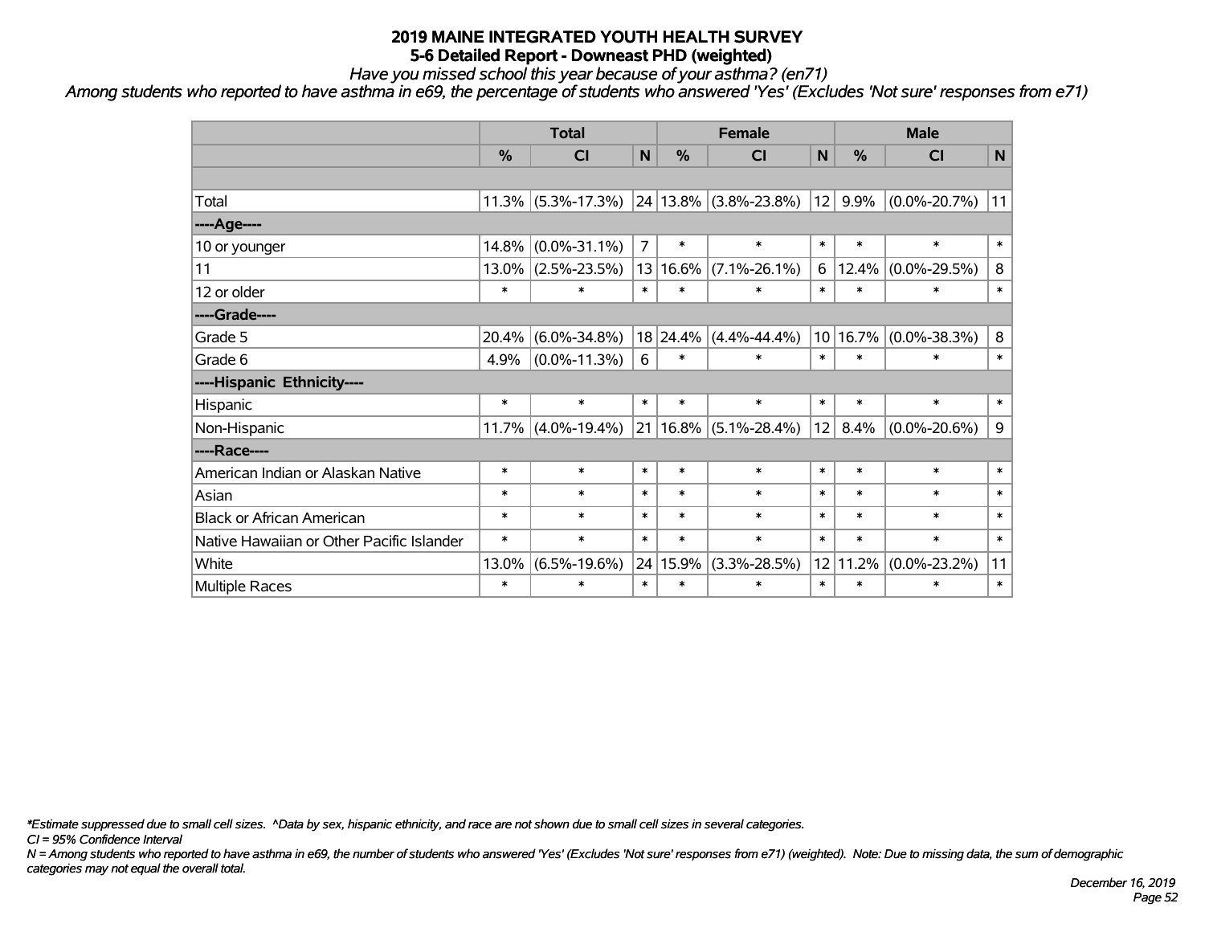# 2019 MAINE INTEGRATED YOUTH HEALTH SURVEY
## 5-6 Detailed Report - Downeast PHD (weighted)

*Have you missed school this year because of your asthma? (en71)*

*Among students who reported to have asthma in e69, the percentage of students who answered 'Yes' (Excludes 'Not sure' responses from e71)*

| | Total | | | Female | | | Male | | |
|---|---|---|---|---|---|---|---|---|---|
| | % | CI | N | % | CI | N | % | CI | N |
| | | | | | | | | | |
| Total | 11.3% | (5.3%-17.3%) | 24 | 13.8% | (3.8%-23.8%) | 12 | 9.9% | (0.0%-20.7%) | 11 |
| ----Age---- | | | | | | | | | |
| 10 or younger | 14.8% | (0.0%-31.1%) | 7 | * | * | * | * | * | * |
| 11 | 13.0% | (2.5%-23.5%) | 13 | 16.6% | (7.1%-26.1%) | 6 | 12.4% | (0.0%-29.5%) | 8 |
| 12 or older | * | * | * | * | * | * | * | * | * |
| ----Grade---- | | | | | | | | | |
| Grade 5 | 20.4% | (6.0%-34.8%) | 18 | 24.4% | (4.4%-44.4%) | 10 | 16.7% | (0.0%-38.3%) | 8 |
| Grade 6 | 4.9% | (0.0%-11.3%) | 6 | * | * | * | * | * | * |
| ----Hispanic Ethnicity---- | | | | | | | | | |
| Hispanic | * | * | * | * | * | * | * | * | * |
| Non-Hispanic | 11.7% | (4.0%-19.4%) | 21 | 16.8% | (5.1%-28.4%) | 12 | 8.4% | (0.0%-20.6%) | 9 |
| ----Race---- | | | | | | | | | |
| American Indian or Alaskan Native | * | * | * | * | * | * | * | * | * |
| Asian | * | * | * | * | * | * | * | * | * |
| Black or African American | * | * | * | * | * | * | * | * | * |
| Native Hawaiian or Other Pacific Islander | * | * | * | * | * | * | * | * | * |
| White | 13.0% | (6.5%-19.6%) | 24 | 15.9% | (3.3%-28.5%) | 12 | 11.2% | (0.0%-23.2%) | 11 |
| Multiple Races | * | * | * | * | * | * | * | * | * |

*\*Estimate suppressed due to small cell sizes. ^Data by sex, hispanic ethnicity, and race are not shown due to small cell sizes in several categories.*

*CI = 95% Confidence Interval*

*N = Among students who reported to have asthma in e69, the number of students who answered 'Yes' (Excludes 'Not sure' responses from e71) (weighted). Note: Due to missing data, the sum of demographic categories may not equal the overall total.*

*December 16, 2019*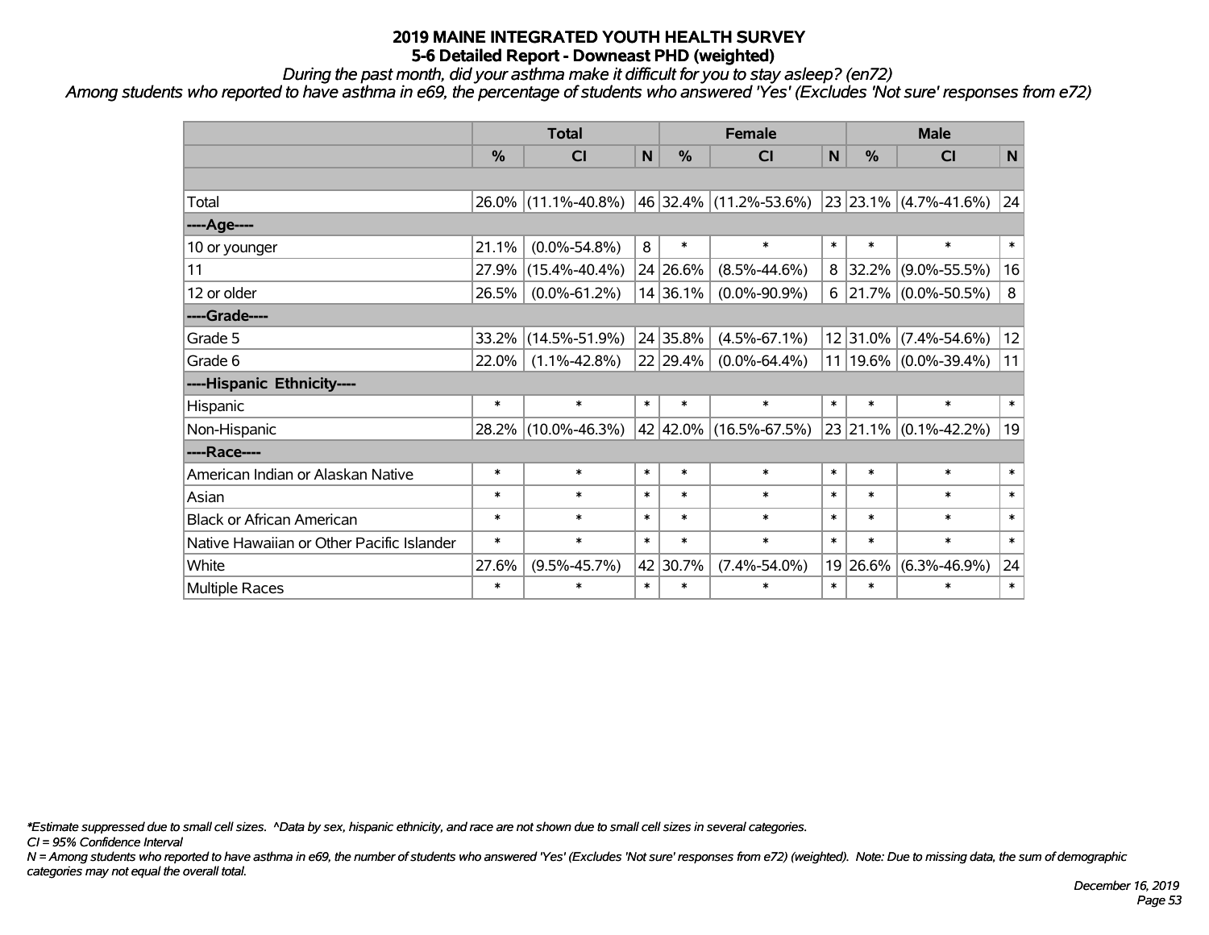# 2019 MAINE INTEGRATED YOUTH HEALTH SURVEY
## 5-6 Detailed Report - Downeast PHD (weighted)

*During the past month, did your asthma make it difficult for you to stay asleep? (en72)*

*Among students who reported to have asthma in e69, the percentage of students who answered 'Yes' (Excludes 'Not sure' responses from e72)*

| | Total | | | Female | | | Male | | |
|---|---|---|---|---|---|---|---|---|---|
| | % | CI | N | % | CI | N | % | CI | N |
| Total | 26.0% | (11.1%-40.8%) | 46 | 32.4% | (11.2%-53.6%) | 23 | 23.1% | (4.7%-41.6%) | 24 |
| **----Age----** | | | | | | | | | |
| 10 or younger | 21.1% | (0.0%-54.8%) | 8 | * | * | * | * | * | * |
| 11 | 27.9% | (15.4%-40.4%) | 24 | 26.6% | (8.5%-44.6%) | 8 | 32.2% | (9.0%-55.5%) | 16 |
| 12 or older | 26.5% | (0.0%-61.2%) | 14 | 36.1% | (0.0%-90.9%) | 6 | 21.7% | (0.0%-50.5%) | 8 |
| **----Grade----** | | | | | | | | | |
| Grade 5 | 33.2% | (14.5%-51.9%) | 24 | 35.8% | (4.5%-67.1%) | 12 | 31.0% | (7.4%-54.6%) | 12 |
| Grade 6 | 22.0% | (1.1%-42.8%) | 22 | 29.4% | (0.0%-64.4%) | 11 | 19.6% | (0.0%-39.4%) | 11 |
| **----Hispanic Ethnicity----** | | | | | | | | | |
| Hispanic | * | * | * | * | * | * | * | * | * |
| Non-Hispanic | 28.2% | (10.0%-46.3%) | 42 | 42.0% | (16.5%-67.5%) | 23 | 21.1% | (0.1%-42.2%) | 19 |
| **----Race----** | | | | | | | | | |
| American Indian or Alaskan Native | * | * | * | * | * | * | * | * | * |
| Asian | * | * | * | * | * | * | * | * | * |
| Black or African American | * | * | * | * | * | * | * | * | * |
| Native Hawaiian or Other Pacific Islander | * | * | * | * | * | * | * | * | * |
| White | 27.6% | (9.5%-45.7%) | 42 | 30.7% | (7.4%-54.0%) | 19 | 26.6% | (6.3%-46.9%) | 24 |
| Multiple Races | * | * | * | * | * | * | * | * | * |

*\*Estimate suppressed due to small cell sizes. ^Data by sex, hispanic ethnicity, and race are not shown due to small cell sizes in several categories.*

*CI = 95% Confidence Interval*

*N = Among students who reported to have asthma in e69, the number of students who answered 'Yes' (Excludes 'Not sure' responses from e72) (weighted). Note: Due to missing data, the sum of demographic categories may not equal the overall total.*

*December 16, 2019*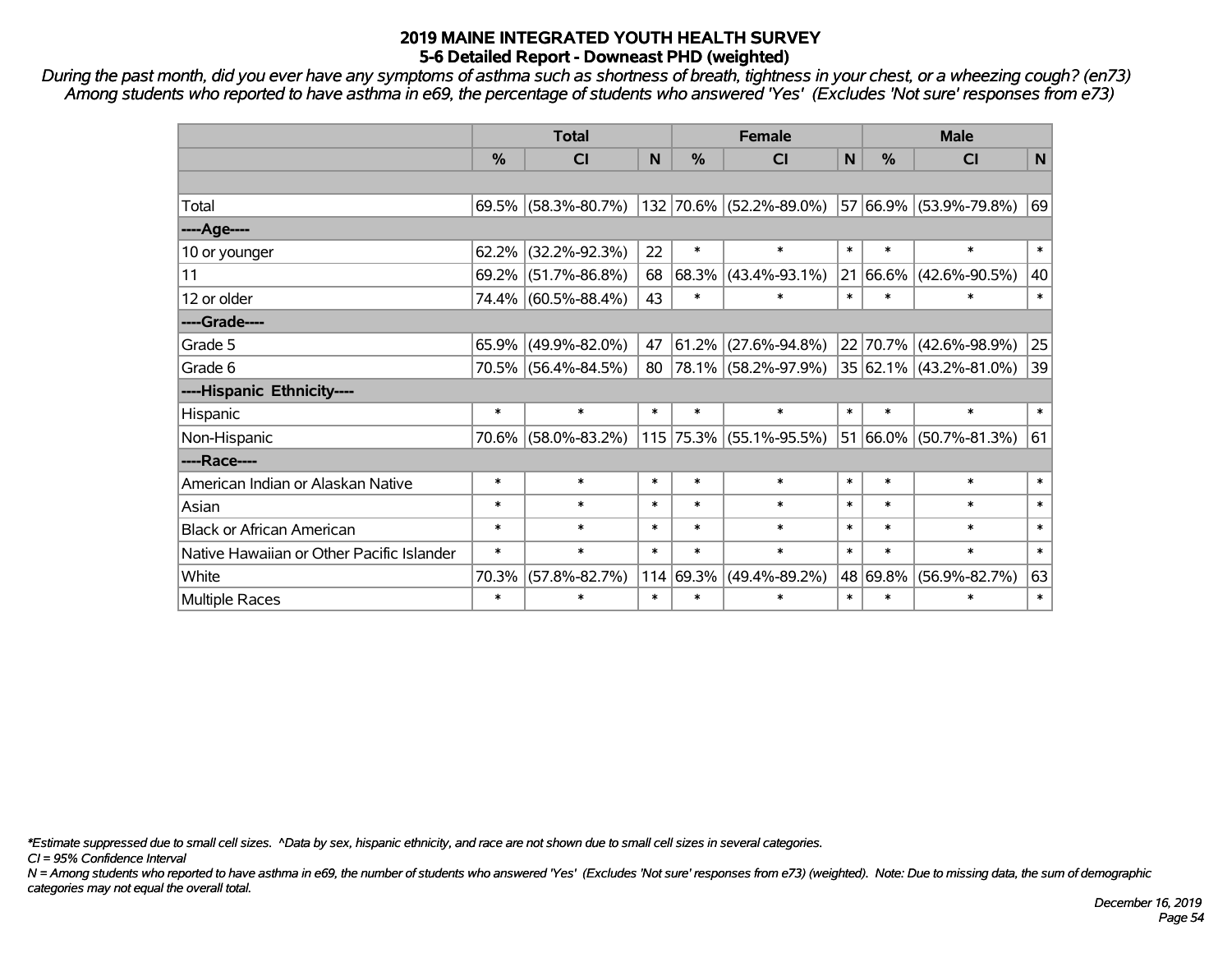# 2019 MAINE INTEGRATED YOUTH HEALTH SURVEY
## 5-6 Detailed Report - Downeast PHD (weighted)

*During the past month, did you ever have any symptoms of asthma such as shortness of breath, tightness in your chest, or a wheezing cough? (en73)*
*Among students who reported to have asthma in e69, the percentage of students who answered 'Yes' (Excludes 'Not sure' responses from e73)*

| | Total | | | Female | | | Male | | |
|---|---|---|---|---|---|---|---|---|---|
| | % | CI | N | % | CI | N | % | CI | N |
| | | | | | | | | | |
| Total | 69.5% | (58.3%-80.7%) | 132 | 70.6% | (52.2%-89.0%) | 57 | 66.9% | (53.9%-79.8%) | 69 |
| ----Age---- | | | | | | | | | |
| 10 or younger | 62.2% | (32.2%-92.3%) | 22 | * | * | * | * | * | * |
| 11 | 69.2% | (51.7%-86.8%) | 68 | 68.3% | (43.4%-93.1%) | 21 | 66.6% | (42.6%-90.5%) | 40 |
| 12 or older | 74.4% | (60.5%-88.4%) | 43 | * | * | * | * | * | * |
| ----Grade---- | | | | | | | | | |
| Grade 5 | 65.9% | (49.9%-82.0%) | 47 | 61.2% | (27.6%-94.8%) | 22 | 70.7% | (42.6%-98.9%) | 25 |
| Grade 6 | 70.5% | (56.4%-84.5%) | 80 | 78.1% | (58.2%-97.9%) | 35 | 62.1% | (43.2%-81.0%) | 39 |
| ----Hispanic Ethnicity---- | | | | | | | | | |
| Hispanic | * | * | * | * | * | * | * | * | * |
| Non-Hispanic | 70.6% | (58.0%-83.2%) | 115 | 75.3% | (55.1%-95.5%) | 51 | 66.0% | (50.7%-81.3%) | 61 |
| ----Race---- | | | | | | | | | |
| American Indian or Alaskan Native | * | * | * | * | * | * | * | * | * |
| Asian | * | * | * | * | * | * | * | * | * |
| Black or African American | * | * | * | * | * | * | * | * | * |
| Native Hawaiian or Other Pacific Islander | * | * | * | * | * | * | * | * | * |
| White | 70.3% | (57.8%-82.7%) | 114 | 69.3% | (49.4%-89.2%) | 48 | 69.8% | (56.9%-82.7%) | 63 |
| Multiple Races | * | * | * | * | * | * | * | * | * |

*\*Estimate suppressed due to small cell sizes. ^Data by sex, hispanic ethnicity, and race are not shown due to small cell sizes in several categories.*
*CI = 95% Confidence Interval*
*N = Among students who reported to have asthma in e69, the number of students who answered 'Yes' (Excludes 'Not sure' responses from e73) (weighted). Note: Due to missing data, the sum of demographic categories may not equal the overall total.*

*December 16, 2019*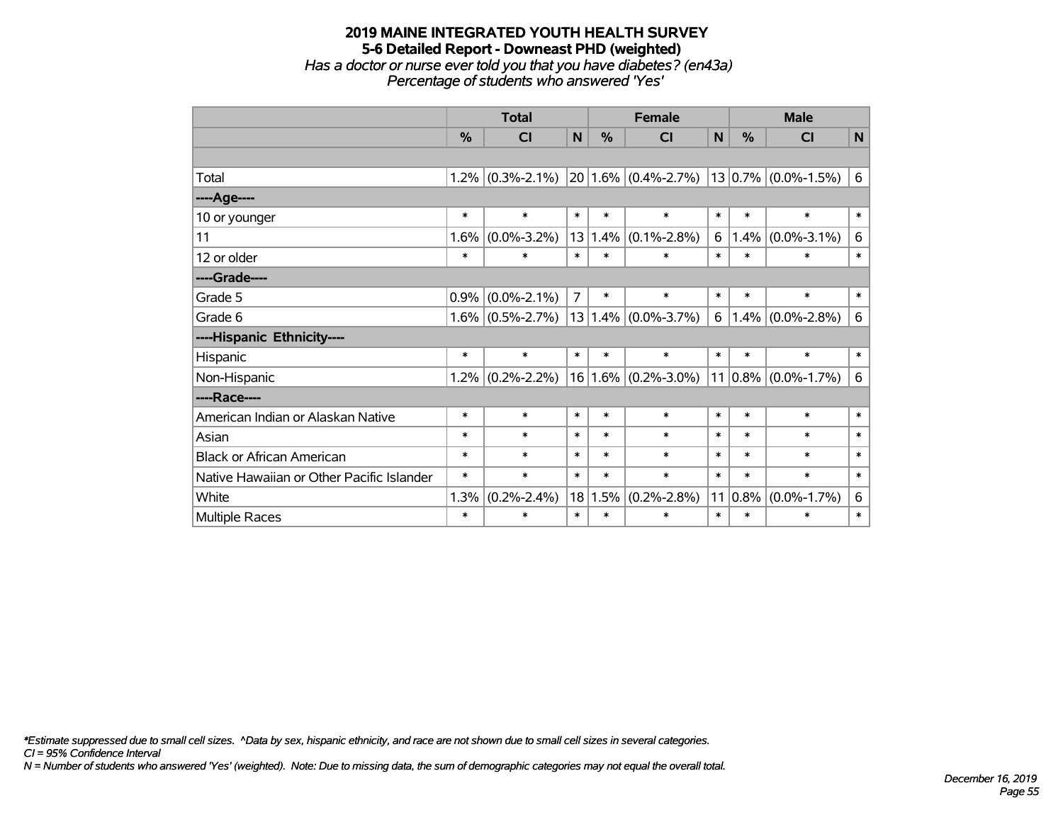**2019 MAINE INTEGRATED YOUTH HEALTH SURVEY**
**5-6 Detailed Report - Downeast PHD (weighted)**
*Has a doctor or nurse ever told you that you have diabetes? (en43a)*
*Percentage of students who answered 'Yes'*

| | Total | | | Female | | | Male | | |
|---|---|---|---|---|---|---|---|---|---|
| | % | CI | N | % | CI | N | % | CI | N |
| | | | | | | | | | |
| Total | 1.2% | (0.3%-2.1%) | 20 | 1.6% | (0.4%-2.7%) | 13 | 0.7% | (0.0%-1.5%) | 6 |
| ----Age---- | | | | | | | | | |
| 10 or younger | * | * | * | * | * | * | * | * | * |
| 11 | 1.6% | (0.0%-3.2%) | 13 | 1.4% | (0.1%-2.8%) | 6 | 1.4% | (0.0%-3.1%) | 6 |
| 12 or older | * | * | * | * | * | * | * | * | * |
| ----Grade---- | | | | | | | | | |
| Grade 5 | 0.9% | (0.0%-2.1%) | 7 | * | * | * | * | * | * |
| Grade 6 | 1.6% | (0.5%-2.7%) | 13 | 1.4% | (0.0%-3.7%) | 6 | 1.4% | (0.0%-2.8%) | 6 |
| ----Hispanic Ethnicity---- | | | | | | | | | |
| Hispanic | * | * | * | * | * | * | * | * | * |
| Non-Hispanic | 1.2% | (0.2%-2.2%) | 16 | 1.6% | (0.2%-3.0%) | 11 | 0.8% | (0.0%-1.7%) | 6 |
| ----Race---- | | | | | | | | | |
| American Indian or Alaskan Native | * | * | * | * | * | * | * | * | * |
| Asian | * | * | * | * | * | * | * | * | * |
| Black or African American | * | * | * | * | * | * | * | * | * |
| Native Hawaiian or Other Pacific Islander | * | * | * | * | * | * | * | * | * |
| White | 1.3% | (0.2%-2.4%) | 18 | 1.5% | (0.2%-2.8%) | 11 | 0.8% | (0.0%-1.7%) | 6 |
| Multiple Races | * | * | * | * | * | * | * | * | * |

*\*Estimate suppressed due to small cell sizes. ^Data by sex, hispanic ethnicity, and race are not shown due to small cell sizes in several categories.*
*CI = 95% Confidence Interval*
*N = Number of students who answered 'Yes' (weighted). Note: Due to missing data, the sum of demographic categories may not equal the overall total.*

*December 16, 2019*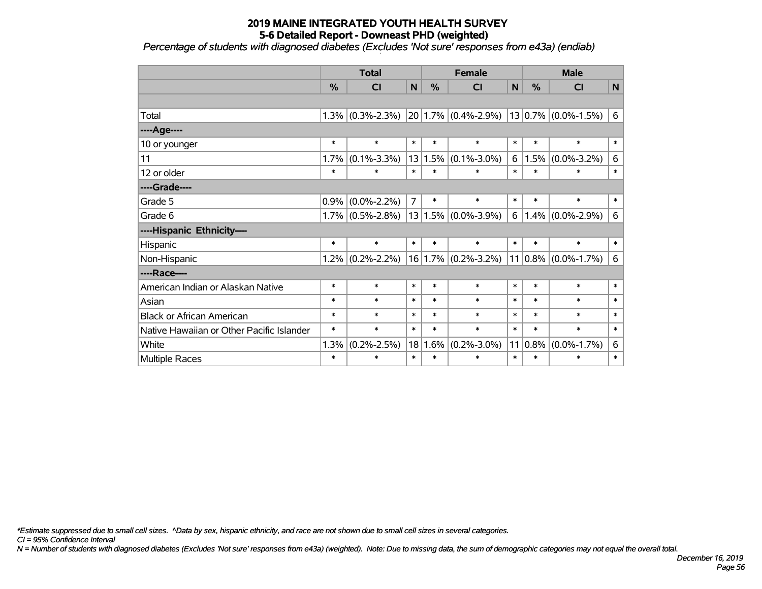# 2019 MAINE INTEGRATED YOUTH HEALTH SURVEY
## 5-6 Detailed Report - Downeast PHD (weighted)

*Percentage of students with diagnosed diabetes (Excludes 'Not sure' responses from e43a) (endiab)*

| | Total | | | Female | | | Male | | |
|---|---|---|---|---|---|---|---|---|---|
| | % | CI | N | % | CI | N | % | CI | N |
| | | | | | | | | | |
| Total | 1.3% | (0.3%-2.3%) | 20 | 1.7% | (0.4%-2.9%) | 13 | 0.7% | (0.0%-1.5%) | 6 |
| ----Age---- | | | | | | | | | |
| 10 or younger | * | * | * | * | * | * | * | * | * |
| 11 | 1.7% | (0.1%-3.3%) | 13 | 1.5% | (0.1%-3.0%) | 6 | 1.5% | (0.0%-3.2%) | 6 |
| 12 or older | * | * | * | * | * | * | * | * | * |
| ----Grade---- | | | | | | | | | |
| Grade 5 | 0.9% | (0.0%-2.2%) | 7 | * | * | * | * | * | * |
| Grade 6 | 1.7% | (0.5%-2.8%) | 13 | 1.5% | (0.0%-3.9%) | 6 | 1.4% | (0.0%-2.9%) | 6 |
| ----Hispanic Ethnicity---- | | | | | | | | | |
| Hispanic | * | * | * | * | * | * | * | * | * |
| Non-Hispanic | 1.2% | (0.2%-2.2%) | 16 | 1.7% | (0.2%-3.2%) | 11 | 0.8% | (0.0%-1.7%) | 6 |
| ----Race---- | | | | | | | | | |
| American Indian or Alaskan Native | * | * | * | * | * | * | * | * | * |
| Asian | * | * | * | * | * | * | * | * | * |
| Black or African American | * | * | * | * | * | * | * | * | * |
| Native Hawaiian or Other Pacific Islander | * | * | * | * | * | * | * | * | * |
| White | 1.3% | (0.2%-2.5%) | 18 | 1.6% | (0.2%-3.0%) | 11 | 0.8% | (0.0%-1.7%) | 6 |
| Multiple Races | * | * | * | * | * | * | * | * | * |

*\*Estimate suppressed due to small cell sizes. ^Data by sex, hispanic ethnicity, and race are not shown due to small cell sizes in several categories.*

*CI = 95% Confidence Interval*

*N = Number of students with diagnosed diabetes (Excludes 'Not sure' responses from e43a) (weighted). Note: Due to missing data, the sum of demographic categories may not equal the overall total.*

*December 16, 2019*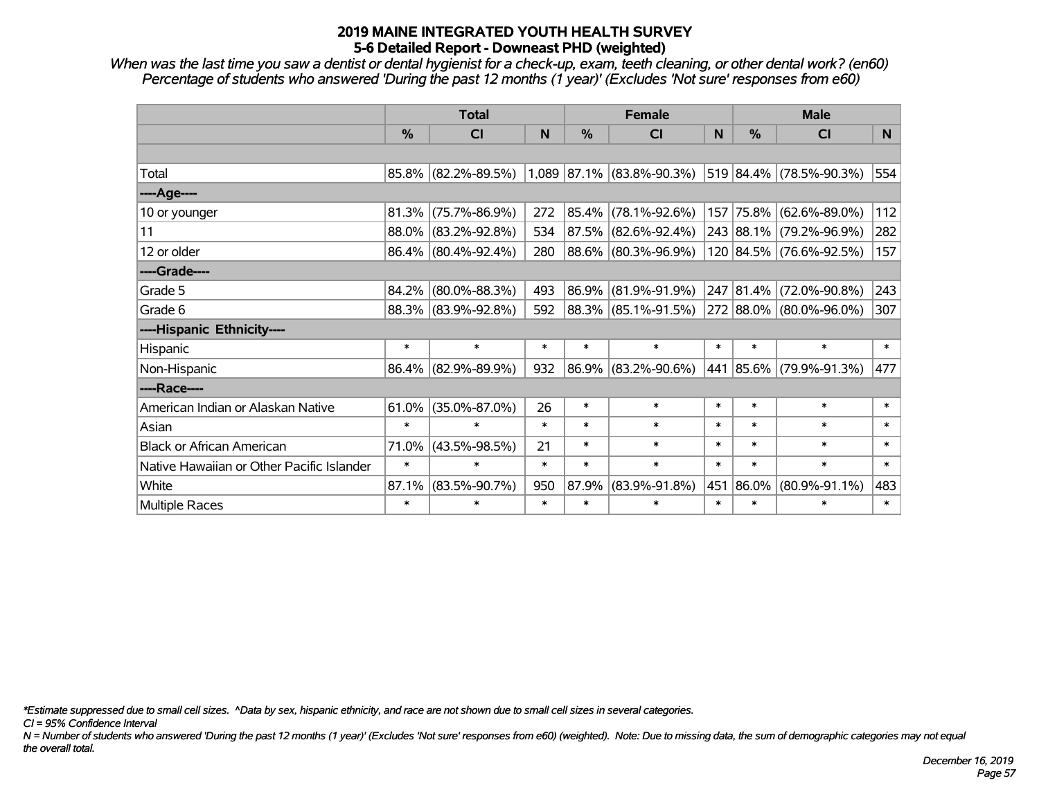# 2019 MAINE INTEGRATED YOUTH HEALTH SURVEY
## 5-6 Detailed Report - Downeast PHD (weighted)

*When was the last time you saw a dentist or dental hygienist for a check-up, exam, teeth cleaning, or other dental work? (en60)*
*Percentage of students who answered 'During the past 12 months (1 year)' (Excludes 'Not sure' responses from e60)*

| | Total | | | Female | | | Male | | |
|---|---|---|---|---|---|---|---|---|---|
| | % | CI | N | % | CI | N | % | CI | N |
| | | | | | | | | | |
| Total | 85.8% | (82.2%-89.5%) | 1,089 | 87.1% | (83.8%-90.3%) | 519 | 84.4% | (78.5%-90.3%) | 554 |
| ----Age---- | | | | | | | | | |
| 10 or younger | 81.3% | (75.7%-86.9%) | 272 | 85.4% | (78.1%-92.6%) | 157 | 75.8% | (62.6%-89.0%) | 112 |
| 11 | 88.0% | (83.2%-92.8%) | 534 | 87.5% | (82.6%-92.4%) | 243 | 88.1% | (79.2%-96.9%) | 282 |
| 12 or older | 86.4% | (80.4%-92.4%) | 280 | 88.6% | (80.3%-96.9%) | 120 | 84.5% | (76.6%-92.5%) | 157 |
| ----Grade---- | | | | | | | | | |
| Grade 5 | 84.2% | (80.0%-88.3%) | 493 | 86.9% | (81.9%-91.9%) | 247 | 81.4% | (72.0%-90.8%) | 243 |
| Grade 6 | 88.3% | (83.9%-92.8%) | 592 | 88.3% | (85.1%-91.5%) | 272 | 88.0% | (80.0%-96.0%) | 307 |
| ----Hispanic Ethnicity---- | | | | | | | | | |
| Hispanic | * | * | * | * | * | * | * | * | * |
| Non-Hispanic | 86.4% | (82.9%-89.9%) | 932 | 86.9% | (83.2%-90.6%) | 441 | 85.6% | (79.9%-91.3%) | 477 |
| ----Race---- | | | | | | | | | |
| American Indian or Alaskan Native | 61.0% | (35.0%-87.0%) | 26 | * | * | * | * | * | * |
| Asian | * | * | * | * | * | * | * | * | * |
| Black or African American | 71.0% | (43.5%-98.5%) | 21 | * | * | * | * | * | * |
| Native Hawaiian or Other Pacific Islander | * | * | * | * | * | * | * | * | * |
| White | 87.1% | (83.5%-90.7%) | 950 | 87.9% | (83.9%-91.8%) | 451 | 86.0% | (80.9%-91.1%) | 483 |
| Multiple Races | * | * | * | * | * | * | * | * | * |

*\*Estimate suppressed due to small cell sizes. ^Data by sex, hispanic ethnicity, and race are not shown due to small cell sizes in several categories.*

*CI = 95% Confidence Interval*

*N = Number of students who answered 'During the past 12 months (1 year)' (Excludes 'Not sure' responses from e60) (weighted). Note: Due to missing data, the sum of demographic categories may not equal the overall total.*

*December 16, 2019*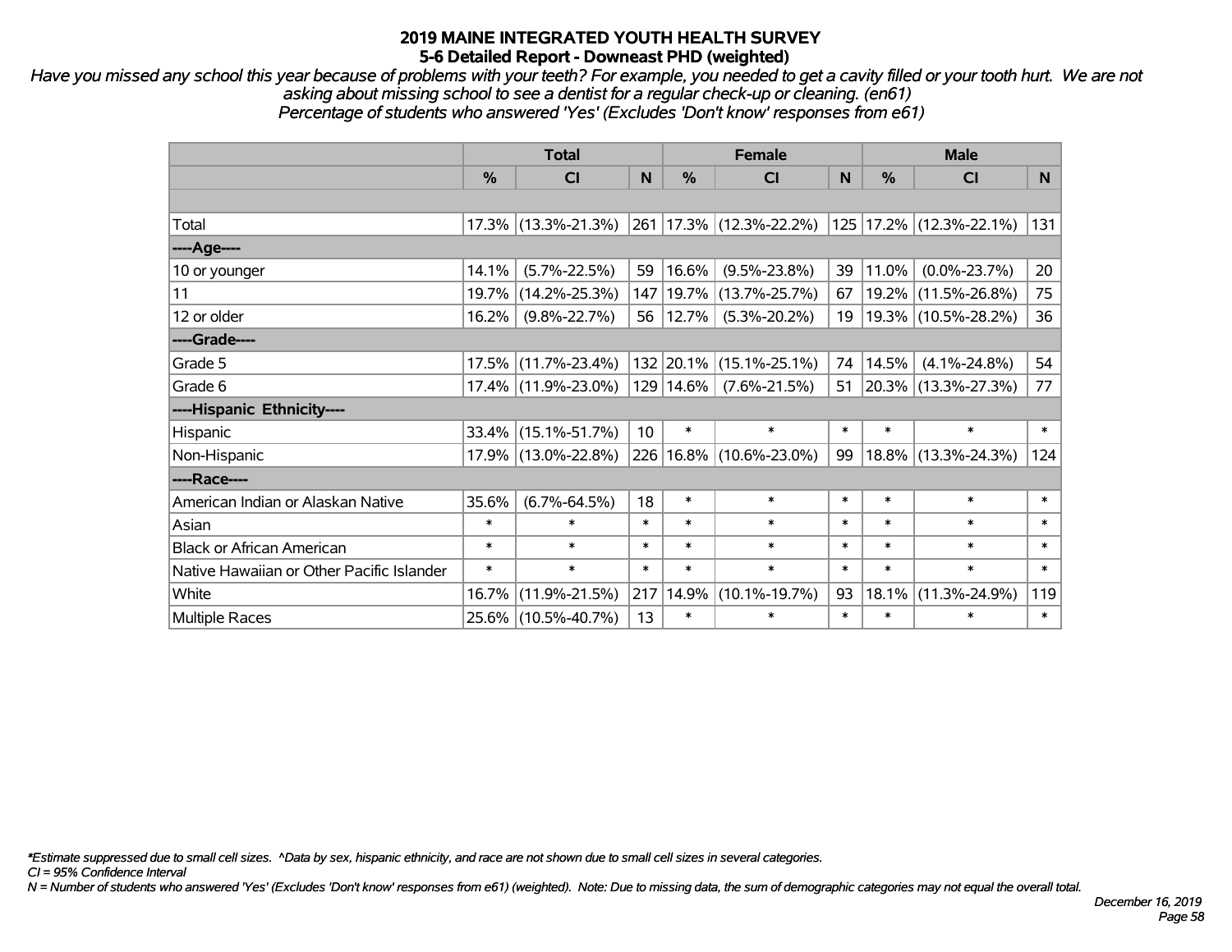# 2019 MAINE INTEGRATED YOUTH HEALTH SURVEY
## 5-6 Detailed Report - Downeast PHD (weighted)

*Have you missed any school this year because of problems with your teeth? For example, you needed to get a cavity filled or your tooth hurt. We are not asking about missing school to see a dentist for a regular check-up or cleaning. (en61)*
*Percentage of students who answered 'Yes' (Excludes 'Don't know' responses from e61)*

| | Total | | | Female | | | Male | | |
|---|---|---|---|---|---|---|---|---|---|
| | % | CI | N | % | CI | N | % | CI | N |
| Total | 17.3% | (13.3%-21.3%) | 261 | 17.3% | (12.3%-22.2%) | 125 | 17.2% | (12.3%-22.1%) | 131 |
| ----Age---- | | | | | | | | | |
| 10 or younger | 14.1% | (5.7%-22.5%) | 59 | 16.6% | (9.5%-23.8%) | 39 | 11.0% | (0.0%-23.7%) | 20 |
| 11 | 19.7% | (14.2%-25.3%) | 147 | 19.7% | (13.7%-25.7%) | 67 | 19.2% | (11.5%-26.8%) | 75 |
| 12 or older | 16.2% | (9.8%-22.7%) | 56 | 12.7% | (5.3%-20.2%) | 19 | 19.3% | (10.5%-28.2%) | 36 |
| ----Grade---- | | | | | | | | | |
| Grade 5 | 17.5% | (11.7%-23.4%) | 132 | 20.1% | (15.1%-25.1%) | 74 | 14.5% | (4.1%-24.8%) | 54 |
| Grade 6 | 17.4% | (11.9%-23.0%) | 129 | 14.6% | (7.6%-21.5%) | 51 | 20.3% | (13.3%-27.3%) | 77 |
| ----Hispanic Ethnicity---- | | | | | | | | | |
| Hispanic | 33.4% | (15.1%-51.7%) | 10 | * | * | * | * | * | * |
| Non-Hispanic | 17.9% | (13.0%-22.8%) | 226 | 16.8% | (10.6%-23.0%) | 99 | 18.8% | (13.3%-24.3%) | 124 |
| ----Race---- | | | | | | | | | |
| American Indian or Alaskan Native | 35.6% | (6.7%-64.5%) | 18 | * | * | * | * | * | * |
| Asian | * | * | * | * | * | * | * | * | * |
| Black or African American | * | * | * | * | * | * | * | * | * |
| Native Hawaiian or Other Pacific Islander | * | * | * | * | * | * | * | * | * |
| White | 16.7% | (11.9%-21.5%) | 217 | 14.9% | (10.1%-19.7%) | 93 | 18.1% | (11.3%-24.9%) | 119 |
| Multiple Races | 25.6% | (10.5%-40.7%) | 13 | * | * | * | * | * | * |

*\*Estimate suppressed due to small cell sizes. ^Data by sex, hispanic ethnicity, and race are not shown due to small cell sizes in several categories.*
*CI = 95% Confidence Interval*
*N = Number of students who answered 'Yes' (Excludes 'Don't know' responses from e61) (weighted). Note: Due to missing data, the sum of demographic categories may not equal the overall total.*

*December 16, 2019*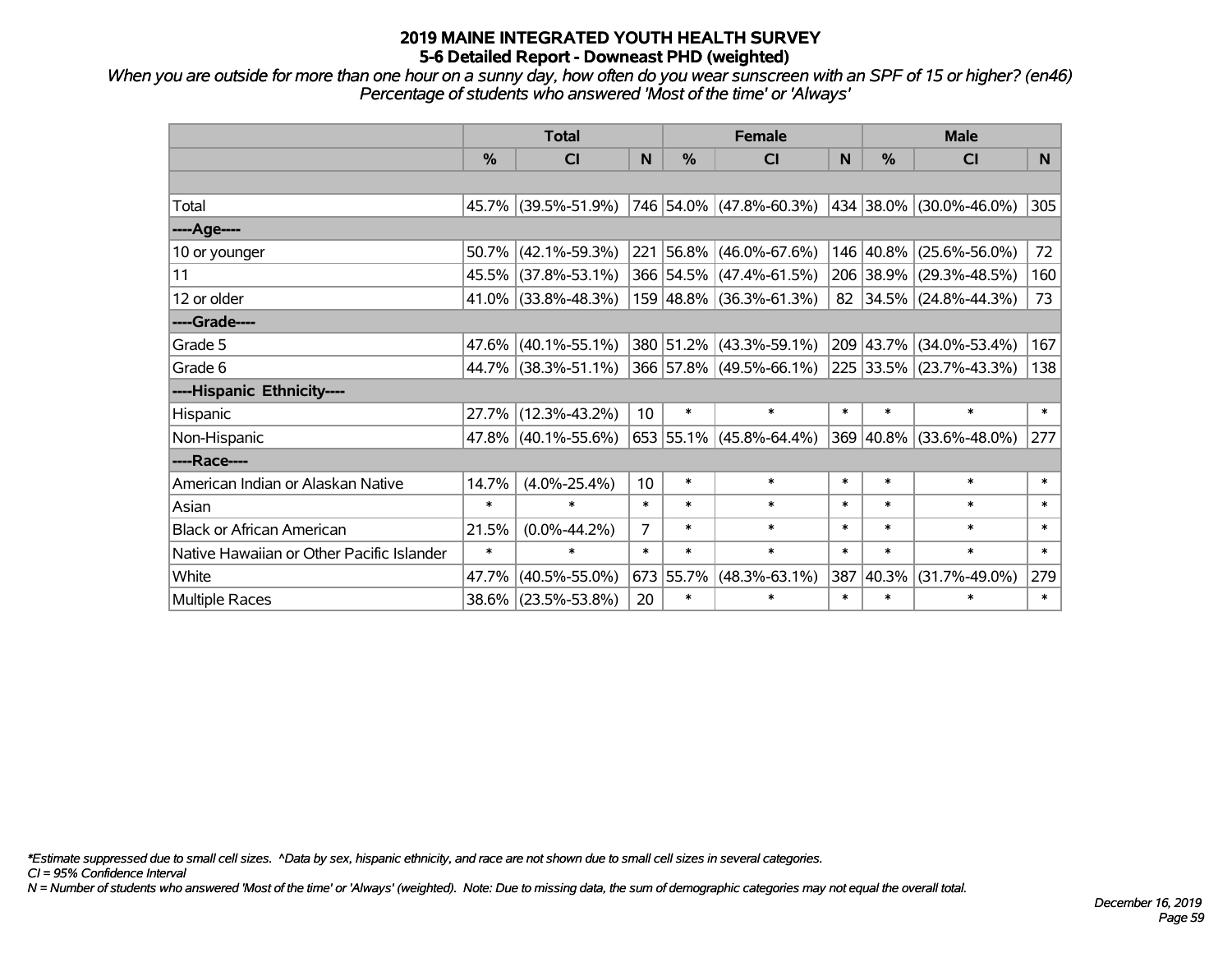# 2019 MAINE INTEGRATED YOUTH HEALTH SURVEY
## 5-6 Detailed Report - Downeast PHD (weighted)

*When you are outside for more than one hour on a sunny day, how often do you wear sunscreen with an SPF of 15 or higher? (en46)*
*Percentage of students who answered 'Most of the time' or 'Always'*

| | Total | | | Female | | | Male | | |
|---|---|---|---|---|---|---|---|---|---|
| | % | CI | N | % | CI | N | % | CI | N |
| | | | | | | | | | |
| Total | 45.7% | (39.5%-51.9%) | 746 | 54.0% | (47.8%-60.3%) | 434 | 38.0% | (30.0%-46.0%) | 305 |
| ----Age---- | | | | | | | | | |
| 10 or younger | 50.7% | (42.1%-59.3%) | 221 | 56.8% | (46.0%-67.6%) | 146 | 40.8% | (25.6%-56.0%) | 72 |
| 11 | 45.5% | (37.8%-53.1%) | 366 | 54.5% | (47.4%-61.5%) | 206 | 38.9% | (29.3%-48.5%) | 160 |
| 12 or older | 41.0% | (33.8%-48.3%) | 159 | 48.8% | (36.3%-61.3%) | 82 | 34.5% | (24.8%-44.3%) | 73 |
| ----Grade---- | | | | | | | | | |
| Grade 5 | 47.6% | (40.1%-55.1%) | 380 | 51.2% | (43.3%-59.1%) | 209 | 43.7% | (34.0%-53.4%) | 167 |
| Grade 6 | 44.7% | (38.3%-51.1%) | 366 | 57.8% | (49.5%-66.1%) | 225 | 33.5% | (23.7%-43.3%) | 138 |
| ----Hispanic Ethnicity---- | | | | | | | | | |
| Hispanic | 27.7% | (12.3%-43.2%) | 10 | * | * | * | * | * | * |
| Non-Hispanic | 47.8% | (40.1%-55.6%) | 653 | 55.1% | (45.8%-64.4%) | 369 | 40.8% | (33.6%-48.0%) | 277 |
| ----Race---- | | | | | | | | | |
| American Indian or Alaskan Native | 14.7% | (4.0%-25.4%) | 10 | * | * | * | * | * | * |
| Asian | * | * | * | * | * | * | * | * | * |
| Black or African American | 21.5% | (0.0%-44.2%) | 7 | * | * | * | * | * | * |
| Native Hawaiian or Other Pacific Islander | * | * | * | * | * | * | * | * | * |
| White | 47.7% | (40.5%-55.0%) | 673 | 55.7% | (48.3%-63.1%) | 387 | 40.3% | (31.7%-49.0%) | 279 |
| Multiple Races | 38.6% | (23.5%-53.8%) | 20 | * | * | * | * | * | * |

*\*Estimate suppressed due to small cell sizes. ^Data by sex, hispanic ethnicity, and race are not shown due to small cell sizes in several categories.*
*CI = 95% Confidence Interval*
*N = Number of students who answered 'Most of the time' or 'Always' (weighted). Note: Due to missing data, the sum of demographic categories may not equal the overall total.*

*December 16, 2019*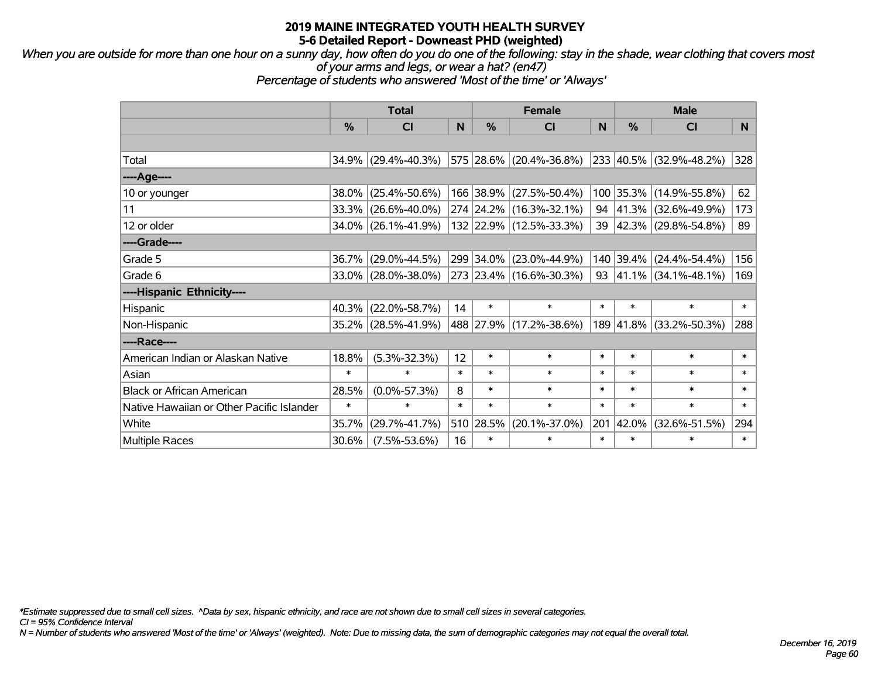# 2019 MAINE INTEGRATED YOUTH HEALTH SURVEY

## 5-6 Detailed Report - Downeast PHD (weighted)

*When you are outside for more than one hour on a sunny day, how often do you do one of the following: stay in the shade, wear clothing that covers most of your arms and legs, or wear a hat? (en47)*

*Percentage of students who answered 'Most of the time' or 'Always'*

| | Total | | | Female | | | Male | | |
|---|---|---|---|---|---|---|---|---|---|
| | % | CI | N | % | CI | N | % | CI | N |
| | | | | | | | | | |
| Total | 34.9% | (29.4%-40.3%) | 575 | 28.6% | (20.4%-36.8%) | 233 | 40.5% | (32.9%-48.2%) | 328 |
| ----Age---- | | | | | | | | | |
| 10 or younger | 38.0% | (25.4%-50.6%) | 166 | 38.9% | (27.5%-50.4%) | 100 | 35.3% | (14.9%-55.8%) | 62 |
| 11 | 33.3% | (26.6%-40.0%) | 274 | 24.2% | (16.3%-32.1%) | 94 | 41.3% | (32.6%-49.9%) | 173 |
| 12 or older | 34.0% | (26.1%-41.9%) | 132 | 22.9% | (12.5%-33.3%) | 39 | 42.3% | (29.8%-54.8%) | 89 |
| ----Grade---- | | | | | | | | | |
| Grade 5 | 36.7% | (29.0%-44.5%) | 299 | 34.0% | (23.0%-44.9%) | 140 | 39.4% | (24.4%-54.4%) | 156 |
| Grade 6 | 33.0% | (28.0%-38.0%) | 273 | 23.4% | (16.6%-30.3%) | 93 | 41.1% | (34.1%-48.1%) | 169 |
| ----Hispanic Ethnicity---- | | | | | | | | | |
| Hispanic | 40.3% | (22.0%-58.7%) | 14 | * | * | * | * | * | * |
| Non-Hispanic | 35.2% | (28.5%-41.9%) | 488 | 27.9% | (17.2%-38.6%) | 189 | 41.8% | (33.2%-50.3%) | 288 |
| ----Race---- | | | | | | | | | |
| American Indian or Alaskan Native | 18.8% | (5.3%-32.3%) | 12 | * | * | * | * | * | * |
| Asian | * | * | * | * | * | * | * | * | * |
| Black or African American | 28.5% | (0.0%-57.3%) | 8 | * | * | * | * | * | * |
| Native Hawaiian or Other Pacific Islander | * | * | * | * | * | * | * | * | * |
| White | 35.7% | (29.7%-41.7%) | 510 | 28.5% | (20.1%-37.0%) | 201 | 42.0% | (32.6%-51.5%) | 294 |
| Multiple Races | 30.6% | (7.5%-53.6%) | 16 | * | * | * | * | * | * |

*\*Estimate suppressed due to small cell sizes. ^Data by sex, hispanic ethnicity, and race are not shown due to small cell sizes in several categories.*

*CI = 95% Confidence Interval*

*N = Number of students who answered 'Most of the time' or 'Always' (weighted). Note: Due to missing data, the sum of demographic categories may not equal the overall total.*

*December 16, 2019*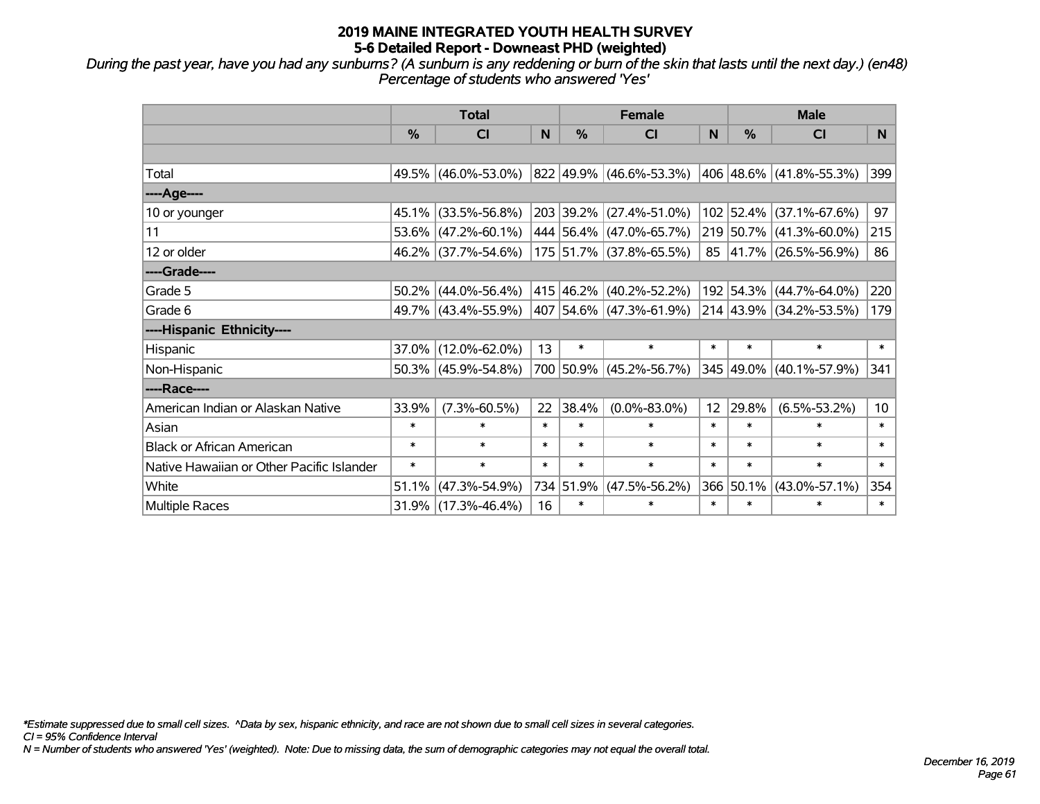# 2019 MAINE INTEGRATED YOUTH HEALTH SURVEY
## 5-6 Detailed Report - Downeast PHD (weighted)

*During the past year, have you had any sunburns? (A sunburn is any reddening or burn of the skin that lasts until the next day.) (en48)*
*Percentage of students who answered 'Yes'*

| | Total | | | Female | | | Male | | |
|---|---|---|---|---|---|---|---|---|---|
| | % | CI | N | % | CI | N | % | CI | N |
| Total | 49.5% | (46.0%-53.0%) | 822 | 49.9% | (46.6%-53.3%) | 406 | 48.6% | (41.8%-55.3%) | 399 |
| ----Age---- | | | | | | | | | |
| 10 or younger | 45.1% | (33.5%-56.8%) | 203 | 39.2% | (27.4%-51.0%) | 102 | 52.4% | (37.1%-67.6%) | 97 |
| 11 | 53.6% | (47.2%-60.1%) | 444 | 56.4% | (47.0%-65.7%) | 219 | 50.7% | (41.3%-60.0%) | 215 |
| 12 or older | 46.2% | (37.7%-54.6%) | 175 | 51.7% | (37.8%-65.5%) | 85 | 41.7% | (26.5%-56.9%) | 86 |
| ----Grade---- | | | | | | | | | |
| Grade 5 | 50.2% | (44.0%-56.4%) | 415 | 46.2% | (40.2%-52.2%) | 192 | 54.3% | (44.7%-64.0%) | 220 |
| Grade 6 | 49.7% | (43.4%-55.9%) | 407 | 54.6% | (47.3%-61.9%) | 214 | 43.9% | (34.2%-53.5%) | 179 |
| ----Hispanic Ethnicity---- | | | | | | | | | |
| Hispanic | 37.0% | (12.0%-62.0%) | 13 | * | * | * | * | * | * |
| Non-Hispanic | 50.3% | (45.9%-54.8%) | 700 | 50.9% | (45.2%-56.7%) | 345 | 49.0% | (40.1%-57.9%) | 341 |
| ----Race---- | | | | | | | | | |
| American Indian or Alaskan Native | 33.9% | (7.3%-60.5%) | 22 | 38.4% | (0.0%-83.0%) | 12 | 29.8% | (6.5%-53.2%) | 10 |
| Asian | * | * | * | * | * | * | * | * | * |
| Black or African American | * | * | * | * | * | * | * | * | * |
| Native Hawaiian or Other Pacific Islander | * | * | * | * | * | * | * | * | * |
| White | 51.1% | (47.3%-54.9%) | 734 | 51.9% | (47.5%-56.2%) | 366 | 50.1% | (43.0%-57.1%) | 354 |
| Multiple Races | 31.9% | (17.3%-46.4%) | 16 | * | * | * | * | * | * |

*\*Estimate suppressed due to small cell sizes. ^Data by sex, hispanic ethnicity, and race are not shown due to small cell sizes in several categories.*
*CI = 95% Confidence Interval*
*N = Number of students who answered 'Yes' (weighted). Note: Due to missing data, the sum of demographic categories may not equal the overall total.*

*December 16, 2019*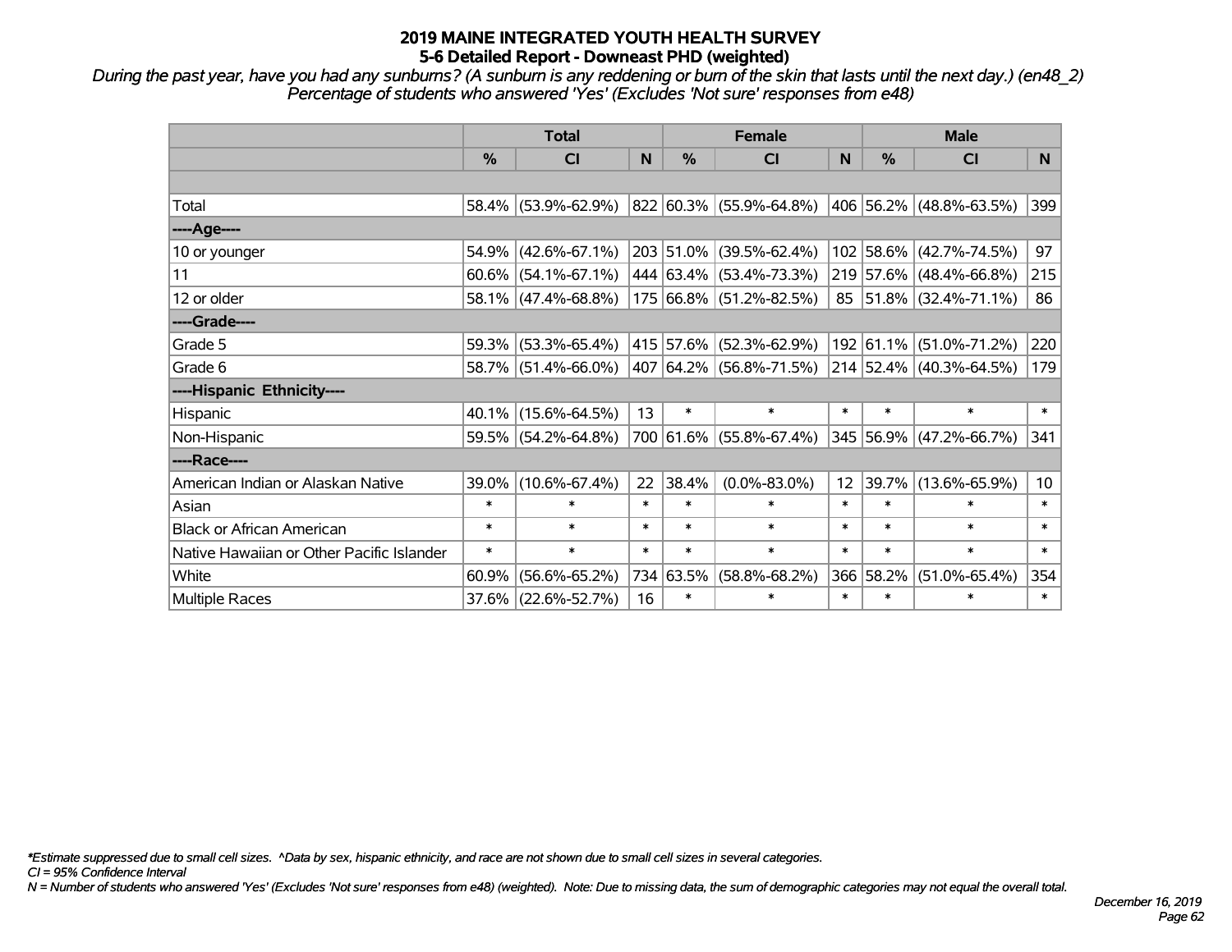# 2019 MAINE INTEGRATED YOUTH HEALTH SURVEY
## 5-6 Detailed Report - Downeast PHD (weighted)

*During the past year, have you had any sunburns? (A sunburn is any reddening or burn of the skin that lasts until the next day.) (en48_2) Percentage of students who answered 'Yes' (Excludes 'Not sure' responses from e48)*

| | Total | | | Female | | | Male | | |
|---|---|---|---|---|---|---|---|---|---|
| | % | CI | N | % | CI | N | % | CI | N |
| Total | 58.4% | (53.9%-62.9%) | 822 | 60.3% | (55.9%-64.8%) | 406 | 56.2% | (48.8%-63.5%) | 399 |
| ----Age---- | | | | | | | | | |
| 10 or younger | 54.9% | (42.6%-67.1%) | 203 | 51.0% | (39.5%-62.4%) | 102 | 58.6% | (42.7%-74.5%) | 97 |
| 11 | 60.6% | (54.1%-67.1%) | 444 | 63.4% | (53.4%-73.3%) | 219 | 57.6% | (48.4%-66.8%) | 215 |
| 12 or older | 58.1% | (47.4%-68.8%) | 175 | 66.8% | (51.2%-82.5%) | 85 | 51.8% | (32.4%-71.1%) | 86 |
| ----Grade---- | | | | | | | | | |
| Grade 5 | 59.3% | (53.3%-65.4%) | 415 | 57.6% | (52.3%-62.9%) | 192 | 61.1% | (51.0%-71.2%) | 220 |
| Grade 6 | 58.7% | (51.4%-66.0%) | 407 | 64.2% | (56.8%-71.5%) | 214 | 52.4% | (40.3%-64.5%) | 179 |
| ----Hispanic Ethnicity---- | | | | | | | | | |
| Hispanic | 40.1% | (15.6%-64.5%) | 13 | * | * | * | * | * | * |
| Non-Hispanic | 59.5% | (54.2%-64.8%) | 700 | 61.6% | (55.8%-67.4%) | 345 | 56.9% | (47.2%-66.7%) | 341 |
| ----Race---- | | | | | | | | | |
| American Indian or Alaskan Native | 39.0% | (10.6%-67.4%) | 22 | 38.4% | (0.0%-83.0%) | 12 | 39.7% | (13.6%-65.9%) | 10 |
| Asian | * | * | * | * | * | * | * | * | * |
| Black or African American | * | * | * | * | * | * | * | * | * |
| Native Hawaiian or Other Pacific Islander | * | * | * | * | * | * | * | * | * |
| White | 60.9% | (56.6%-65.2%) | 734 | 63.5% | (58.8%-68.2%) | 366 | 58.2% | (51.0%-65.4%) | 354 |
| Multiple Races | 37.6% | (22.6%-52.7%) | 16 | * | * | * | * | * | * |

*\*Estimate suppressed due to small cell sizes. ^Data by sex, hispanic ethnicity, and race are not shown due to small cell sizes in several categories.*
*CI = 95% Confidence Interval*
*N = Number of students who answered 'Yes' (Excludes 'Not sure' responses from e48) (weighted). Note: Due to missing data, the sum of demographic categories may not equal the overall total.*

*December 16, 2019*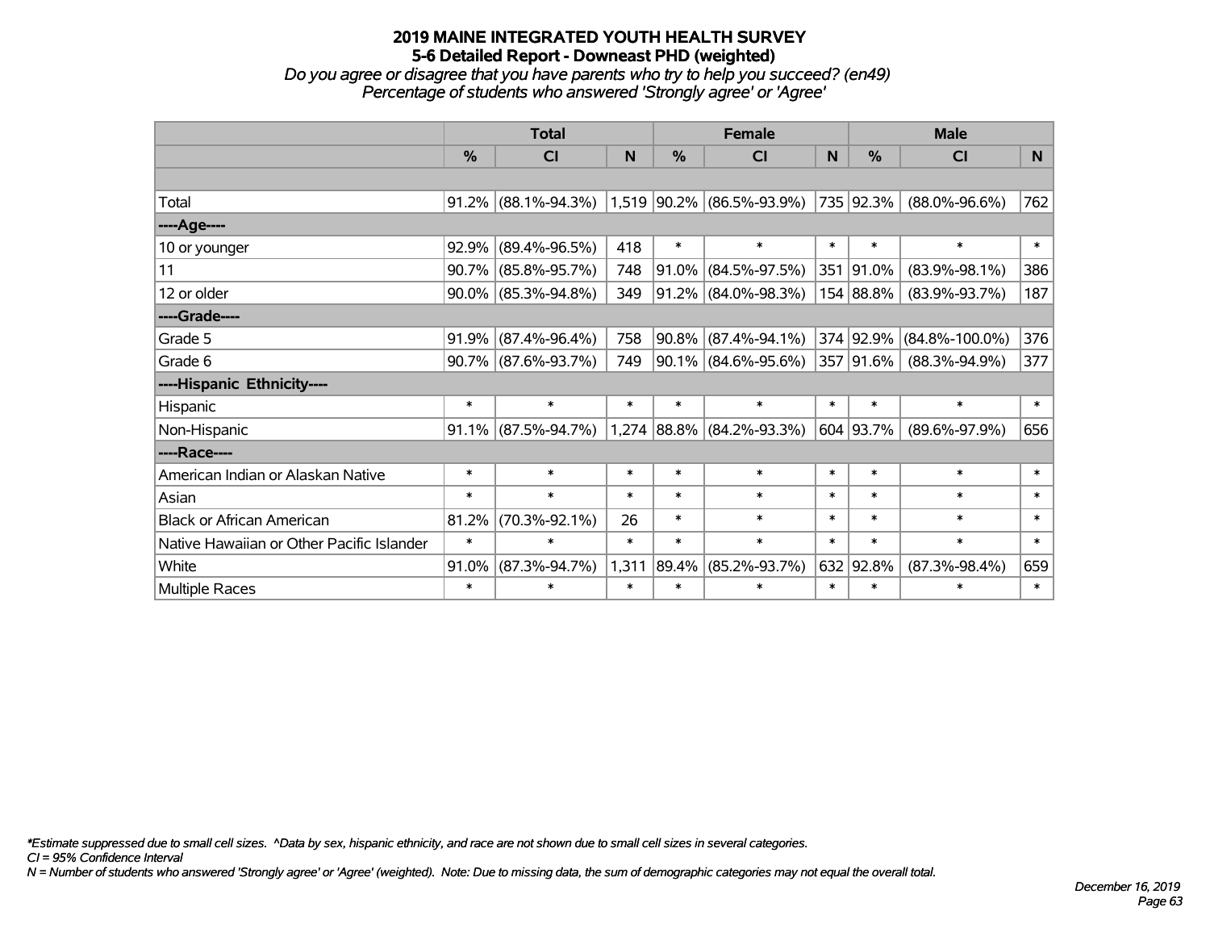# 2019 MAINE INTEGRATED YOUTH HEALTH SURVEY

## 5-6 Detailed Report - Downeast PHD (weighted)

*Do you agree or disagree that you have parents who try to help you succeed? (en49)*

*Percentage of students who answered 'Strongly agree' or 'Agree'*

| | Total | | | Female | | | Male | | |
|---|---|---|---|---|---|---|---|---|---|
| | % | CI | N | % | CI | N | % | CI | N |
| | | | | | | | | | |
| Total | 91.2% | (88.1%-94.3%) | 1,519 | 90.2% | (86.5%-93.9%) | 735 | 92.3% | (88.0%-96.6%) | 762 |
| ----Age---- | | | | | | | | | |
| 10 or younger | 92.9% | (89.4%-96.5%) | 418 | * | * | * | * | * | * |
| 11 | 90.7% | (85.8%-95.7%) | 748 | 91.0% | (84.5%-97.5%) | 351 | 91.0% | (83.9%-98.1%) | 386 |
| 12 or older | 90.0% | (85.3%-94.8%) | 349 | 91.2% | (84.0%-98.3%) | 154 | 88.8% | (83.9%-93.7%) | 187 |
| ----Grade---- | | | | | | | | | |
| Grade 5 | 91.9% | (87.4%-96.4%) | 758 | 90.8% | (87.4%-94.1%) | 374 | 92.9% | (84.8%-100.0%) | 376 |
| Grade 6 | 90.7% | (87.6%-93.7%) | 749 | 90.1% | (84.6%-95.6%) | 357 | 91.6% | (88.3%-94.9%) | 377 |
| ----Hispanic Ethnicity---- | | | | | | | | | |
| Hispanic | * | * | * | * | * | * | * | * | * |
| Non-Hispanic | 91.1% | (87.5%-94.7%) | 1,274 | 88.8% | (84.2%-93.3%) | 604 | 93.7% | (89.6%-97.9%) | 656 |
| ----Race---- | | | | | | | | | |
| American Indian or Alaskan Native | * | * | * | * | * | * | * | * | * |
| Asian | * | * | * | * | * | * | * | * | * |
| Black or African American | 81.2% | (70.3%-92.1%) | 26 | * | * | * | * | * | * |
| Native Hawaiian or Other Pacific Islander | * | * | * | * | * | * | * | * | * |
| White | 91.0% | (87.3%-94.7%) | 1,311 | 89.4% | (85.2%-93.7%) | 632 | 92.8% | (87.3%-98.4%) | 659 |
| Multiple Races | * | * | * | * | * | * | * | * | * |

*Estimate suppressed due to small cell sizes. ^Data by sex, hispanic ethnicity, and race are not shown due to small cell sizes in several categories.

CI = 95% Confidence Interval

N = Number of students who answered 'Strongly agree' or 'Agree' (weighted). Note: Due to missing data, the sum of demographic categories may not equal the overall total.

December 16, 2019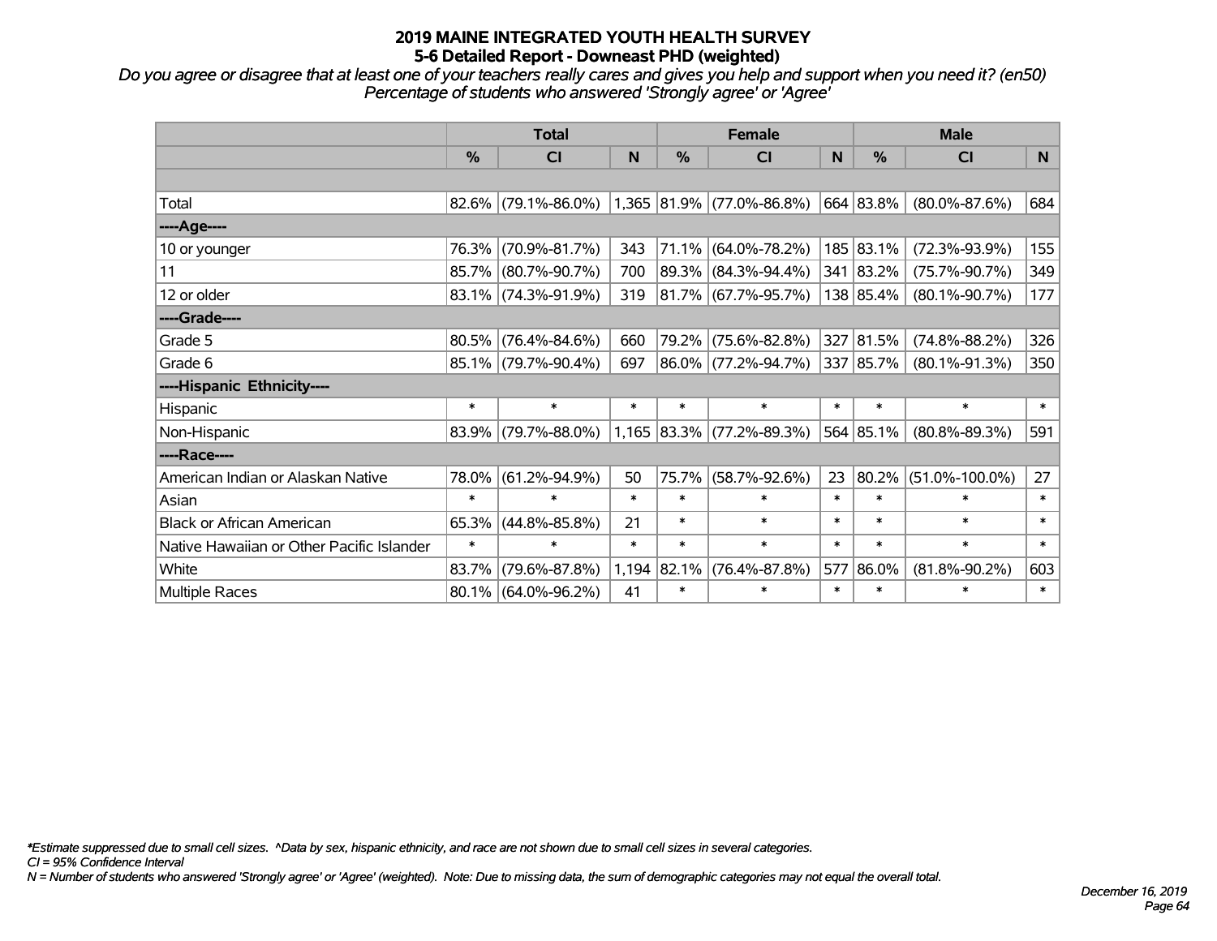# 2019 MAINE INTEGRATED YOUTH HEALTH SURVEY
## 5-6 Detailed Report - Downeast PHD (weighted)

*Do you agree or disagree that at least one of your teachers really cares and gives you help and support when you need it? (en50) Percentage of students who answered 'Strongly agree' or 'Agree'*

| | Total | | | Female | | | Male | | |
|---|---|---|---|---|---|---|---|---|---|
| | % | CI | N | % | CI | N | % | CI | N |
| | | | | | | | | | |
| Total | 82.6% | (79.1%-86.0%) | 1,365 | 81.9% | (77.0%-86.8%) | 664 | 83.8% | (80.0%-87.6%) | 684 |
| ----Age---- | | | | | | | | | |
| 10 or younger | 76.3% | (70.9%-81.7%) | 343 | 71.1% | (64.0%-78.2%) | 185 | 83.1% | (72.3%-93.9%) | 155 |
| 11 | 85.7% | (80.7%-90.7%) | 700 | 89.3% | (84.3%-94.4%) | 341 | 83.2% | (75.7%-90.7%) | 349 |
| 12 or older | 83.1% | (74.3%-91.9%) | 319 | 81.7% | (67.7%-95.7%) | 138 | 85.4% | (80.1%-90.7%) | 177 |
| ----Grade---- | | | | | | | | | |
| Grade 5 | 80.5% | (76.4%-84.6%) | 660 | 79.2% | (75.6%-82.8%) | 327 | 81.5% | (74.8%-88.2%) | 326 |
| Grade 6 | 85.1% | (79.7%-90.4%) | 697 | 86.0% | (77.2%-94.7%) | 337 | 85.7% | (80.1%-91.3%) | 350 |
| ----Hispanic Ethnicity---- | | | | | | | | | |
| Hispanic | * | * | * | * | * | * | * | * | * |
| Non-Hispanic | 83.9% | (79.7%-88.0%) | 1,165 | 83.3% | (77.2%-89.3%) | 564 | 85.1% | (80.8%-89.3%) | 591 |
| ----Race---- | | | | | | | | | |
| American Indian or Alaskan Native | 78.0% | (61.2%-94.9%) | 50 | 75.7% | (58.7%-92.6%) | 23 | 80.2% | (51.0%-100.0%) | 27 |
| Asian | * | * | * | * | * | * | * | * | * |
| Black or African American | 65.3% | (44.8%-85.8%) | 21 | * | * | * | * | * | * |
| Native Hawaiian or Other Pacific Islander | * | * | * | * | * | * | * | * | * |
| White | 83.7% | (79.6%-87.8%) | 1,194 | 82.1% | (76.4%-87.8%) | 577 | 86.0% | (81.8%-90.2%) | 603 |
| Multiple Races | 80.1% | (64.0%-96.2%) | 41 | * | * | * | * | * | * |

*\*Estimate suppressed due to small cell sizes. ^Data by sex, hispanic ethnicity, and race are not shown due to small cell sizes in several categories.*

*CI = 95% Confidence Interval*

*N = Number of students who answered 'Strongly agree' or 'Agree' (weighted). Note: Due to missing data, the sum of demographic categories may not equal the overall total.*

*December 16, 2019*